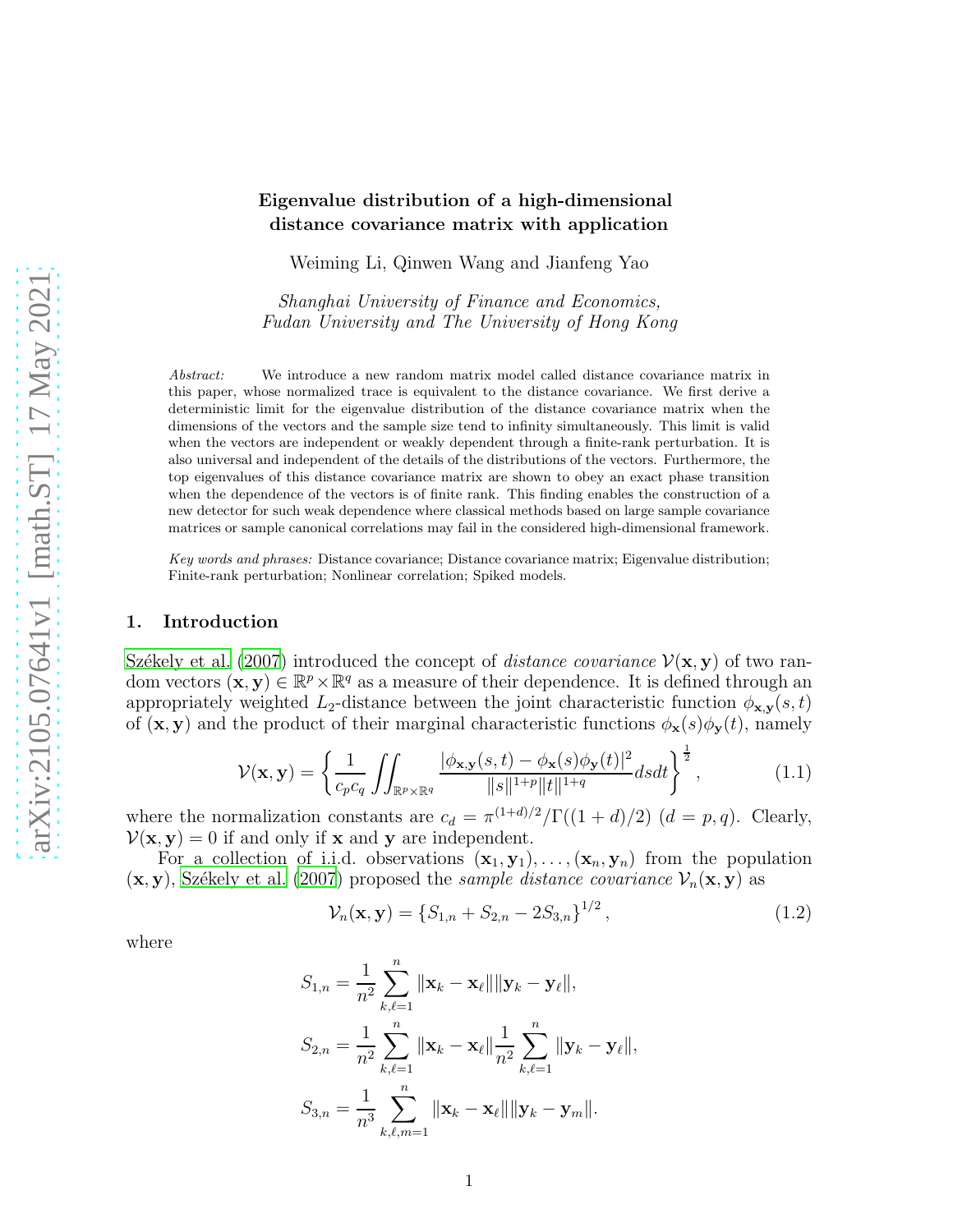# Eigenvalue distribution of a high-dimensional distance covariance matrix with application

Weiming Li, Qinwen Wang and Jianfeng Yao

*Shanghai University of Finance and Economics, Fudan University and The University of Hong Kong*

*Abstract:* We introduce a new random matrix model called distance covariance matrix in this paper, whose normalized trace is equivalent to the distance covariance. We first derive a deterministic limit for the eigenvalue distribution of the distance covariance matrix when the dimensions of the vectors and the sample size tend to infinity simultaneously. This limit is valid when the vectors are independent or weakly dependent through a finite-rank perturbation. It is also universal and independent of the details of the distributions of the vectors. Furthermore, the top eigenvalues of this distance covariance matrix are shown to obey an exact phase transition when the dependence of the vectors is of finite rank. This finding enables the construction of a new detector for such weak dependence where classical methods based on large sample covariance matrices or sample canonical correlations may fail in the considered high-dimensional framework.

*Key words and phrases:* Distance covariance; Distance covariance matrix; Eigenvalue distribution; Finite-rank perturbation; Nonlinear correlation; Spiked models.

## 1. Introduction

Székely et al. (2007) introduced the concept of *distance covariance* $\mathcal{V}(\mathbf{x},\mathbf{y})$ of two random vectors $(\mathbf{x},\mathbf{y}) \in \mathbb{R}^p \times \mathbb{R}^q$ as a measure of their dependence. It is defined through an appropriately weighted $L_2$-distance between the joint characteristic function $\phi_{\mathbf{x},\mathbf{y}}(s,t)$ of $(\mathbf{x},\mathbf{y})$ and the product of their marginal characteristic functions $\phi_{\mathbf{x}}(s)\phi_{\mathbf{y}}(t)$, namely

$$\mathcal{V}(\mathbf{x},\mathbf{y}) = \left\{ \frac{1}{c_p c_q} \iint_{\mathbb{R}^p \times \mathbb{R}^q} \frac{|\phi_{\mathbf{x},\mathbf{y}}(s,t) - \phi_{\mathbf{x}}(s)\phi_{\mathbf{y}}(t)|^2}{\|s\|^{1+p}\|t\|^{1+q}} ds dt \right\}^{\frac{1}{2}}, \tag{1.1}$$

where the normalization constants are $c_d = \pi^{(1+d)/2}/\Gamma((1+d)/2)$ $(d = p, q)$. Clearly, $\mathcal{V}(\mathbf{x},\mathbf{y}) = 0$ if and only if $\mathbf{x}$ and $\mathbf{y}$ are independent.

For a collection of i.i.d. observations $(\mathbf{x}_1,\mathbf{y}_1), \ldots, (\mathbf{x}_n,\mathbf{y}_n)$ from the population $(\mathbf{x},\mathbf{y})$, Székely et al. (2007) proposed the *sample distance covariance* $\mathcal{V}_n(\mathbf{x},\mathbf{y})$ as

$$\mathcal{V}_n(\mathbf{x},\mathbf{y}) = \{S_{1,n} + S_{2,n} - 2S_{3,n}\}^{1/2}, \tag{1.2}$$

where

$$S_{1,n} = \frac{1}{n^2} \sum_{k,\ell=1}^{n} \|\mathbf{x}_k - \mathbf{x}_\ell\| \|\mathbf{y}_k - \mathbf{y}_\ell\|,$$

$$S_{2,n} = \frac{1}{n^2} \sum_{k,\ell=1}^{n} \|\mathbf{x}_k - \mathbf{x}_\ell\| \frac{1}{n^2} \sum_{k,\ell=1}^{n} \|\mathbf{y}_k - \mathbf{y}_\ell\|,$$

$$S_{3,n} = \frac{1}{n^3} \sum_{k,\ell,m=1}^{n} \|\mathbf{x}_k - \mathbf{x}_\ell\| \|\mathbf{y}_k - \mathbf{y}_m\|.$$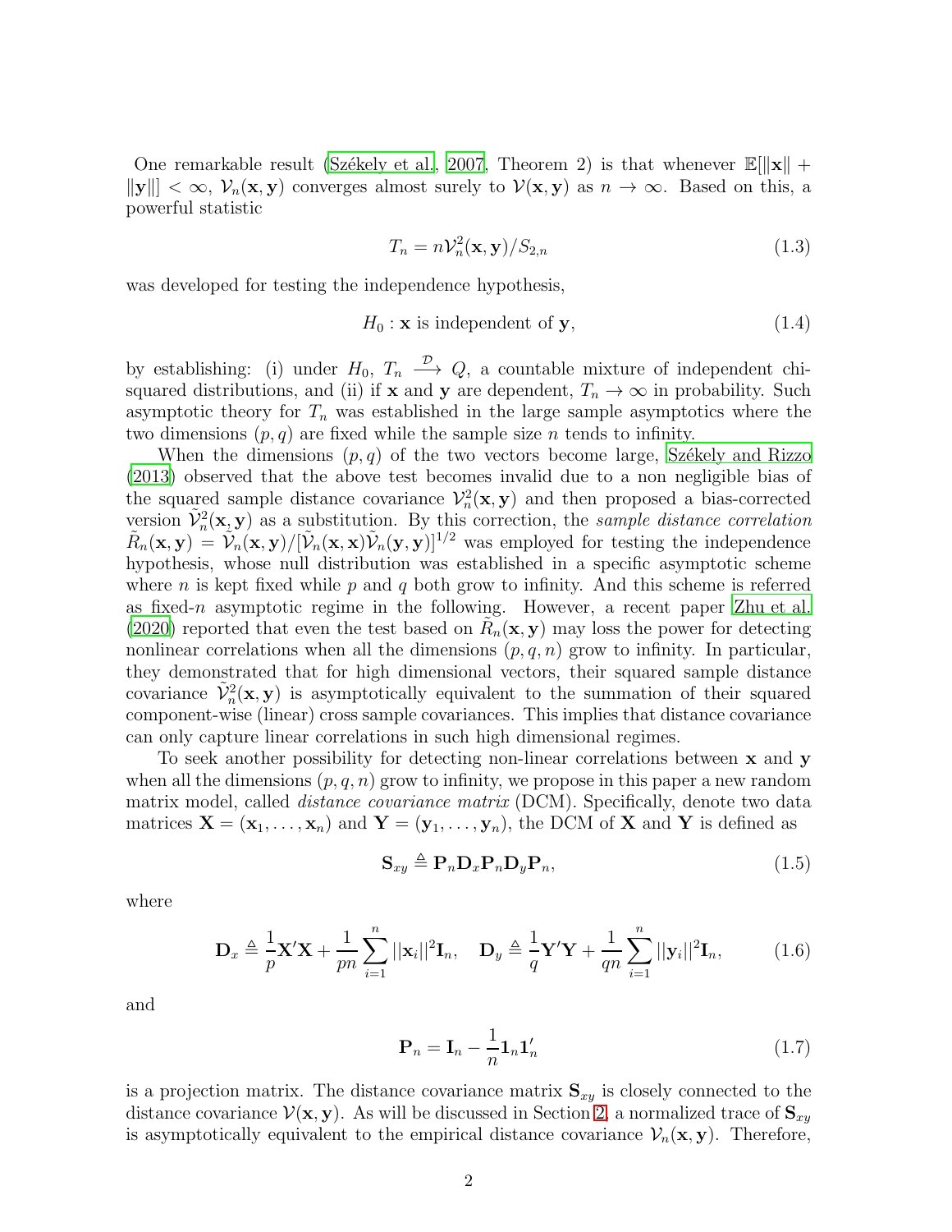One remarkable result (Székely et al., 2007, Theorem 2) is that whenever $\mathbb{E}[\|\mathbf{x}\| + \|\mathbf{y}\|] < \infty$, $\mathcal{V}_n(\mathbf{x}, \mathbf{y})$ converges almost surely to $\mathcal{V}(\mathbf{x}, \mathbf{y})$ as $n \to \infty$. Based on this, a powerful statistic

$$T_n = n\mathcal{V}_n^2(\mathbf{x}, \mathbf{y})/S_{2,n} \tag{1.3}$$

was developed for testing the independence hypothesis,

$$H_0 : \mathbf{x} \text{ is independent of } \mathbf{y}, \tag{1.4}$$

by establishing: (i) under $H_0$, $T_n \xrightarrow{\mathcal{D}} Q$, a countable mixture of independent chi-squared distributions, and (ii) if $\mathbf{x}$ and $\mathbf{y}$ are dependent, $T_n \to \infty$ in probability. Such asymptotic theory for $T_n$ was established in the large sample asymptotics where the two dimensions $(p, q)$ are fixed while the sample size $n$ tends to infinity.

When the dimensions $(p, q)$ of the two vectors become large, Székely and Rizzo (2013) observed that the above test becomes invalid due to a non negligible bias of the squared sample distance covariance $\mathcal{V}_n^2(\mathbf{x}, \mathbf{y})$ and then proposed a bias-corrected version $\tilde{\mathcal{V}}_n^2(\mathbf{x}, \mathbf{y})$ as a substitution. By this correction, the *sample distance correlation* $\tilde{R}_n(\mathbf{x}, \mathbf{y}) = \tilde{\mathcal{V}}_n(\mathbf{x}, \mathbf{y})/[\tilde{\mathcal{V}}_n(\mathbf{x}, \mathbf{x})\tilde{\mathcal{V}}_n(\mathbf{y}, \mathbf{y})]^{1/2}$ was employed for testing the independence hypothesis, whose null distribution was established in a specific asymptotic scheme where $n$ is kept fixed while $p$ and $q$ both grow to infinity. And this scheme is referred as fixed-$n$ asymptotic regime in the following. However, a recent paper Zhu et al. (2020) reported that even the test based on $\tilde{R}_n(\mathbf{x}, \mathbf{y})$ may loss the power for detecting nonlinear correlations when all the dimensions $(p, q, n)$ grow to infinity. In particular, they demonstrated that for high dimensional vectors, their squared sample distance covariance $\tilde{\mathcal{V}}_n^2(\mathbf{x}, \mathbf{y})$ is asymptotically equivalent to the summation of their squared component-wise (linear) cross sample covariances. This implies that distance covariance can only capture linear correlations in such high dimensional regimes.

To seek another possibility for detecting non-linear correlations between $\mathbf{x}$ and $\mathbf{y}$ when all the dimensions $(p, q, n)$ grow to infinity, we propose in this paper a new random matrix model, called *distance covariance matrix* (DCM). Specifically, denote two data matrices $\mathbf{X} = (\mathbf{x}_1, \ldots, \mathbf{x}_n)$ and $\mathbf{Y} = (\mathbf{y}_1, \ldots, \mathbf{y}_n)$, the DCM of $\mathbf{X}$ and $\mathbf{Y}$ is defined as

$$\mathbf{S}_{xy} \triangleq \mathbf{P}_n \mathbf{D}_x \mathbf{P}_n \mathbf{D}_y \mathbf{P}_n, \tag{1.5}$$

where

$$\mathbf{D}_x \triangleq \frac{1}{p}\mathbf{X}'\mathbf{X} + \frac{1}{pn}\sum_{i=1}^{n} ||\mathbf{x}_i||^2 \mathbf{I}_n, \quad \mathbf{D}_y \triangleq \frac{1}{q}\mathbf{Y}'\mathbf{Y} + \frac{1}{qn}\sum_{i=1}^{n} ||\mathbf{y}_i||^2 \mathbf{I}_n, \tag{1.6}$$

and

$$\mathbf{P}_n = \mathbf{I}_n - \frac{1}{n}\mathbf{1}_n\mathbf{1}_n' \tag{1.7}$$

is a projection matrix. The distance covariance matrix $\mathbf{S}_{xy}$ is closely connected to the distance covariance $\mathcal{V}(\mathbf{x}, \mathbf{y})$. As will be discussed in Section 2, a normalized trace of $\mathbf{S}_{xy}$ is asymptotically equivalent to the empirical distance covariance $\mathcal{V}_n(\mathbf{x}, \mathbf{y})$. Therefore,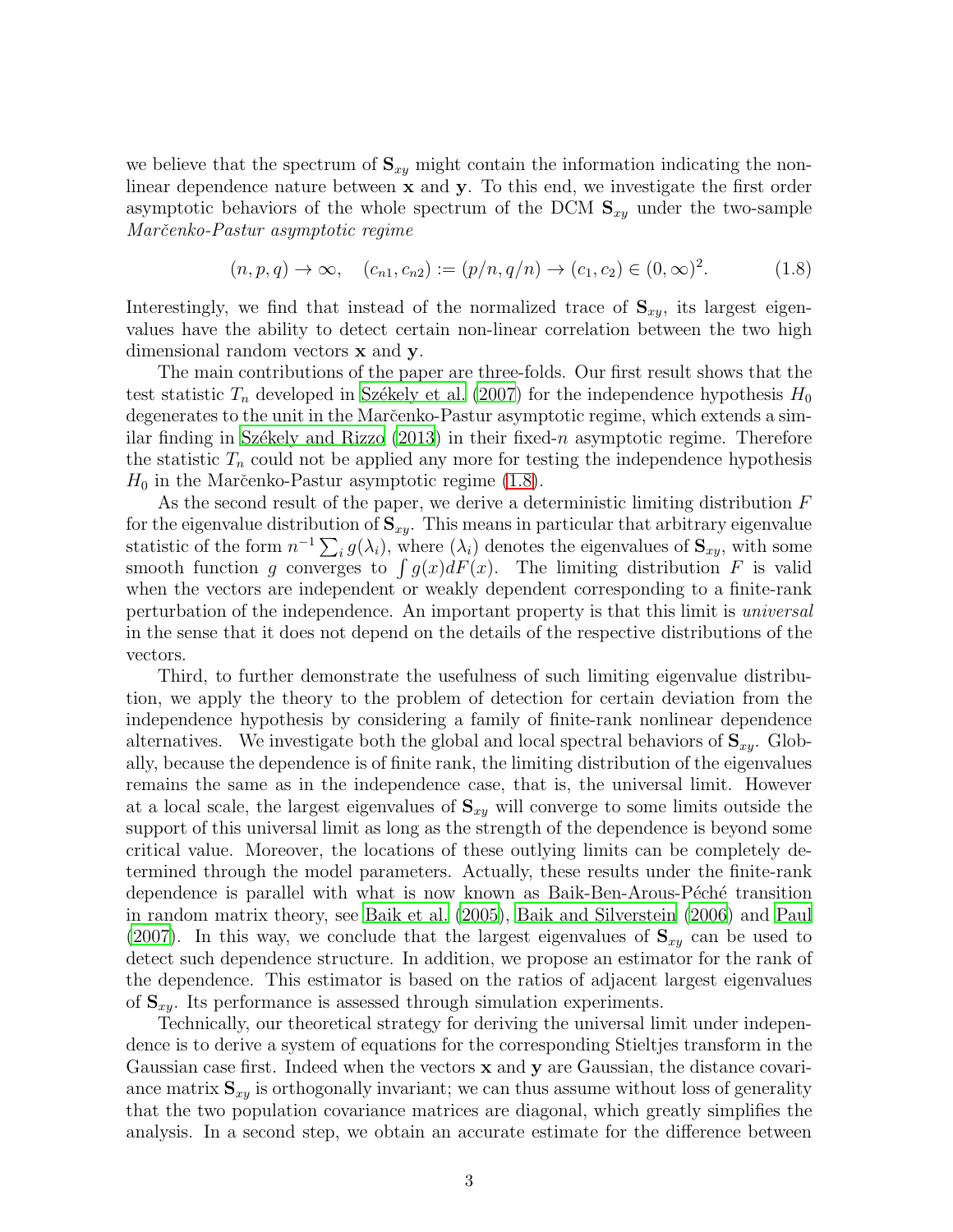we believe that the spectrum of $\mathbf{S}_{xy}$ might contain the information indicating the non-linear dependence nature between $\mathbf{x}$ and $\mathbf{y}$. To this end, we investigate the first order asymptotic behaviors of the whole spectrum of the DCM $\mathbf{S}_{xy}$ under the two-sample *Marčenko-Pastur asymptotic regime*

$$(n, p, q) \to \infty, \quad (c_{n1}, c_{n2}) := (p/n, q/n) \to (c_1, c_2) \in (0, \infty)^2. \tag{1.8}$$

Interestingly, we find that instead of the normalized trace of $\mathbf{S}_{xy}$, its largest eigenvalues have the ability to detect certain non-linear correlation between the two high dimensional random vectors $\mathbf{x}$ and $\mathbf{y}$.

The main contributions of the paper are three-folds. Our first result shows that the test statistic $T_n$ developed in Székely et al. (2007) for the independence hypothesis $H_0$ degenerates to the unit in the Marčenko-Pastur asymptotic regime, which extends a similar finding in Székely and Rizzo (2013) in their fixed-$n$ asymptotic regime. Therefore the statistic $T_n$ could not be applied any more for testing the independence hypothesis $H_0$ in the Marčenko-Pastur asymptotic regime (1.8).

As the second result of the paper, we derive a deterministic limiting distribution $F$ for the eigenvalue distribution of $\mathbf{S}_{xy}$. This means in particular that arbitrary eigenvalue statistic of the form $n^{-1}\sum_i g(\lambda_i)$, where $(\lambda_i)$ denotes the eigenvalues of $\mathbf{S}_{xy}$, with some smooth function $g$ converges to $\int g(x)dF(x)$. The limiting distribution $F$ is valid when the vectors are independent or weakly dependent corresponding to a finite-rank perturbation of the independence. An important property is that this limit is *universal* in the sense that it does not depend on the details of the respective distributions of the vectors.

Third, to further demonstrate the usefulness of such limiting eigenvalue distribution, we apply the theory to the problem of detection for certain deviation from the independence hypothesis by considering a family of finite-rank nonlinear dependence alternatives. We investigate both the global and local spectral behaviors of $\mathbf{S}_{xy}$. Globally, because the dependence is of finite rank, the limiting distribution of the eigenvalues remains the same as in the independence case, that is, the universal limit. However at a local scale, the largest eigenvalues of $\mathbf{S}_{xy}$ will converge to some limits outside the support of this universal limit as long as the strength of the dependence is beyond some critical value. Moreover, the locations of these outlying limits can be completely determined through the model parameters. Actually, these results under the finite-rank dependence is parallel with what is now known as Baik-Ben-Arous-Péché transition in random matrix theory, see Baik et al. (2005), Baik and Silverstein (2006) and Paul (2007). In this way, we conclude that the largest eigenvalues of $\mathbf{S}_{xy}$ can be used to detect such dependence structure. In addition, we propose an estimator for the rank of the dependence. This estimator is based on the ratios of adjacent largest eigenvalues of $\mathbf{S}_{xy}$. Its performance is assessed through simulation experiments.

Technically, our theoretical strategy for deriving the universal limit under independence is to derive a system of equations for the corresponding Stieltjes transform in the Gaussian case first. Indeed when the vectors $\mathbf{x}$ and $\mathbf{y}$ are Gaussian, the distance covariance matrix $\mathbf{S}_{xy}$ is orthogonally invariant; we can thus assume without loss of generality that the two population covariance matrices are diagonal, which greatly simplifies the analysis. In a second step, we obtain an accurate estimate for the difference between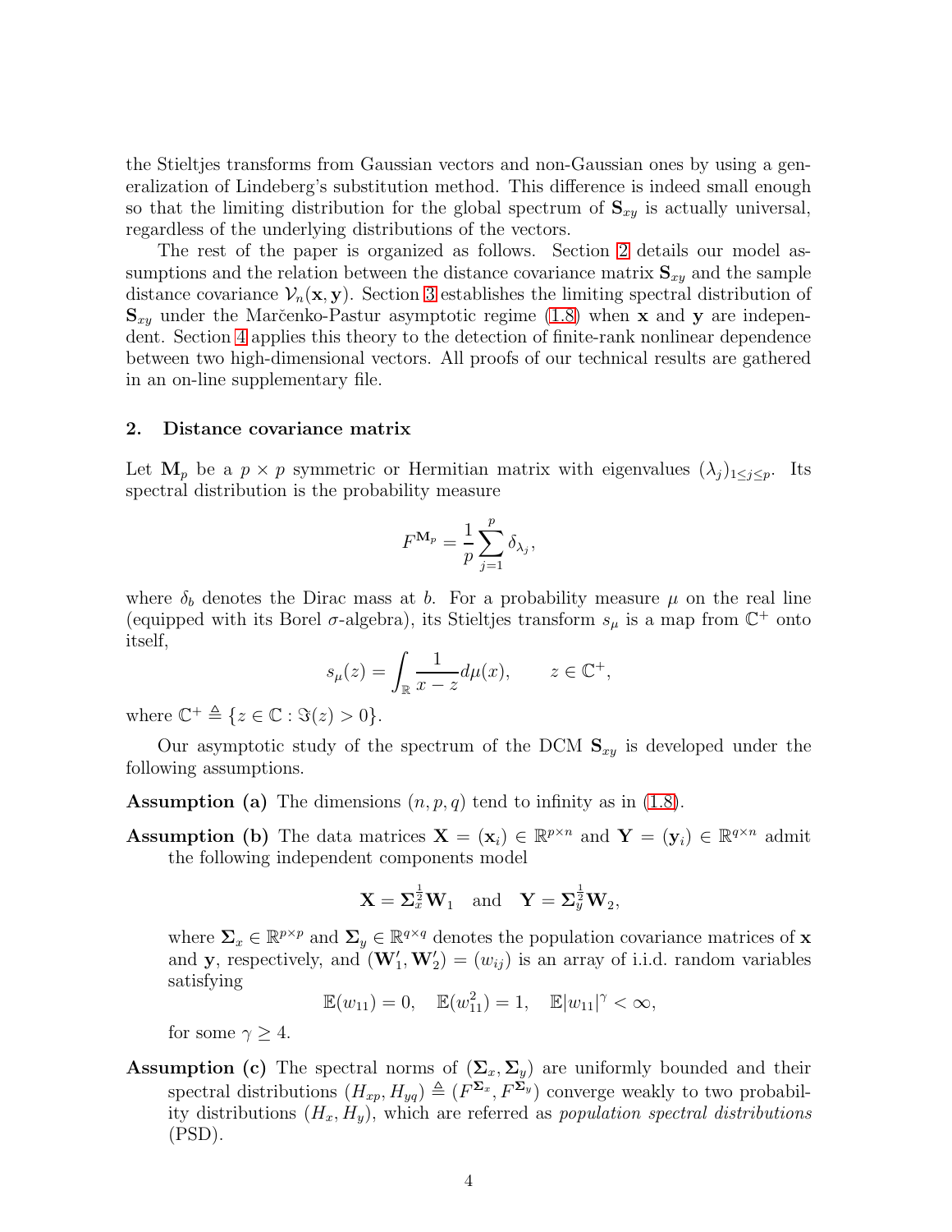the Stieltjes transforms from Gaussian vectors and non-Gaussian ones by using a generalization of Lindeberg's substitution method. This difference is indeed small enough so that the limiting distribution for the global spectrum of $\mathbf{S}_{xy}$ is actually universal, regardless of the underlying distributions of the vectors.

The rest of the paper is organized as follows. Section 2 details our model assumptions and the relation between the distance covariance matrix $\mathbf{S}_{xy}$ and the sample distance covariance $\mathcal{V}_n(\mathbf{x}, \mathbf{y})$. Section 3 establishes the limiting spectral distribution of $\mathbf{S}_{xy}$ under the Marčenko-Pastur asymptotic regime (1.8) when $\mathbf{x}$ and $\mathbf{y}$ are independent. Section 4 applies this theory to the detection of finite-rank nonlinear dependence between two high-dimensional vectors. All proofs of our technical results are gathered in an on-line supplementary file.

## 2. Distance covariance matrix

Let $\mathbf{M}_p$ be a $p \times p$ symmetric or Hermitian matrix with eigenvalues $(\lambda_j)_{1 \le j \le p}$. Its spectral distribution is the probability measure

$$F^{\mathbf{M}_p} = \frac{1}{p} \sum_{j=1}^{p} \delta_{\lambda_j},$$

where $\delta_b$ denotes the Dirac mass at $b$. For a probability measure $\mu$ on the real line (equipped with its Borel $\sigma$-algebra), its Stieltjes transform $s_\mu$ is a map from $\mathbb{C}^+$ onto itself,

$$s_\mu(z) = \int_{\mathbb{R}} \frac{1}{x - z} d\mu(x), \qquad z \in \mathbb{C}^+,$$

where $\mathbb{C}^+ \triangleq \{z \in \mathbb{C} : \Im(z) > 0\}$.

Our asymptotic study of the spectrum of the DCM $\mathbf{S}_{xy}$ is developed under the following assumptions.

**Assumption (a)** The dimensions $(n, p, q)$ tend to infinity as in (1.8).

**Assumption (b)** The data matrices $\mathbf{X} = (\mathbf{x}_i) \in \mathbb{R}^{p \times n}$ and $\mathbf{Y} = (\mathbf{y}_i) \in \mathbb{R}^{q \times n}$ admit the following independent components model

$$\mathbf{X} = \mathbf{\Sigma}_x^{\frac{1}{2}} \mathbf{W}_1 \quad \text{and} \quad \mathbf{Y} = \mathbf{\Sigma}_y^{\frac{1}{2}} \mathbf{W}_2,$$

where $\mathbf{\Sigma}_x \in \mathbb{R}^{p \times p}$ and $\mathbf{\Sigma}_y \in \mathbb{R}^{q \times q}$ denotes the population covariance matrices of $\mathbf{x}$ and $\mathbf{y}$, respectively, and $(\mathbf{W}_1', \mathbf{W}_2') = (w_{ij})$ is an array of i.i.d. random variables satisfying

$$\mathbb{E}(w_{11}) = 0, \quad \mathbb{E}(w_{11}^2) = 1, \quad \mathbb{E}|w_{11}|^\gamma < \infty,$$

for some $\gamma \ge 4$.

**Assumption (c)** The spectral norms of $(\mathbf{\Sigma}_x, \mathbf{\Sigma}_y)$ are uniformly bounded and their spectral distributions $(H_{xp}, H_{yq}) \triangleq (F^{\mathbf{\Sigma}_x}, F^{\mathbf{\Sigma}_y})$ converge weakly to two probability distributions $(H_x, H_y)$, which are referred as *population spectral distributions* (PSD).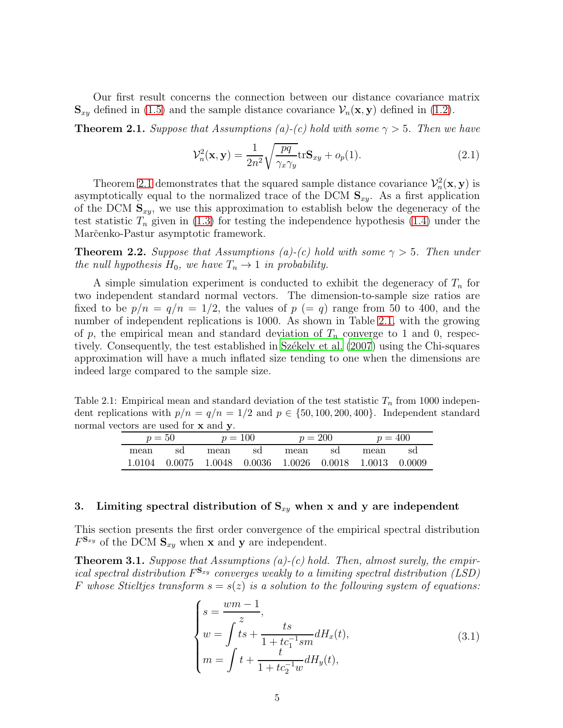Our first result concerns the connection between our distance covariance matrix $\mathbf{S}_{xy}$ defined in (1.5) and the sample distance covariance $\mathcal{V}_n(\mathbf{x}, \mathbf{y})$ defined in (1.2).

**Theorem 2.1.** *Suppose that Assumptions (a)-(c) hold with some $\gamma > 5$. Then we have*

$$\mathcal{V}_n^2(\mathbf{x}, \mathbf{y}) = \frac{1}{2n^2}\sqrt{\frac{pq}{\gamma_x \gamma_y}}\mathrm{tr}\mathbf{S}_{xy} + o_p(1). \tag{2.1}$$

Theorem 2.1 demonstrates that the squared sample distance covariance $\mathcal{V}_n^2(\mathbf{x}, \mathbf{y})$ is asymptotically equal to the normalized trace of the DCM $\mathbf{S}_{xy}$. As a first application of the DCM $\mathbf{S}_{xy}$, we use this approximation to establish below the degeneracy of the test statistic $T_n$ given in (1.3) for testing the independence hypothesis (1.4) under the Marčenko-Pastur asymptotic framework.

**Theorem 2.2.** *Suppose that Assumptions (a)-(c) hold with some $\gamma > 5$. Then under the null hypothesis $H_0$, we have $T_n \to 1$ in probability.*

A simple simulation experiment is conducted to exhibit the degeneracy of $T_n$ for two independent standard normal vectors. The dimension-to-sample size ratios are fixed to be $p/n = q/n = 1/2$, the values of $p$ $(= q)$ range from 50 to 400, and the number of independent replications is 1000. As shown in Table 2.1, with the growing of $p$, the empirical mean and standard deviation of $T_n$ converge to 1 and 0, respectively. Consequently, the test established in Székely et al. (2007) using the Chi-squares approximation will have a much inflated size tending to one when the dimensions are indeed large compared to the sample size.

Table 2.1: Empirical mean and standard deviation of the test statistic $T_n$ from 1000 independent replications with $p/n = q/n = 1/2$ and $p \in \{50, 100, 200, 400\}$. Independent standard normal vectors are used for $\mathbf{x}$ and $\mathbf{y}$.

| $p = 50$ | | $p = 100$ | | $p = 200$ | | $p = 400$ | |
|---|---|---|---|---|---|---|---|
| mean | sd | mean | sd | mean | sd | mean | sd |
| 1.0104 | 0.0075 | 1.0048 | 0.0036 | 1.0026 | 0.0018 | 1.0013 | 0.0009 |

## 3. Limiting spectral distribution of $\mathbf{S}_{xy}$ when $\mathbf{x}$ and $\mathbf{y}$ are independent

This section presents the first order convergence of the empirical spectral distribution $F^{\mathbf{S}_{xy}}$ of the DCM $\mathbf{S}_{xy}$ when $\mathbf{x}$ and $\mathbf{y}$ are independent.

**Theorem 3.1.** *Suppose that Assumptions (a)-(c) hold. Then, almost surely, the empirical spectral distribution $F^{\mathbf{S}_{xy}}$ converges weakly to a limiting spectral distribution (LSD) $F$ whose Stieltjes transform $s = s(z)$ is a solution to the following system of equations:*

$$\begin{cases} s = \dfrac{wm - 1}{z}, \\ w = \displaystyle\int ts + \frac{ts}{1 + tc_1^{-1}sm} dH_x(t), \\ m = \displaystyle\int t + \frac{t}{1 + tc_2^{-1}w} dH_y(t), \end{cases} \tag{3.1}$$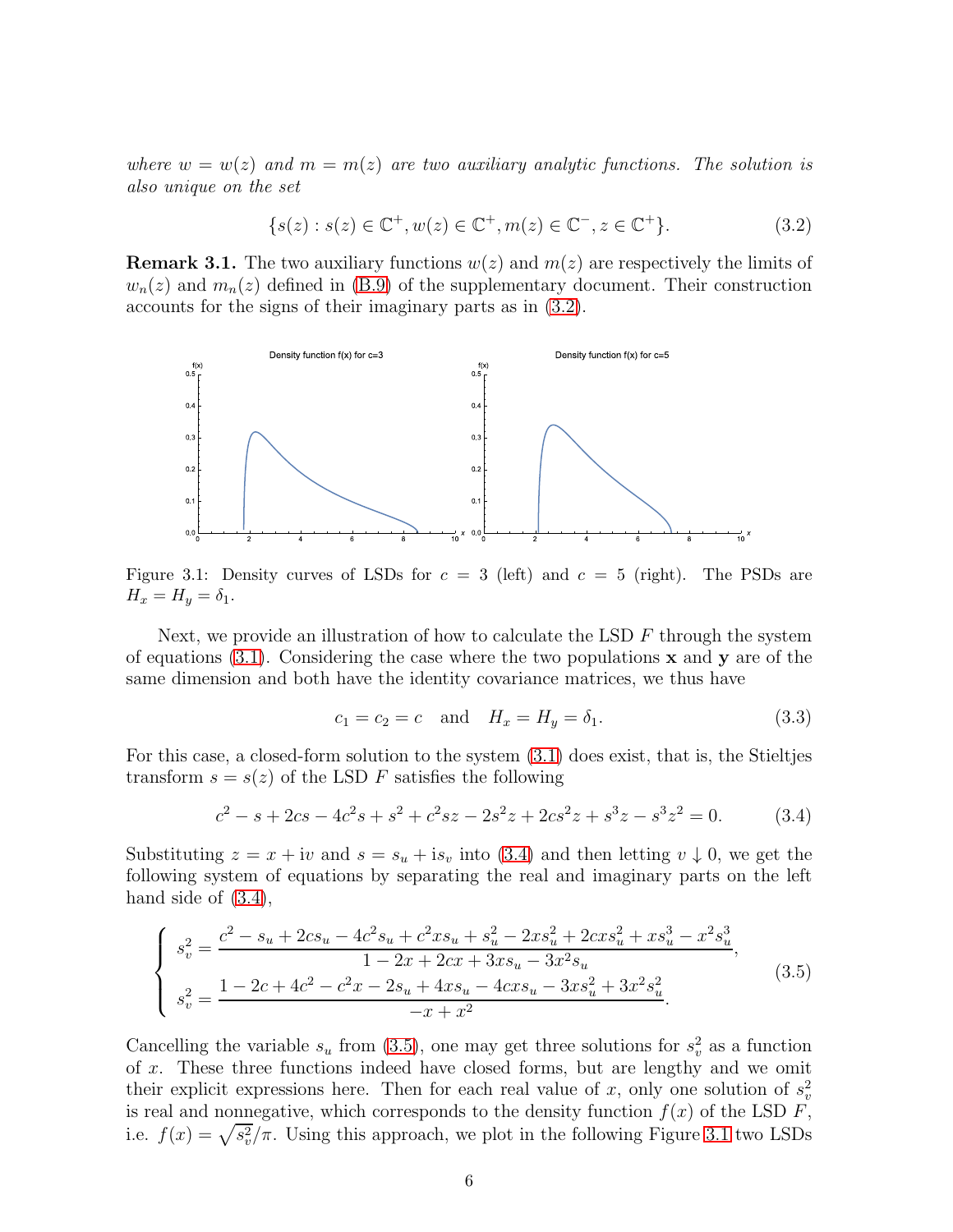*where $w = w(z)$ and $m = m(z)$ are two auxiliary analytic functions. The solution is also unique on the set*

$$\{s(z) : s(z) \in \mathbb{C}^+, w(z) \in \mathbb{C}^+, m(z) \in \mathbb{C}^-, z \in \mathbb{C}^+\}. \tag{3.2}$$

**Remark 3.1.** The two auxiliary functions $w(z)$ and $m(z)$ are respectively the limits of $w_n(z)$ and $m_n(z)$ defined in (B.9) of the supplementary document. Their construction accounts for the signs of their imaginary parts as in (3.2).

Figure 3.1: Density curves of LSDs for $c = 3$ (left) and $c = 5$ (right). The PSDs are $H_x = H_y = \delta_1$.

Next, we provide an illustration of how to calculate the LSD $F$ through the system of equations (3.1). Considering the case where the two populations $\mathbf{x}$ and $\mathbf{y}$ are of the same dimension and both have the identity covariance matrices, we thus have

$$c_1 = c_2 = c \quad \text{and} \quad H_x = H_y = \delta_1. \tag{3.3}$$

For this case, a closed-form solution to the system (3.1) does exist, that is, the Stieltjes transform $s = s(z)$ of the LSD $F$ satisfies the following

$$c^2 - s + 2cs - 4c^2 s + s^2 + c^2 sz - 2s^2 z + 2cs^2 z + s^3 z - s^3 z^2 = 0. \tag{3.4}$$

Substituting $z = x + iv$ and $s = s_u + is_v$ into (3.4) and then letting $v \downarrow 0$, we get the following system of equations by separating the real and imaginary parts on the left hand side of (3.4),

$$\begin{cases} s_v^2 = \dfrac{c^2 - s_u + 2cs_u - 4c^2 s_u + c^2 x s_u + s_u^2 - 2xs_u^2 + 2cxs_u^2 + xs_u^3 - x^2 s_u^3}{1 - 2x + 2cx + 3xs_u - 3x^2 s_u}, \\[2ex] s_v^2 = \dfrac{1 - 2c + 4c^2 - c^2 x - 2s_u + 4xs_u - 4cxs_u - 3xs_u^2 + 3x^2 s_u^2}{-x + x^2}. \end{cases} \tag{3.5}$$

Cancelling the variable $s_u$ from (3.5), one may get three solutions for $s_v^2$ as a function of $x$. These three functions indeed have closed forms, but are lengthy and we omit their explicit expressions here. Then for each real value of $x$, only one solution of $s_v^2$ is real and nonnegative, which corresponds to the density function $f(x)$ of the LSD $F$, i.e. $f(x) = \sqrt{s_v^2}/\pi$. Using this approach, we plot in the following Figure 3.1 two LSDs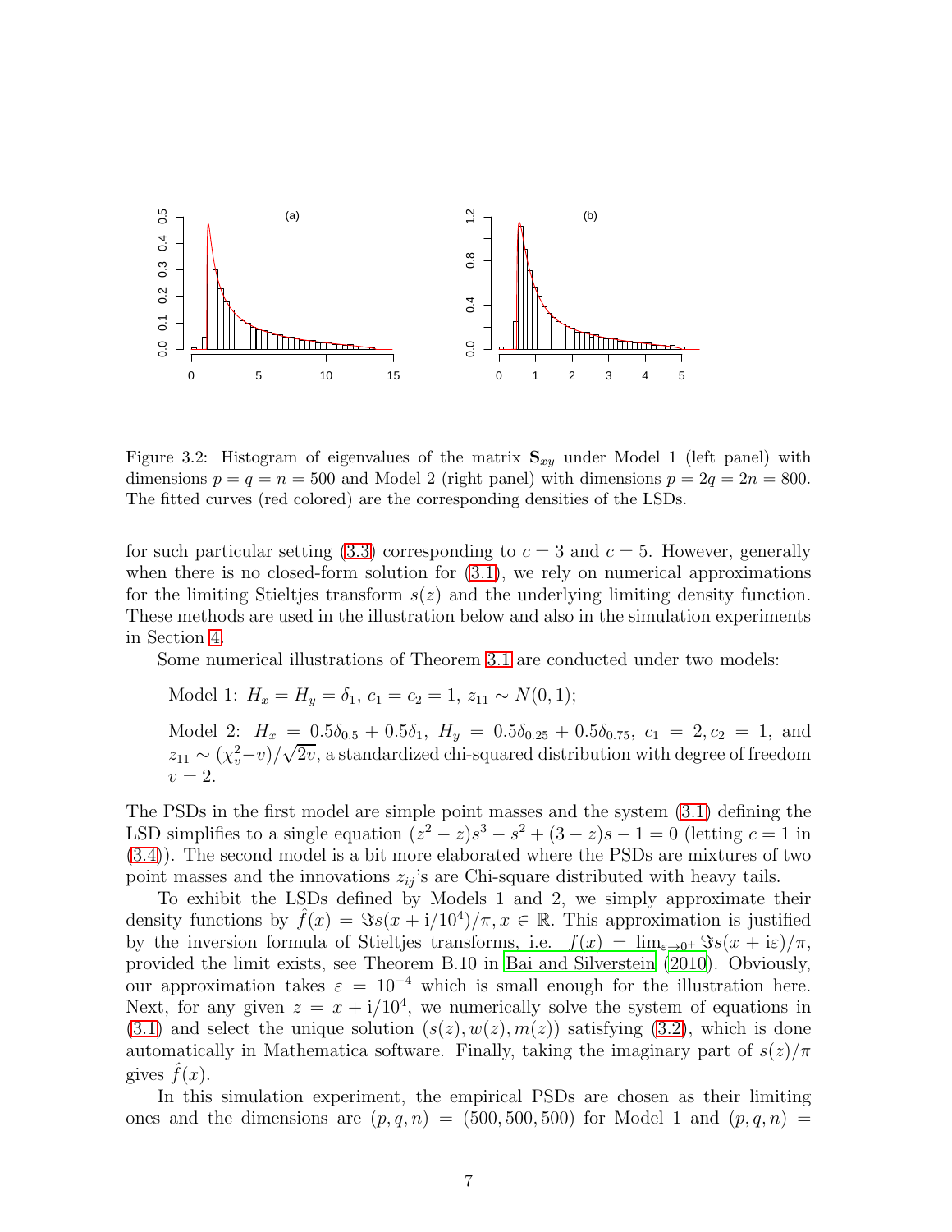Figure 3.2: Histogram of eigenvalues of the matrix $\mathbf{S}_{xy}$ under Model 1 (left panel) with dimensions $p = q = n = 500$ and Model 2 (right panel) with dimensions $p = 2q = 2n = 800$. The fitted curves (red colored) are the corresponding densities of the LSDs.

for such particular setting (3.3) corresponding to $c = 3$ and $c = 5$. However, generally when there is no closed-form solution for (3.1), we rely on numerical approximations for the limiting Stieltjes transform $s(z)$ and the underlying limiting density function. These methods are used in the illustration below and also in the simulation experiments in Section 4.

Some numerical illustrations of Theorem 3.1 are conducted under two models:

Model 1: $H_x = H_y = \delta_1$, $c_1 = c_2 = 1$, $z_{11} \sim N(0, 1)$;

Model 2: $H_x = 0.5\delta_{0.5} + 0.5\delta_1$, $H_y = 0.5\delta_{0.25} + 0.5\delta_{0.75}$, $c_1 = 2, c_2 = 1$, and $z_{11} \sim (\chi^2_v - v)/\sqrt{2v}$, a standardized chi-squared distribution with degree of freedom $v = 2$.

The PSDs in the first model are simple point masses and the system (3.1) defining the LSD simplifies to a single equation $(z^2 - z)s^3 - s^2 + (3 - z)s - 1 = 0$ (letting $c = 1$ in (3.4)). The second model is a bit more elaborated where the PSDs are mixtures of two point masses and the innovations $z_{ij}$'s are Chi-square distributed with heavy tails.

To exhibit the LSDs defined by Models 1 and 2, we simply approximate their density functions by $\hat{f}(x) = \Im s(x + \mathrm{i}/10^4)/\pi, x \in \mathbb{R}$. This approximation is justified by the inversion formula of Stieltjes transforms, i.e. $f(x) = \lim_{\varepsilon \to 0^+} \Im s(x + \mathrm{i}\varepsilon)/\pi$, provided the limit exists, see Theorem B.10 in Bai and Silverstein (2010). Obviously, our approximation takes $\varepsilon = 10^{-4}$ which is small enough for the illustration here. Next, for any given $z = x + \mathrm{i}/10^4$, we numerically solve the system of equations in (3.1) and select the unique solution $(s(z), w(z), m(z))$ satisfying (3.2), which is done automatically in Mathematica software. Finally, taking the imaginary part of $s(z)/\pi$ gives $\hat{f}(x)$.

In this simulation experiment, the empirical PSDs are chosen as their limiting ones and the dimensions are $(p, q, n) = (500, 500, 500)$ for Model 1 and $(p, q, n) =$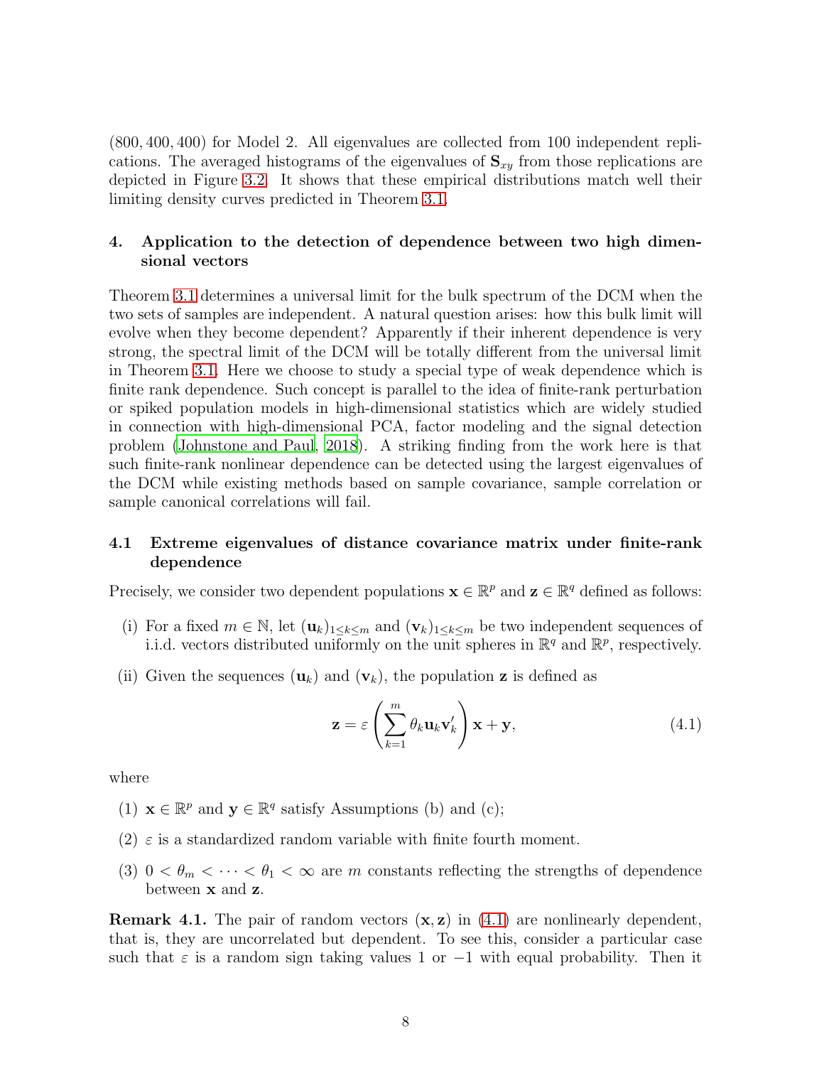(800, 400, 400) for Model 2. All eigenvalues are collected from 100 independent replications. The averaged histograms of the eigenvalues of $\mathbf{S}_{xy}$ from those replications are depicted in Figure 3.2. It shows that these empirical distributions match well their limiting density curves predicted in Theorem 3.1.

## 4. Application to the detection of dependence between two high dimensional vectors

Theorem 3.1 determines a universal limit for the bulk spectrum of the DCM when the two sets of samples are independent. A natural question arises: how this bulk limit will evolve when they become dependent? Apparently if their inherent dependence is very strong, the spectral limit of the DCM will be totally different from the universal limit in Theorem 3.1. Here we choose to study a special type of weak dependence which is finite rank dependence. Such concept is parallel to the idea of finite-rank perturbation or spiked population models in high-dimensional statistics which are widely studied in connection with high-dimensional PCA, factor modeling and the signal detection problem (Johnstone and Paul, 2018). A striking finding from the work here is that such finite-rank nonlinear dependence can be detected using the largest eigenvalues of the DCM while existing methods based on sample covariance, sample correlation or sample canonical correlations will fail.

### 4.1 Extreme eigenvalues of distance covariance matrix under finite-rank dependence

Precisely, we consider two dependent populations $\mathbf{x} \in \mathbb{R}^p$ and $\mathbf{z} \in \mathbb{R}^q$ defined as follows:

(i) For a fixed $m \in \mathbb{N}$, let $(\mathbf{u}_k)_{1\le k\le m}$ and $(\mathbf{v}_k)_{1\le k\le m}$ be two independent sequences of i.i.d. vectors distributed uniformly on the unit spheres in $\mathbb{R}^q$ and $\mathbb{R}^p$, respectively.

(ii) Given the sequences $(\mathbf{u}_k)$ and $(\mathbf{v}_k)$, the population $\mathbf{z}$ is defined as

$$\mathbf{z} = \varepsilon \left( \sum_{k=1}^{m} \theta_k \mathbf{u}_k \mathbf{v}_k' \right) \mathbf{x} + \mathbf{y}, \tag{4.1}$$

where

(1) $\mathbf{x} \in \mathbb{R}^p$ and $\mathbf{y} \in \mathbb{R}^q$ satisfy Assumptions (b) and (c);

(2) $\varepsilon$ is a standardized random variable with finite fourth moment.

(3) $0 < \theta_m < \cdots < \theta_1 < \infty$ are $m$ constants reflecting the strengths of dependence between $\mathbf{x}$ and $\mathbf{z}$.

**Remark 4.1.** The pair of random vectors $(\mathbf{x}, \mathbf{z})$ in (4.1) are nonlinearly dependent, that is, they are uncorrelated but dependent. To see this, consider a particular case such that $\varepsilon$ is a random sign taking values 1 or $-1$ with equal probability. Then it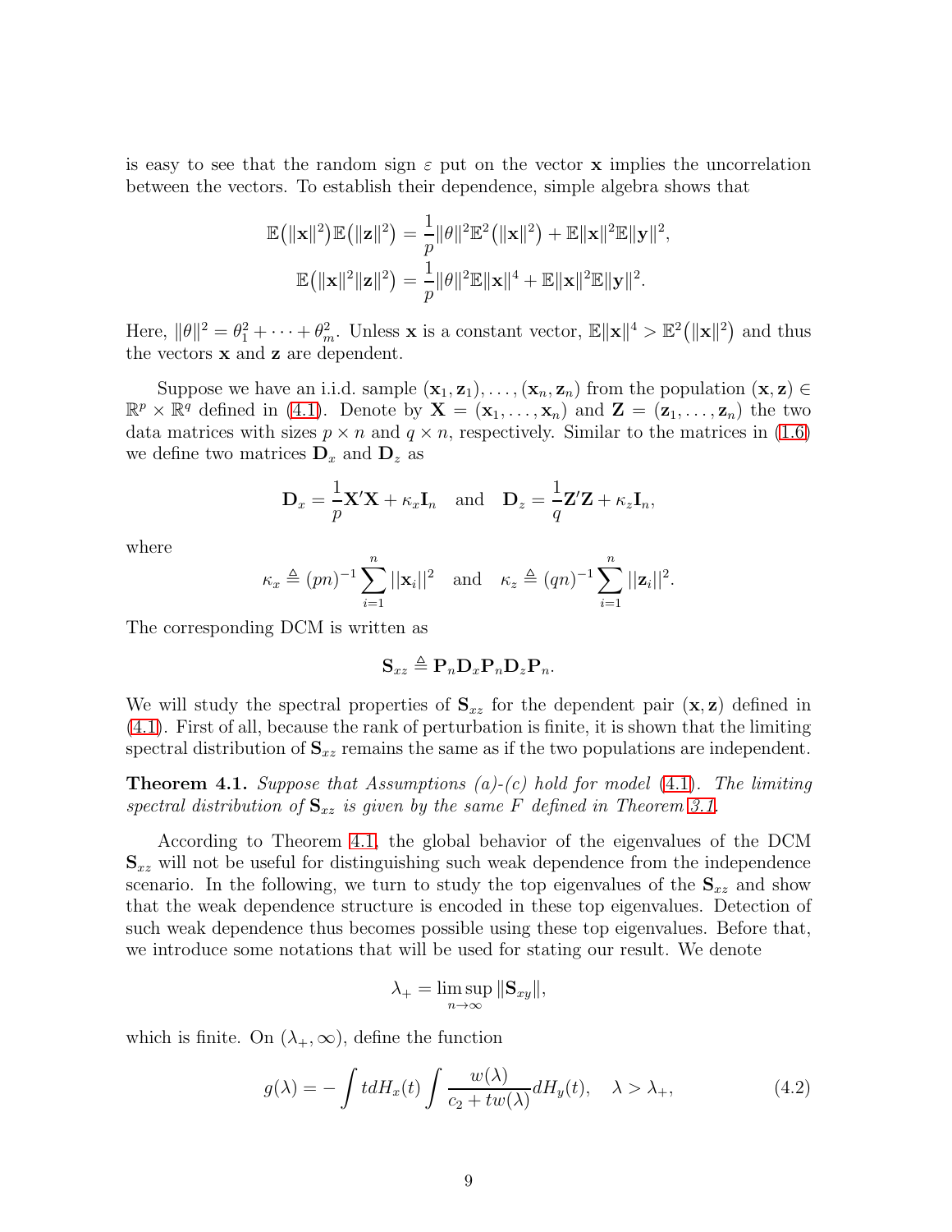is easy to see that the random sign $\varepsilon$ put on the vector $\mathbf{x}$ implies the uncorrelation between the vectors. To establish their dependence, simple algebra shows that

$$\mathbb{E}\big(\|\mathbf{x}\|^2\big)\mathbb{E}\big(\|\mathbf{z}\|^2\big) = \frac{1}{p}\|\theta\|^2\mathbb{E}^2\big(\|\mathbf{x}\|^2\big) + \mathbb{E}\|\mathbf{x}\|^2\mathbb{E}\|\mathbf{y}\|^2,$$
$$\mathbb{E}\big(\|\mathbf{x}\|^2\|\mathbf{z}\|^2\big) = \frac{1}{p}\|\theta\|^2\mathbb{E}\|\mathbf{x}\|^4 + \mathbb{E}\|\mathbf{x}\|^2\mathbb{E}\|\mathbf{y}\|^2.$$

Here, $\|\theta\|^2 = \theta_1^2 + \cdots + \theta_m^2$. Unless $\mathbf{x}$ is a constant vector, $\mathbb{E}\|\mathbf{x}\|^4 > \mathbb{E}^2\big(\|\mathbf{x}\|^2\big)$ and thus the vectors $\mathbf{x}$ and $\mathbf{z}$ are dependent.

Suppose we have an i.i.d. sample $(\mathbf{x}_1, \mathbf{z}_1), \ldots, (\mathbf{x}_n, \mathbf{z}_n)$ from the population $(\mathbf{x}, \mathbf{z}) \in \mathbb{R}^p \times \mathbb{R}^q$ defined in (4.1). Denote by $\mathbf{X} = (\mathbf{x}_1, \ldots, \mathbf{x}_n)$ and $\mathbf{Z} = (\mathbf{z}_1, \ldots, \mathbf{z}_n)$ the two data matrices with sizes $p \times n$ and $q \times n$, respectively. Similar to the matrices in (1.6) we define two matrices $\mathbf{D}_x$ and $\mathbf{D}_z$ as

$$\mathbf{D}_x = \frac{1}{p}\mathbf{X}'\mathbf{X} + \kappa_x\mathbf{I}_n \quad \text{and} \quad \mathbf{D}_z = \frac{1}{q}\mathbf{Z}'\mathbf{Z} + \kappa_z\mathbf{I}_n,$$

where

$$\kappa_x \triangleq (pn)^{-1}\sum_{i=1}^n ||\mathbf{x}_i||^2 \quad \text{and} \quad \kappa_z \triangleq (qn)^{-1}\sum_{i=1}^n ||\mathbf{z}_i||^2.$$

The corresponding DCM is written as

$$\mathbf{S}_{xz} \triangleq \mathbf{P}_n\mathbf{D}_x\mathbf{P}_n\mathbf{D}_z\mathbf{P}_n.$$

We will study the spectral properties of $\mathbf{S}_{xz}$ for the dependent pair $(\mathbf{x}, \mathbf{z})$ defined in (4.1). First of all, because the rank of perturbation is finite, it is shown that the limiting spectral distribution of $\mathbf{S}_{xz}$ remains the same as if the two populations are independent.

**Theorem 4.1.** *Suppose that Assumptions (a)-(c) hold for model (4.1). The limiting spectral distribution of $\mathbf{S}_{xz}$ is given by the same $F$ defined in Theorem 3.1.*

According to Theorem 4.1, the global behavior of the eigenvalues of the DCM $\mathbf{S}_{xz}$ will not be useful for distinguishing such weak dependence from the independence scenario. In the following, we turn to study the top eigenvalues of the $\mathbf{S}_{xz}$ and show that the weak dependence structure is encoded in these top eigenvalues. Detection of such weak dependence thus becomes possible using these top eigenvalues. Before that, we introduce some notations that will be used for stating our result. We denote

$$\lambda_+ = \limsup_{n\to\infty} \|\mathbf{S}_{xy}\|,$$

which is finite. On $(\lambda_+, \infty)$, define the function

$$g(\lambda) = -\int t dH_x(t) \int \frac{w(\lambda)}{c_2 + tw(\lambda)} dH_y(t), \quad \lambda > \lambda_+, \tag{4.2}$$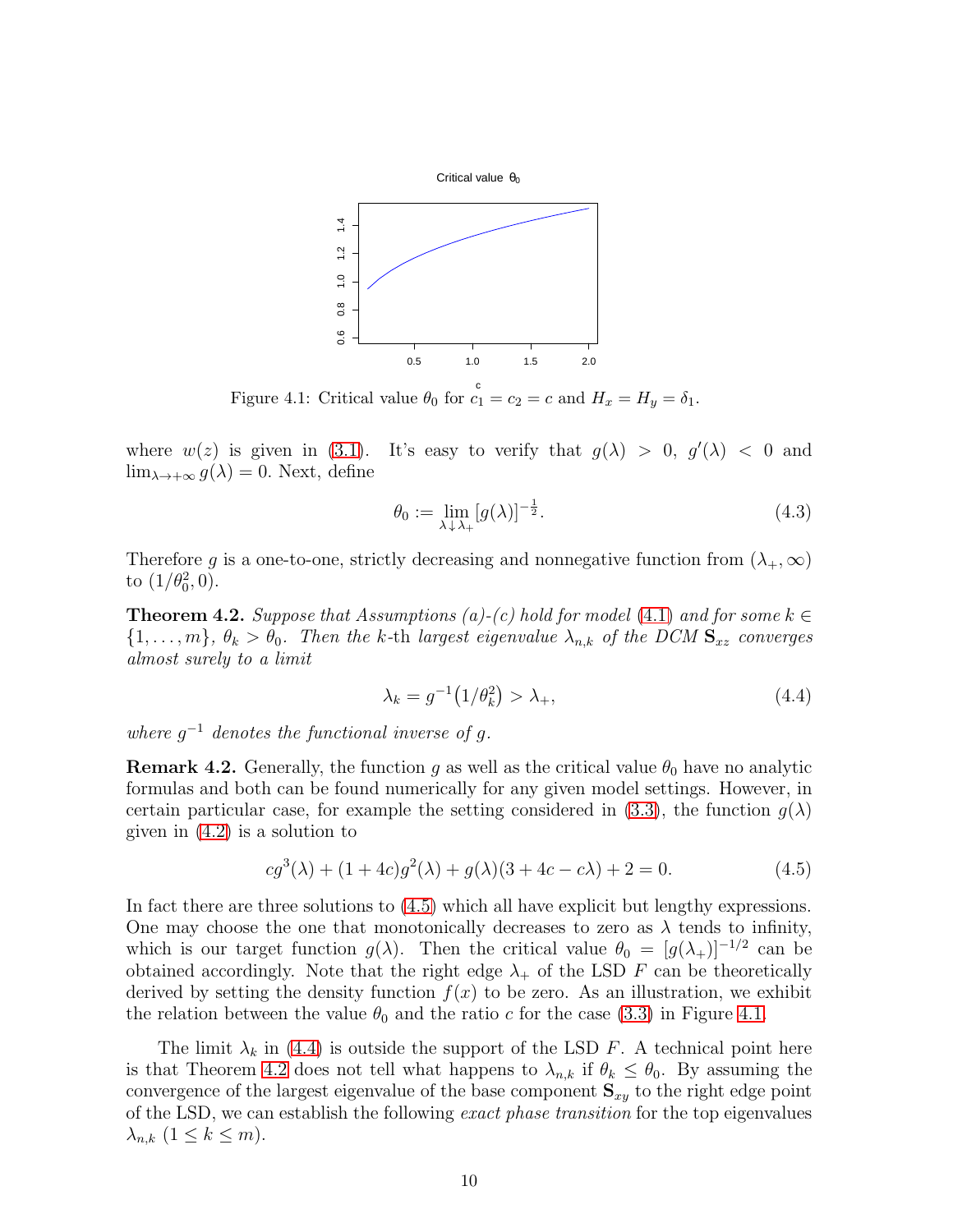Figure 4.1: Critical value $\theta_0$ for $c_1 = c_2 = c$ and $H_x = H_y = \delta_1$.

where $w(z)$ is given in (3.1). It's easy to verify that $g(\lambda) > 0$, $g'(\lambda) < 0$ and $\lim_{\lambda\to+\infty} g(\lambda) = 0$. Next, define

$$\theta_0 := \lim_{\lambda \downarrow \lambda_+} [g(\lambda)]^{-\frac{1}{2}}. \tag{4.3}$$

Therefore $g$ is a one-to-one, strictly decreasing and nonnegative function from $(\lambda_+, \infty)$ to $(1/\theta_0^2, 0)$.

**Theorem 4.2.** *Suppose that Assumptions (a)-(c) hold for model (4.1) and for some $k \in \{1, \ldots, m\}$, $\theta_k > \theta_0$. Then the $k$-th largest eigenvalue $\lambda_{n,k}$ of the DCM $\mathbf{S}_{xz}$ converges almost surely to a limit*

$$\lambda_k = g^{-1}\big(1/\theta_k^2\big) > \lambda_+, \tag{4.4}$$

*where $g^{-1}$ denotes the functional inverse of $g$.*

**Remark 4.2.** Generally, the function $g$ as well as the critical value $\theta_0$ have no analytic formulas and both can be found numerically for any given model settings. However, in certain particular case, for example the setting considered in (3.3), the function $g(\lambda)$ given in (4.2) is a solution to

$$cg^3(\lambda) + (1 + 4c)g^2(\lambda) + g(\lambda)(3 + 4c - c\lambda) + 2 = 0. \tag{4.5}$$

In fact there are three solutions to (4.5) which all have explicit but lengthy expressions. One may choose the one that monotonically decreases to zero as $\lambda$ tends to infinity, which is our target function $g(\lambda)$. Then the critical value $\theta_0 = [g(\lambda_+)]^{-1/2}$ can be obtained accordingly. Note that the right edge $\lambda_+$ of the LSD $F$ can be theoretically derived by setting the density function $f(x)$ to be zero. As an illustration, we exhibit the relation between the value $\theta_0$ and the ratio $c$ for the case (3.3) in Figure 4.1.

The limit $\lambda_k$ in (4.4) is outside the support of the LSD $F$. A technical point here is that Theorem 4.2 does not tell what happens to $\lambda_{n,k}$ if $\theta_k \leq \theta_0$. By assuming the convergence of the largest eigenvalue of the base component $\mathbf{S}_{xy}$ to the right edge point of the LSD, we can establish the following *exact phase transition* for the top eigenvalues $\lambda_{n,k}$ $(1 \leq k \leq m)$.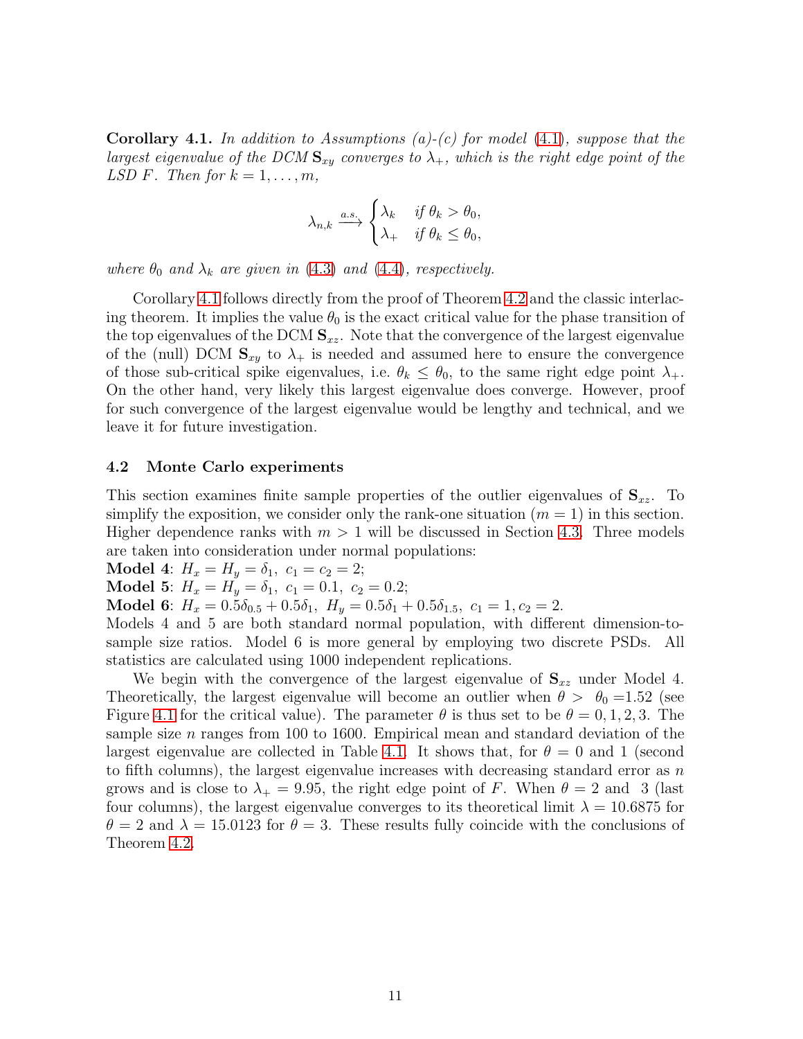**Corollary 4.1.** *In addition to Assumptions (a)-(c) for model (4.1), suppose that the largest eigenvalue of the DCM $\mathbf{S}_{xy}$ converges to $\lambda_+$, which is the right edge point of the LSD $F$. Then for $k = 1, \ldots, m$,*

$$\lambda_{n,k} \xrightarrow{a.s.} \begin{cases} \lambda_k & \text{if } \theta_k > \theta_0, \\ \lambda_+ & \text{if } \theta_k \le \theta_0, \end{cases}$$

*where $\theta_0$ and $\lambda_k$ are given in (4.3) and (4.4), respectively.*

Corollary 4.1 follows directly from the proof of Theorem 4.2 and the classic interlacing theorem. It implies the value $\theta_0$ is the exact critical value for the phase transition of the top eigenvalues of the DCM $\mathbf{S}_{xz}$. Note that the convergence of the largest eigenvalue of the (null) DCM $\mathbf{S}_{xy}$ to $\lambda_+$ is needed and assumed here to ensure the convergence of those sub-critical spike eigenvalues, i.e. $\theta_k \le \theta_0$, to the same right edge point $\lambda_+$. On the other hand, very likely this largest eigenvalue does converge. However, proof for such convergence of the largest eigenvalue would be lengthy and technical, and we leave it for future investigation.

### 4.2 Monte Carlo experiments

This section examines finite sample properties of the outlier eigenvalues of $\mathbf{S}_{xz}$. To simplify the exposition, we consider only the rank-one situation ($m = 1$) in this section. Higher dependence ranks with $m > 1$ will be discussed in Section 4.3. Three models are taken into consideration under normal populations:

**Model 4**: $H_x = H_y = \delta_1,\ c_1 = c_2 = 2$;
**Model 5**: $H_x = H_y = \delta_1,\ c_1 = 0.1,\ c_2 = 0.2$;
**Model 6**: $H_x = 0.5\delta_{0.5} + 0.5\delta_1,\ H_y = 0.5\delta_1 + 0.5\delta_{1.5},\ c_1 = 1, c_2 = 2$.

Models 4 and 5 are both standard normal population, with different dimension-to-sample size ratios. Model 6 is more general by employing two discrete PSDs. All statistics are calculated using 1000 independent replications.

We begin with the convergence of the largest eigenvalue of $\mathbf{S}_{xz}$ under Model 4. Theoretically, the largest eigenvalue will become an outlier when $\theta > \theta_0 = 1.52$ (see Figure 4.1 for the critical value). The parameter $\theta$ is thus set to be $\theta = 0, 1, 2, 3$. The sample size $n$ ranges from 100 to 1600. Empirical mean and standard deviation of the largest eigenvalue are collected in Table 4.1. It shows that, for $\theta = 0$ and 1 (second to fifth columns), the largest eigenvalue increases with decreasing standard error as $n$ grows and is close to $\lambda_+ = 9.95$, the right edge point of $F$. When $\theta = 2$ and 3 (last four columns), the largest eigenvalue converges to its theoretical limit $\lambda = 10.6875$ for $\theta = 2$ and $\lambda = 15.0123$ for $\theta = 3$. These results fully coincide with the conclusions of Theorem 4.2.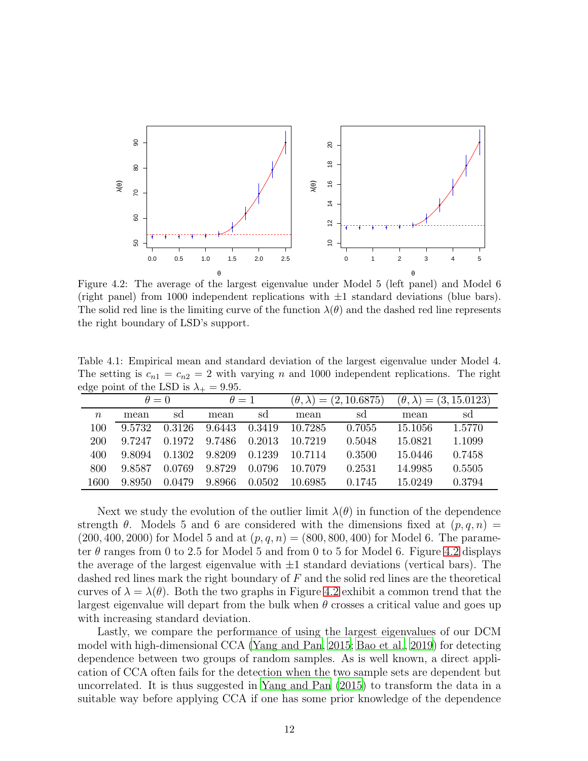Figure 4.2: The average of the largest eigenvalue under Model 5 (left panel) and Model 6 (right panel) from 1000 independent replications with $\pm 1$ standard deviations (blue bars). The solid red line is the limiting curve of the function $\lambda(\theta)$ and the dashed red line represents the right boundary of LSD's support.

Table 4.1: Empirical mean and standard deviation of the largest eigenvalue under Model 4. The setting is $c_{n1} = c_{n2} = 2$ with varying $n$ and 1000 independent replications. The right edge point of the LSD is $\lambda_+ = 9.95$.

| | $\theta = 0$ | | $\theta = 1$ | | $(\theta, \lambda) = (2, 10.6875)$ | | $(\theta, \lambda) = (3, 15.0123)$ | |
|---|---|---|---|---|---|---|---|---|
| $n$ | mean | sd | mean | sd | mean | sd | mean | sd |
| 100 | 9.5732 | 0.3126 | 9.6443 | 0.3419 | 10.7285 | 0.7055 | 15.1056 | 1.5770 |
| 200 | 9.7247 | 0.1972 | 9.7486 | 0.2013 | 10.7219 | 0.5048 | 15.0821 | 1.1099 |
| 400 | 9.8094 | 0.1302 | 9.8209 | 0.1239 | 10.7114 | 0.3500 | 15.0446 | 0.7458 |
| 800 | 9.8587 | 0.0769 | 9.8729 | 0.0796 | 10.7079 | 0.2531 | 14.9985 | 0.5505 |
| 1600 | 9.8950 | 0.0479 | 9.8966 | 0.0502 | 10.6985 | 0.1745 | 15.0249 | 0.3794 |

Next we study the evolution of the outlier limit $\lambda(\theta)$ in function of the dependence strength $\theta$. Models 5 and 6 are considered with the dimensions fixed at $(p, q, n) = (200, 400, 2000)$ for Model 5 and at $(p, q, n) = (800, 800, 400)$ for Model 6. The parameter $\theta$ ranges from 0 to 2.5 for Model 5 and from 0 to 5 for Model 6. Figure 4.2 displays the average of the largest eigenvalue with $\pm 1$ standard deviations (vertical bars). The dashed red lines mark the right boundary of $F$ and the solid red lines are the theoretical curves of $\lambda = \lambda(\theta)$. Both the two graphs in Figure 4.2 exhibit a common trend that the largest eigenvalue will depart from the bulk when $\theta$ crosses a critical value and goes up with increasing standard deviation.

Lastly, we compare the performance of using the largest eigenvalues of our DCM model with high-dimensional CCA (Yang and Pan, 2015; Bao et al., 2019) for detecting dependence between two groups of random samples. As is well known, a direct application of CCA often fails for the detection when the two sample sets are dependent but uncorrelated. It is thus suggested in Yang and Pan (2015) to transform the data in a suitable way before applying CCA if one has some prior knowledge of the dependence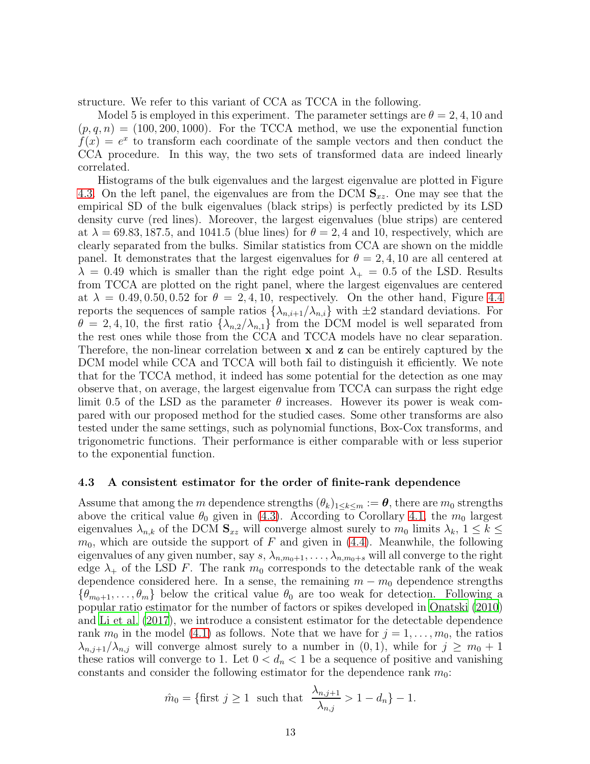structure. We refer to this variant of CCA as TCCA in the following.

Model 5 is employed in this experiment. The parameter settings are $\theta = 2, 4, 10$ and $(p, q, n) = (100, 200, 1000)$. For the TCCA method, we use the exponential function $f(x) = e^x$ to transform each coordinate of the sample vectors and then conduct the CCA procedure. In this way, the two sets of transformed data are indeed linearly correlated.

Histograms of the bulk eigenvalues and the largest eigenvalue are plotted in Figure 4.3. On the left panel, the eigenvalues are from the DCM $\mathbf{S}_{xz}$. One may see that the empirical SD of the bulk eigenvalues (black strips) is perfectly predicted by its LSD density curve (red lines). Moreover, the largest eigenvalues (blue strips) are centered at $\lambda = 69.83, 187.5$, and $1041.5$ (blue lines) for $\theta = 2, 4$ and $10$, respectively, which are clearly separated from the bulks. Similar statistics from CCA are shown on the middle panel. It demonstrates that the largest eigenvalues for $\theta = 2, 4, 10$ are all centered at $\lambda = 0.49$ which is smaller than the right edge point $\lambda_+ = 0.5$ of the LSD. Results from TCCA are plotted on the right panel, where the largest eigenvalues are centered at $\lambda = 0.49, 0.50, 0.52$ for $\theta = 2, 4, 10$, respectively. On the other hand, Figure 4.4 reports the sequences of sample ratios $\{\lambda_{n,i+1}/\lambda_{n,i}\}$ with $\pm 2$ standard deviations. For $\theta = 2, 4, 10$, the first ratio $\{\lambda_{n,2}/\lambda_{n,1}\}$ from the DCM model is well separated from the rest ones while those from the CCA and TCCA models have no clear separation. Therefore, the non-linear correlation between $\mathbf{x}$ and $\mathbf{z}$ can be entirely captured by the DCM model while CCA and TCCA will both fail to distinguish it efficiently. We note that for the TCCA method, it indeed has some potential for the detection as one may observe that, on average, the largest eigenvalue from TCCA can surpass the right edge limit 0.5 of the LSD as the parameter $\theta$ increases. However its power is weak compared with our proposed method for the studied cases. Some other transforms are also tested under the same settings, such as polynomial functions, Box-Cox transforms, and trigonometric functions. Their performance is either comparable with or less superior to the exponential function.

### 4.3 A consistent estimator for the order of finite-rank dependence

Assume that among the $m$ dependence strengths $(\theta_k)_{1\le k\le m} := \boldsymbol{\theta}$, there are $m_0$ strengths above the critical value $\theta_0$ given in (4.3). According to Corollary 4.1, the $m_0$ largest eigenvalues $\lambda_{n,k}$ of the DCM $\mathbf{S}_{xz}$ will converge almost surely to $m_0$ limits $\lambda_k$, $1 \le k \le m_0$, which are outside the support of $F$ and given in (4.4). Meanwhile, the following eigenvalues of any given number, say $s$, $\lambda_{n,m_0+1}, \ldots, \lambda_{n,m_0+s}$ will all converge to the right edge $\lambda_+$ of the LSD $F$. The rank $m_0$ corresponds to the detectable rank of the weak dependence considered here. In a sense, the remaining $m - m_0$ dependence strengths $\{\theta_{m_0+1}, \ldots, \theta_m\}$ below the critical value $\theta_0$ are too weak for detection. Following a popular ratio estimator for the number of factors or spikes developed in Onatski (2010) and Li et al. (2017), we introduce a consistent estimator for the detectable dependence rank $m_0$ in the model (4.1) as follows. Note that we have for $j = 1, \ldots, m_0$, the ratios $\lambda_{n,j+1}/\lambda_{n,j}$ will converge almost surely to a number in $(0, 1)$, while for $j \ge m_0 + 1$ these ratios will converge to 1. Let $0 < d_n < 1$ be a sequence of positive and vanishing constants and consider the following estimator for the dependence rank $m_0$:

$$\hat{m}_0 = \{\text{first } j \ge 1 \;\text{ such that }\; \frac{\lambda_{n,j+1}}{\lambda_{n,j}} > 1 - d_n\} - 1.$$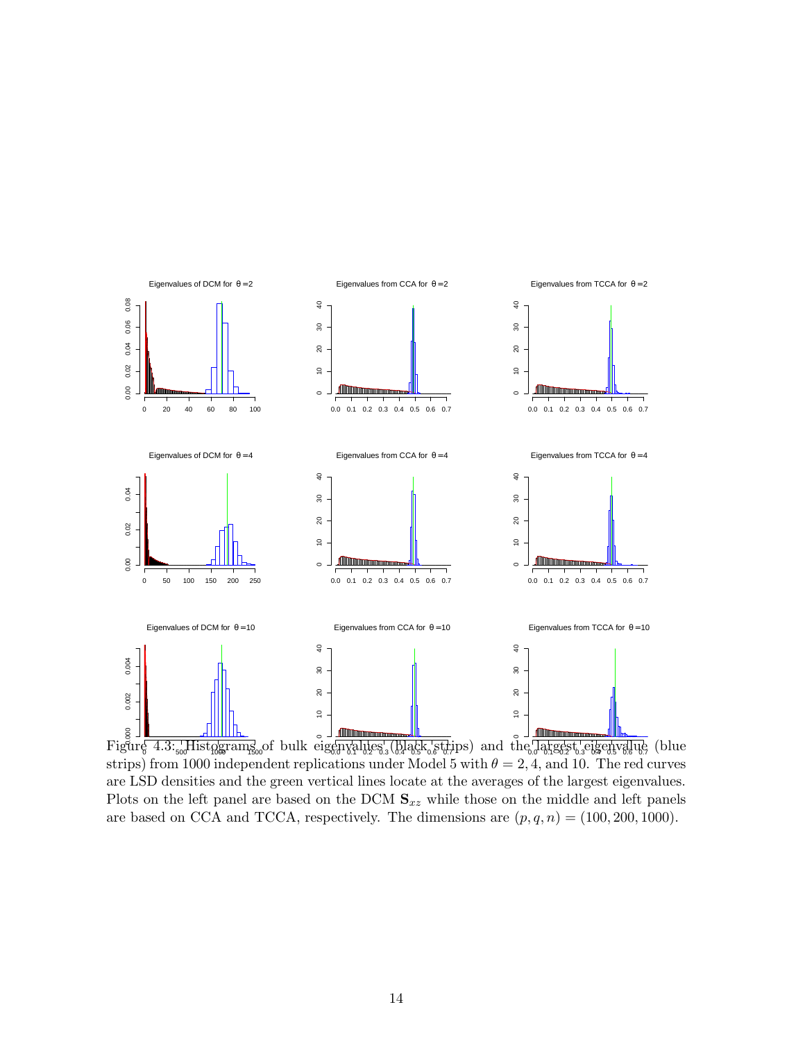Figure 4.3: Histograms of bulk eigenvalues (black strips) and the largest eigenvalue (blue strips) from 1000 independent replications under Model 5 with $\theta = 2, 4$, and 10. The red curves are LSD densities and the green vertical lines locate at the averages of the largest eigenvalues. Plots on the left panel are based on the DCM $\mathbf{S}_{xz}$ while those on the middle and left panels are based on CCA and TCCA, respectively. The dimensions are $(p, q, n) = (100, 200, 1000)$.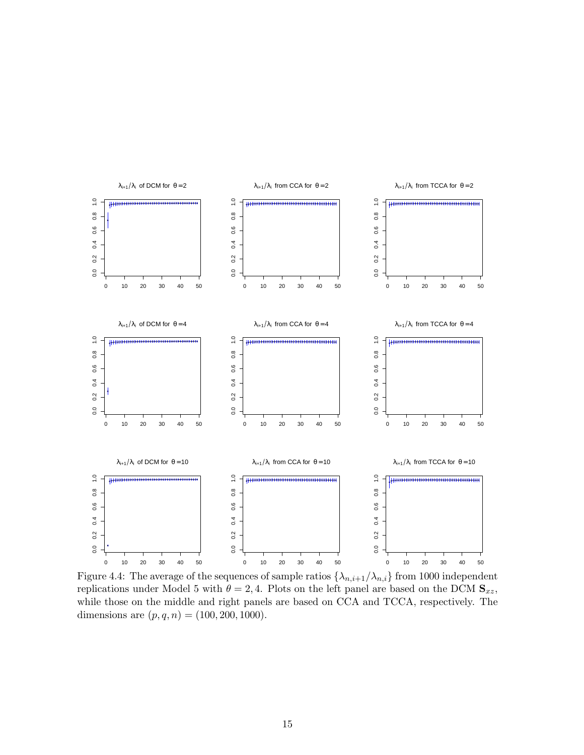Figure 4.4: The average of the sequences of sample ratios $\{\lambda_{n,i+1}/\lambda_{n,i}\}$ from 1000 independent replications under Model 5 with $\theta = 2, 4$. Plots on the left panel are based on the DCM $\mathbf{S}_{xz}$, while those on the middle and right panels are based on CCA and TCCA, respectively. The dimensions are $(p, q, n) = (100, 200, 1000)$.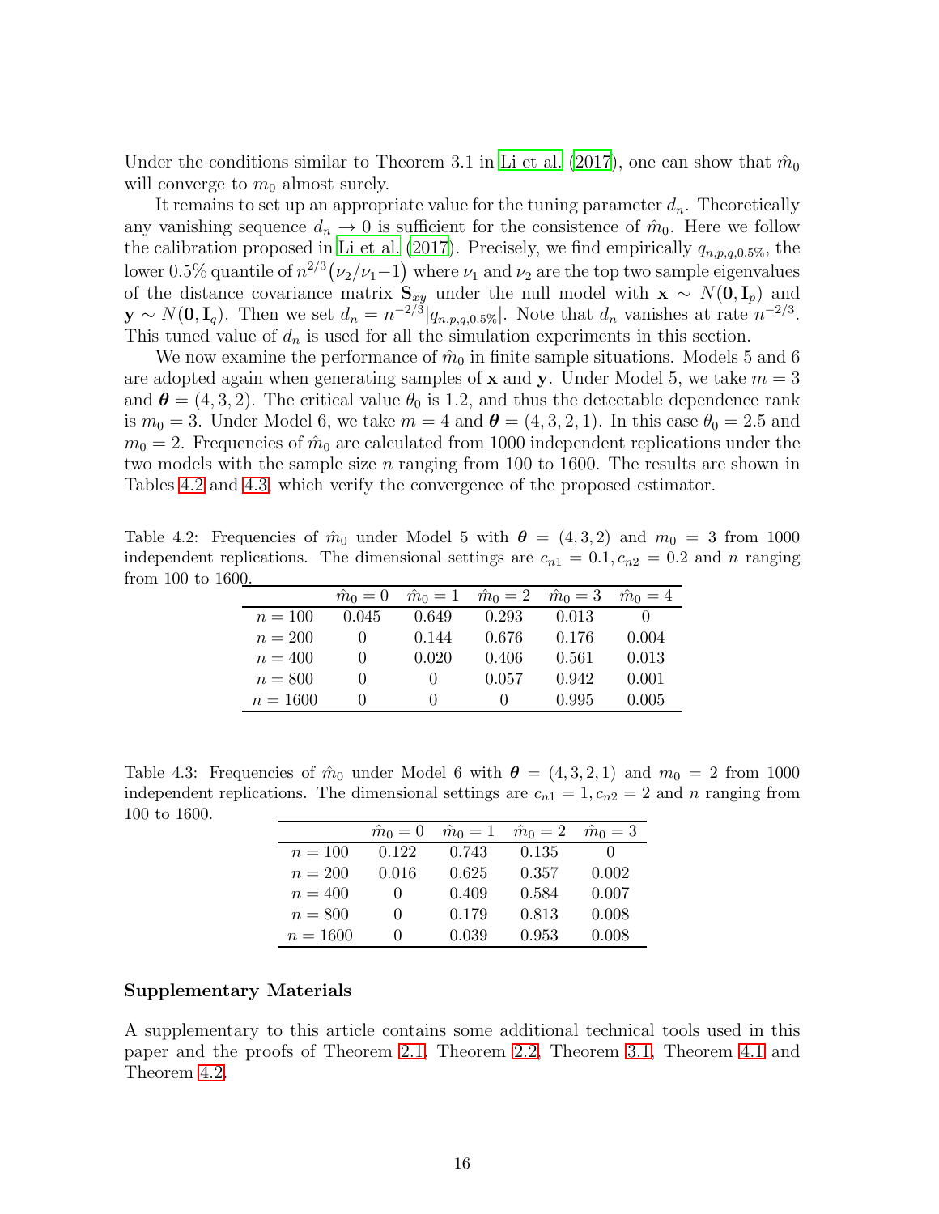Under the conditions similar to Theorem 3.1 in Li et al. (2017), one can show that $\hat{m}_0$ will converge to $m_0$ almost surely.

It remains to set up an appropriate value for the tuning parameter $d_n$. Theoretically any vanishing sequence $d_n \to 0$ is sufficient for the consistence of $\hat{m}_0$. Here we follow the calibration proposed in Li et al. (2017). Precisely, we find empirically $q_{n,p,q,0.5\%}$, the lower 0.5% quantile of $n^{2/3}(\nu_2/\nu_1 - 1)$ where $\nu_1$ and $\nu_2$ are the top two sample eigenvalues of the distance covariance matrix $\mathbf{S}_{xy}$ under the null model with $\mathbf{x} \sim N(\mathbf{0}, \mathbf{I}_p)$ and $\mathbf{y} \sim N(\mathbf{0}, \mathbf{I}_q)$. Then we set $d_n = n^{-2/3}|q_{n,p,q,0.5\%}|$. Note that $d_n$ vanishes at rate $n^{-2/3}$. This tuned value of $d_n$ is used for all the simulation experiments in this section.

We now examine the performance of $\hat{m}_0$ in finite sample situations. Models 5 and 6 are adopted again when generating samples of $\mathbf{x}$ and $\mathbf{y}$. Under Model 5, we take $m = 3$ and $\boldsymbol{\theta} = (4, 3, 2)$. The critical value $\theta_0$ is 1.2, and thus the detectable dependence rank is $m_0 = 3$. Under Model 6, we take $m = 4$ and $\boldsymbol{\theta} = (4, 3, 2, 1)$. In this case $\theta_0 = 2.5$ and $m_0 = 2$. Frequencies of $\hat{m}_0$ are calculated from 1000 independent replications under the two models with the sample size $n$ ranging from 100 to 1600. The results are shown in Tables 4.2 and 4.3, which verify the convergence of the proposed estimator.

Table 4.2: Frequencies of $\hat{m}_0$ under Model 5 with $\boldsymbol{\theta} = (4, 3, 2)$ and $m_0 = 3$ from 1000 independent replications. The dimensional settings are $c_{n1} = 0.1, c_{n2} = 0.2$ and $n$ ranging from 100 to 1600.

| | $\hat{m}_0 = 0$ | $\hat{m}_0 = 1$ | $\hat{m}_0 = 2$ | $\hat{m}_0 = 3$ | $\hat{m}_0 = 4$ |
|---|---|---|---|---|---|
| $n = 100$ | 0.045 | 0.649 | 0.293 | 0.013 | 0 |
| $n = 200$ | 0 | 0.144 | 0.676 | 0.176 | 0.004 |
| $n = 400$ | 0 | 0.020 | 0.406 | 0.561 | 0.013 |
| $n = 800$ | 0 | 0 | 0.057 | 0.942 | 0.001 |
| $n = 1600$ | 0 | 0 | 0 | 0.995 | 0.005 |

Table 4.3: Frequencies of $\hat{m}_0$ under Model 6 with $\boldsymbol{\theta} = (4, 3, 2, 1)$ and $m_0 = 2$ from 1000 independent replications. The dimensional settings are $c_{n1} = 1, c_{n2} = 2$ and $n$ ranging from 100 to 1600.

| | $\hat{m}_0 = 0$ | $\hat{m}_0 = 1$ | $\hat{m}_0 = 2$ | $\hat{m}_0 = 3$ |
|---|---|---|---|---|
| $n = 100$ | 0.122 | 0.743 | 0.135 | 0 |
| $n = 200$ | 0.016 | 0.625 | 0.357 | 0.002 |
| $n = 400$ | 0 | 0.409 | 0.584 | 0.007 |
| $n = 800$ | 0 | 0.179 | 0.813 | 0.008 |
| $n = 1600$ | 0 | 0.039 | 0.953 | 0.008 |

**Supplementary Materials**

A supplementary to this article contains some additional technical tools used in this paper and the proofs of Theorem 2.1, Theorem 2.2, Theorem 3.1, Theorem 4.1 and Theorem 4.2.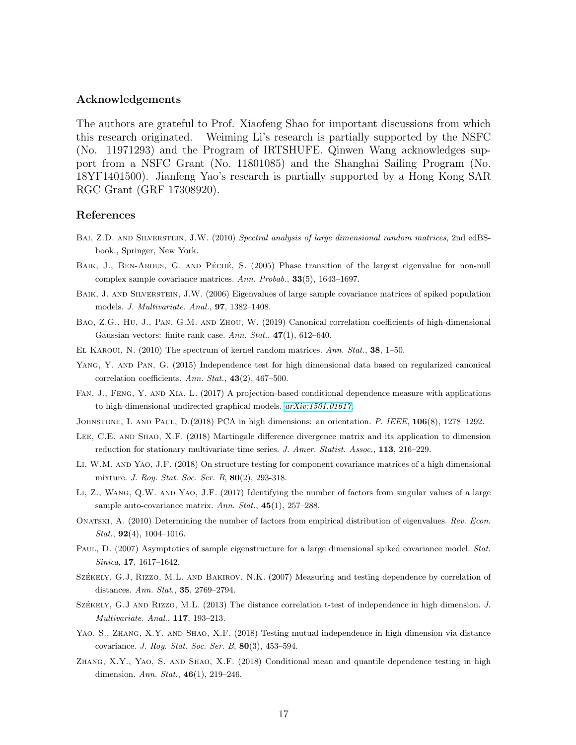## Acknowledgements

The authors are grateful to Prof. Xiaofeng Shao for important discussions from which this research originated. Weiming Li's research is partially supported by the NSFC (No. 11971293) and the Program of IRTSHUFE. Qinwen Wang acknowledges support from a NSFC Grant (No. 11801085) and the Shanghai Sailing Program (No. 18YF1401500). Jianfeng Yao's research is partially supported by a Hong Kong SAR RGC Grant (GRF 17308920).

## References

Bai, Z.D. and Silverstein, J.W. (2010) *Spectral analysis of large dimensional random matrices*, 2nd edBS-book., Springer, New York.

Baik, J., Ben-Arous, G. and Péché, S. (2005) Phase transition of the largest eigenvalue for non-null complex sample covariance matrices. *Ann. Probab.*, **33**(5), 1643–1697.

Baik, J. and Silverstein, J.W. (2006) Eigenvalues of large sample covariance matrices of spiked population models. *J. Multivariate. Anal.*, **97**, 1382–1408.

Bao, Z.G., Hu, J., Pan, G.M. and Zhou, W. (2019) Canonical correlation coefficients of high-dimensional Gaussian vectors: finite rank case. *Ann. Stat.*, **47**(1), 612–640.

El Karoui, N. (2010) The spectrum of kernel random matrices. *Ann. Stat.*, **38**, 1–50.

Yang, Y. and Pan, G. (2015) Independence test for high dimensional data based on regularized canonical correlation coefficients. *Ann. Stat.*, **43**(2), 467–500.

Fan, J., Feng, Y. and Xia, L. (2017) A projection-based conditional dependence measure with applications to high-dimensional undirected graphical models. *arXiv:1501.01617*.

Johnstone, I. and Paul, D.(2018) PCA in high dimensions: an orientation. *P. IEEE*, **106**(8), 1278–1292.

Lee, C.E. and Shao, X.F. (2018) Martingale difference divergence matrix and its application to dimension reduction for stationary multivariate time series. *J. Amer. Statist. Assoc.*, **113**, 216–229.

Li, W.M. and Yao, J.F. (2018) On structure testing for component covariance matrices of a high dimensional mixture. *J. Roy. Stat. Soc. Ser. B*, **80**(2), 293-318.

Li, Z., Wang, Q.W. and Yao, J.F. (2017) Identifying the number of factors from singular values of a large sample auto-covariance matrix. *Ann. Stat.*, **45**(1), 257–288.

Onatski, A. (2010) Determining the number of factors from empirical distribution of eigenvalues. *Rev. Econ. Stat.*, **92**(4), 1004–1016.

Paul, D. (2007) Asymptotics of sample eigenstructure for a large dimensional spiked covariance model. *Stat. Sinica*, **17**, 1617–1642.

Székely, G.J, Rizzo, M.L. and Bakirov, N.K. (2007) Measuring and testing dependence by correlation of distances. *Ann. Stat.*, **35**, 2769–2794.

Székely, G.J and Rizzo, M.L. (2013) The distance correlation t-test of independence in high dimension. *J. Multivariate. Anal.*, **117**, 193–213.

Yao, S., Zhang, X.Y. and Shao, X.F. (2018) Testing mutual independence in high dimension via distance covariance. *J. Roy. Stat. Soc. Ser. B*, **80**(3), 453–594.

Zhang, X.Y., Yao, S. and Shao, X.F. (2018) Conditional mean and quantile dependence testing in high dimension. *Ann. Stat.*, **46**(1), 219–246.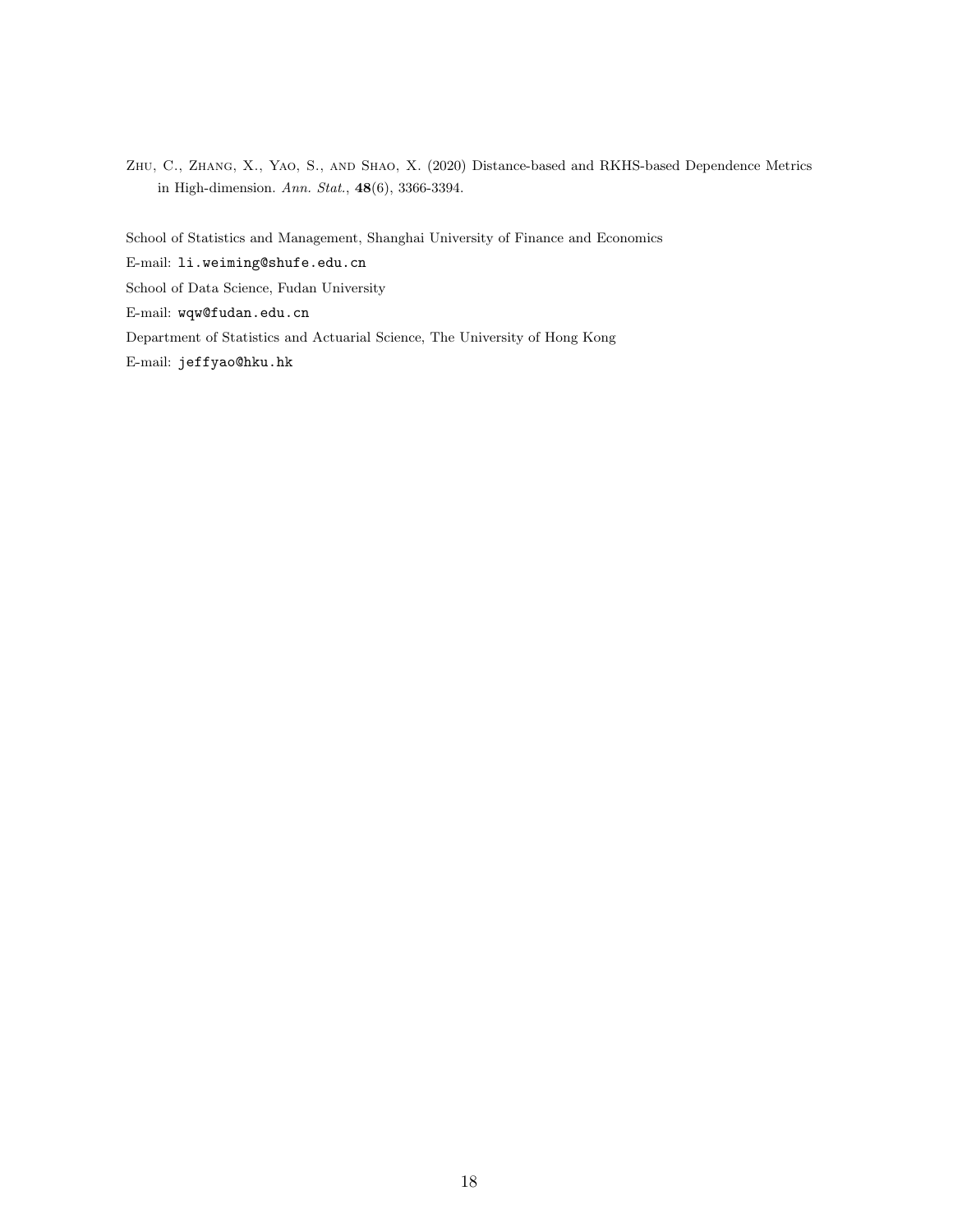Zhu, C., Zhang, X., Yao, S., and Shao, X. (2020) Distance-based and RKHS-based Dependence Metrics in High-dimension. *Ann. Stat.*, **48**(6), 3366-3394.

School of Statistics and Management, Shanghai University of Finance and Economics

E-mail: `li.weiming@shufe.edu.cn`

School of Data Science, Fudan University

E-mail: `wqw@fudan.edu.cn`

Department of Statistics and Actuarial Science, The University of Hong Kong

E-mail: `jeffyao@hku.hk`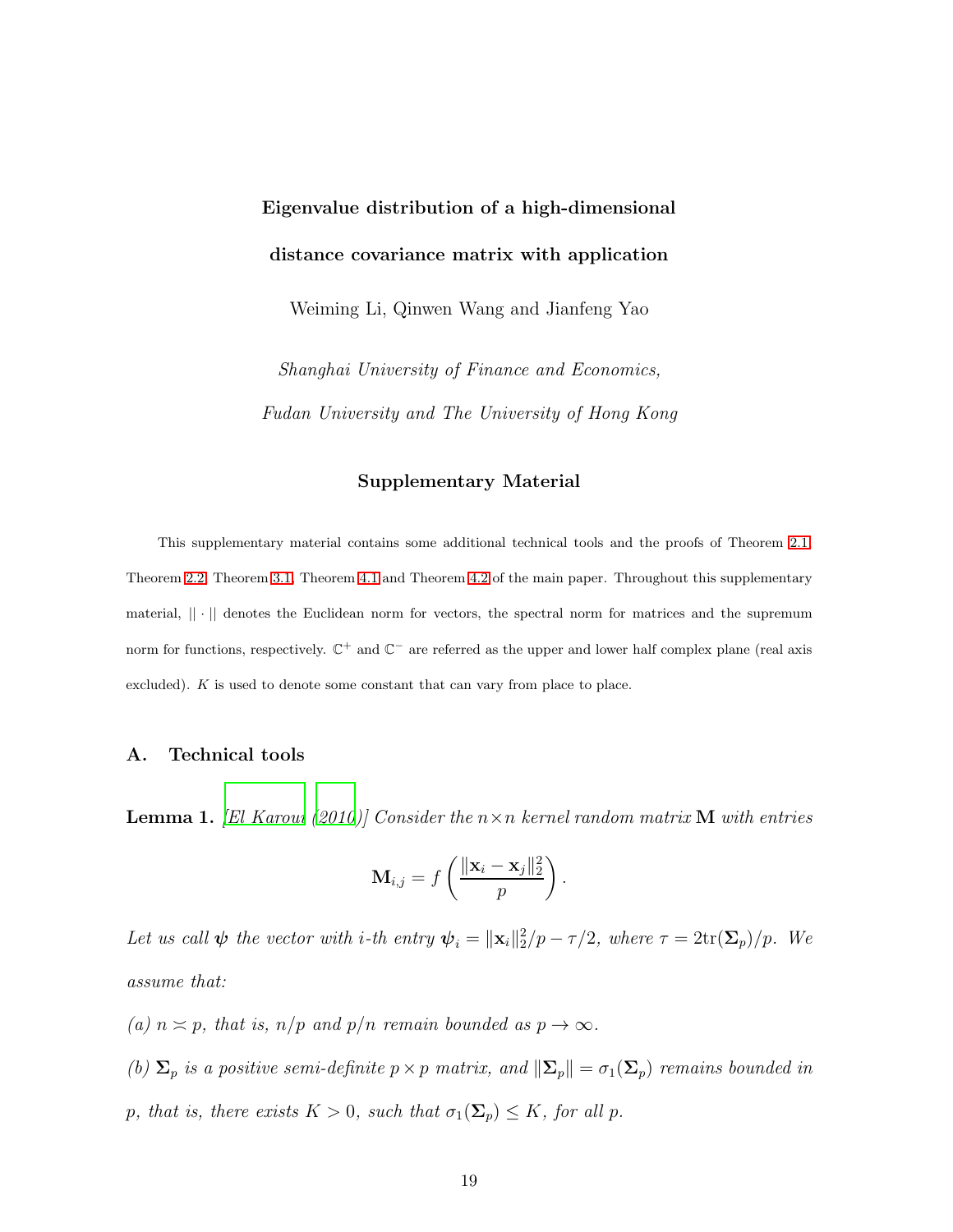**Eigenvalue distribution of a high-dimensional distance covariance matrix with application**

Weiming Li, Qinwen Wang and Jianfeng Yao

*Shanghai University of Finance and Economics, Fudan University and The University of Hong Kong*

**Supplementary Material**

This supplementary material contains some additional technical tools and the proofs of Theorem 2.1, Theorem 2.2, Theorem 3.1, Theorem 4.1 and Theorem 4.2 of the main paper. Throughout this supplementary material, $||\cdot||$ denotes the Euclidean norm for vectors, the spectral norm for matrices and the supremum norm for functions, respectively. $\mathbb{C}^+$ and $\mathbb{C}^-$ are referred as the upper and lower half complex plane (real axis excluded). $K$ is used to denote some constant that can vary from place to place.

## A. Technical tools

**Lemma 1.** *[El Karoui (2010)] Consider the $n \times n$ kernel random matrix $\mathbf{M}$ with entries*

$$\mathbf{M}_{i,j} = f\left(\frac{\|\mathbf{x}_i - \mathbf{x}_j\|_2^2}{p}\right).$$

*Let us call $\boldsymbol{\psi}$ the vector with $i$-th entry $\boldsymbol{\psi}_i = \|\mathbf{x}_i\|_2^2/p - \tau/2$, where $\tau = 2\mathrm{tr}(\boldsymbol{\Sigma}_p)/p$. We assume that:*

*(a) $n \asymp p$, that is, $n/p$ and $p/n$ remain bounded as $p \to \infty$.*

*(b) $\boldsymbol{\Sigma}_p$ is a positive semi-definite $p \times p$ matrix, and $\|\boldsymbol{\Sigma}_p\| = \sigma_1(\boldsymbol{\Sigma}_p)$ remains bounded in $p$, that is, there exists $K > 0$, such that $\sigma_1(\boldsymbol{\Sigma}_p) \leq K$, for all $p$.*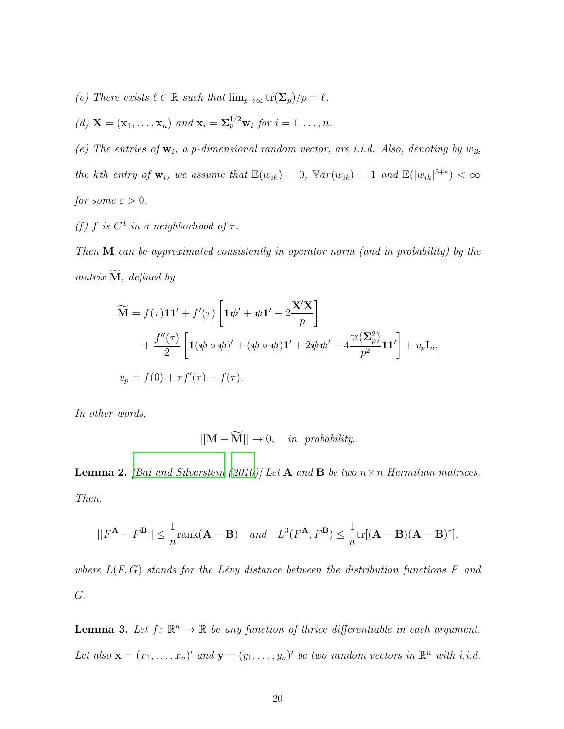*(c) There exists $\ell \in \mathbb{R}$ such that $\lim_{p\to\infty} \mathrm{tr}(\mathbf{\Sigma}_p)/p = \ell$.*

*(d) $\mathbf{X} = (\mathbf{x}_1, \ldots, \mathbf{x}_n)$ and $\mathbf{x}_i = \mathbf{\Sigma}_p^{1/2}\mathbf{w}_i$ for $i = 1, \ldots, n$.*

*(e) The entries of $\mathbf{w}_i$, a $p$-dimensional random vector, are i.i.d. Also, denoting by $w_{ik}$ the $k$th entry of $\mathbf{w}_i$, we assume that $\mathbb{E}(w_{ik}) = 0$, $\mathbb{V}ar(w_{ik}) = 1$ and $\mathbb{E}(|w_{ik}|^{5+\varepsilon}) < \infty$ for some $\varepsilon > 0$.*

*(f) $f$ is $C^3$ in a neighborhood of $\tau$.*

*Then $\mathbf{M}$ can be approximated consistently in operator norm (and in probability) by the matrix $\widetilde{\mathbf{M}}$, defined by*

$$
\begin{aligned}
\widetilde{\mathbf{M}} &= f(\tau)\mathbf{1}\mathbf{1}' + f'(\tau)\left[\mathbf{1}\boldsymbol{\psi}' + \boldsymbol{\psi}\mathbf{1}' - 2\frac{\mathbf{X}'\mathbf{X}}{p}\right] \\
&\quad + \frac{f''(\tau)}{2}\left[\mathbf{1}(\boldsymbol{\psi}\circ\boldsymbol{\psi})' + (\boldsymbol{\psi}\circ\boldsymbol{\psi})\mathbf{1}' + 2\boldsymbol{\psi}\boldsymbol{\psi}' + 4\frac{\mathrm{tr}(\mathbf{\Sigma}_p^2)}{p^2}\mathbf{1}\mathbf{1}'\right] + v_p\mathbf{I}_n, \\
v_p &= f(0) + \tau f'(\tau) - f(\tau).
\end{aligned}
$$

*In other words,*

$$
||\mathbf{M} - \widetilde{\mathbf{M}}|| \to 0, \quad \text{in probability.}
$$

**Lemma 2.** *[Bai and Silverstein (2010)] Let $\mathbf{A}$ and $\mathbf{B}$ be two $n \times n$ Hermitian matrices. Then,*

$$
||F^{\mathbf{A}} - F^{\mathbf{B}}|| \leq \frac{1}{n}\mathrm{rank}(\mathbf{A} - \mathbf{B}) \quad \text{and} \quad L^3(F^{\mathbf{A}}, F^{\mathbf{B}}) \leq \frac{1}{n}\mathrm{tr}[(\mathbf{A} - \mathbf{B})(\mathbf{A} - \mathbf{B})^*],
$$

*where $L(F, G)$ stands for the Lévy distance between the distribution functions $F$ and $G$.*

**Lemma 3.** *Let $f\colon \mathbb{R}^n \to \mathbb{R}$ be any function of thrice differentiable in each argument. Let also $\mathbf{x} = (x_1, \ldots, x_n)'$ and $\mathbf{y} = (y_1, \ldots, y_n)'$ be two random vectors in $\mathbb{R}^n$ with i.i.d.*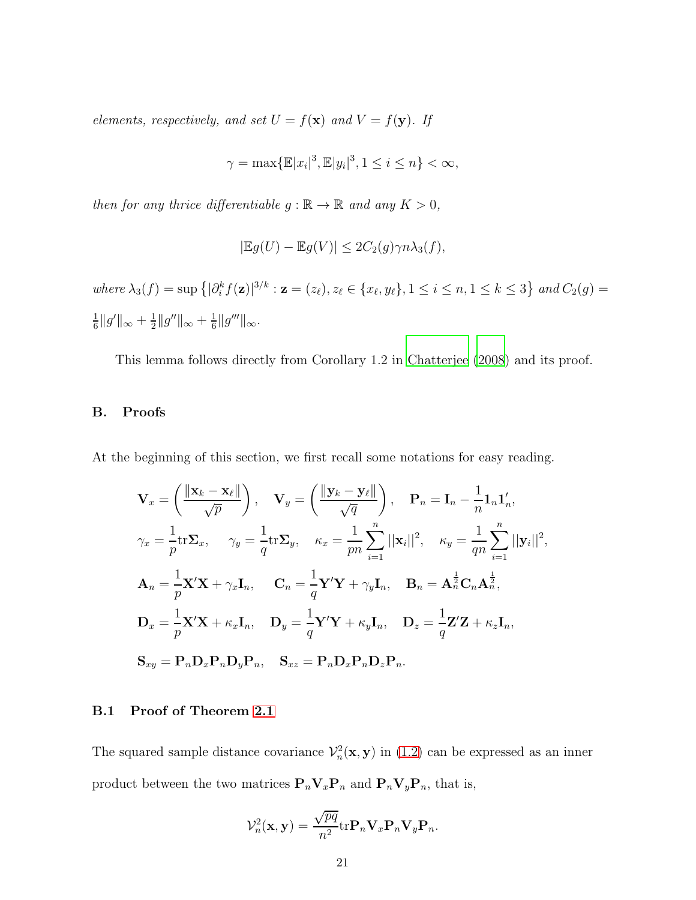*elements, respectively, and set $U = f(\mathbf{x})$ and $V = f(\mathbf{y})$. If*

$$\gamma = \max\{\mathbb{E}|x_i|^3, \mathbb{E}|y_i|^3, 1 \le i \le n\} < \infty,$$

*then for any thrice differentiable $g : \mathbb{R} \to \mathbb{R}$ and any $K > 0$,*

$$|\mathbb{E}g(U) - \mathbb{E}g(V)| \le 2C_2(g)\gamma n \lambda_3(f),$$

*where $\lambda_3(f) = \sup\left\{|\partial_i^k f(\mathbf{z})|^{3/k} : \mathbf{z} = (z_\ell), z_\ell \in \{x_\ell, y_\ell\}, 1 \le i \le n, 1 \le k \le 3\right\}$ and $C_2(g) = \frac{1}{6}\|g'\|_\infty + \frac{1}{2}\|g''\|_\infty + \frac{1}{6}\|g'''\|_\infty$.*

This lemma follows directly from Corollary 1.2 in Chatterjee (2008) and its proof.

## B. Proofs

At the beginning of this section, we first recall some notations for easy reading.

$$\mathbf{V}_x = \left(\frac{\|\mathbf{x}_k - \mathbf{x}_\ell\|}{\sqrt{p}}\right), \quad \mathbf{V}_y = \left(\frac{\|\mathbf{y}_k - \mathbf{y}_\ell\|}{\sqrt{q}}\right), \quad \mathbf{P}_n = \mathbf{I}_n - \frac{1}{n}\mathbf{1}_n\mathbf{1}_n',$$

$$\gamma_x = \frac{1}{p}\mathrm{tr}\boldsymbol{\Sigma}_x, \quad \gamma_y = \frac{1}{q}\mathrm{tr}\boldsymbol{\Sigma}_y, \quad \kappa_x = \frac{1}{pn}\sum_{i=1}^n ||\mathbf{x}_i||^2, \quad \kappa_y = \frac{1}{qn}\sum_{i=1}^n ||\mathbf{y}_i||^2,$$

$$\mathbf{A}_n = \frac{1}{p}\mathbf{X}'\mathbf{X} + \gamma_x\mathbf{I}_n, \quad \mathbf{C}_n = \frac{1}{q}\mathbf{Y}'\mathbf{Y} + \gamma_y\mathbf{I}_n, \quad \mathbf{B}_n = \mathbf{A}_n^{\frac{1}{2}}\mathbf{C}_n\mathbf{A}_n^{\frac{1}{2}},$$

$$\mathbf{D}_x = \frac{1}{p}\mathbf{X}'\mathbf{X} + \kappa_x\mathbf{I}_n, \quad \mathbf{D}_y = \frac{1}{q}\mathbf{Y}'\mathbf{Y} + \kappa_y\mathbf{I}_n, \quad \mathbf{D}_z = \frac{1}{q}\mathbf{Z}'\mathbf{Z} + \kappa_z\mathbf{I}_n,$$

$$\mathbf{S}_{xy} = \mathbf{P}_n\mathbf{D}_x\mathbf{P}_n\mathbf{D}_y\mathbf{P}_n, \quad \mathbf{S}_{xz} = \mathbf{P}_n\mathbf{D}_x\mathbf{P}_n\mathbf{D}_z\mathbf{P}_n.$$

### B.1 Proof of Theorem 2.1

The squared sample distance covariance $\mathcal{V}_n^2(\mathbf{x}, \mathbf{y})$ in (1.2) can be expressed as an inner product between the two matrices $\mathbf{P}_n\mathbf{V}_x\mathbf{P}_n$ and $\mathbf{P}_n\mathbf{V}_y\mathbf{P}_n$, that is,

$$\mathcal{V}_n^2(\mathbf{x}, \mathbf{y}) = \frac{\sqrt{pq}}{n^2}\mathrm{tr}\mathbf{P}_n\mathbf{V}_x\mathbf{P}_n\mathbf{V}_y\mathbf{P}_n.$$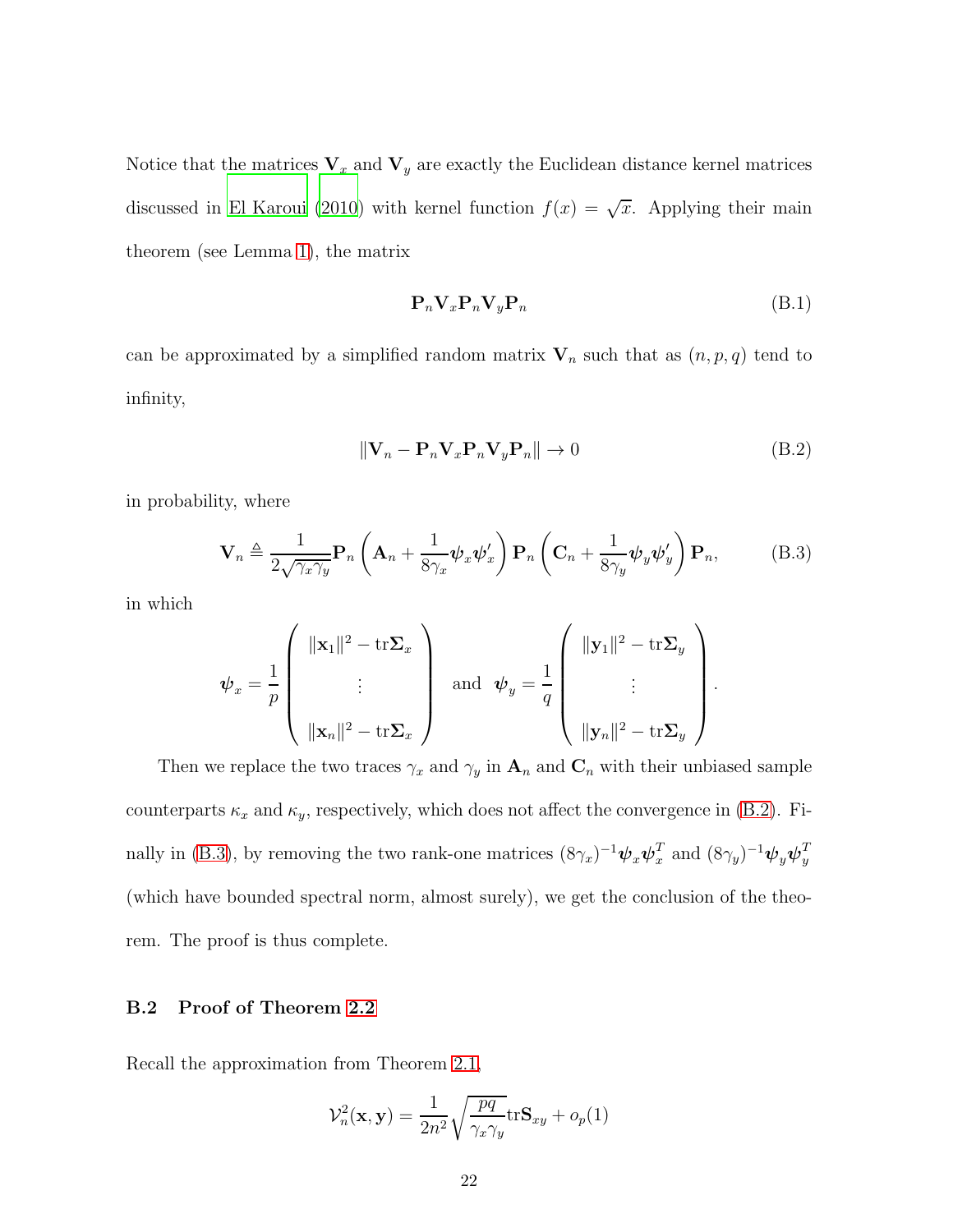Notice that the matrices $\mathbf{V}_x$ and $\mathbf{V}_y$ are exactly the Euclidean distance kernel matrices discussed in El Karoui (2010) with kernel function $f(x) = \sqrt{x}$. Applying their main theorem (see Lemma 1), the matrix

$$\mathbf{P}_n \mathbf{V}_x \mathbf{P}_n \mathbf{V}_y \mathbf{P}_n \tag{B.1}$$

can be approximated by a simplified random matrix $\mathbf{V}_n$ such that as $(n, p, q)$ tend to infinity,

$$\|\mathbf{V}_n - \mathbf{P}_n \mathbf{V}_x \mathbf{P}_n \mathbf{V}_y \mathbf{P}_n\| \to 0 \tag{B.2}$$

in probability, where

$$\mathbf{V}_n \triangleq \frac{1}{2\sqrt{\gamma_x \gamma_y}} \mathbf{P}_n \left( \mathbf{A}_n + \frac{1}{8\gamma_x} \boldsymbol{\psi}_x \boldsymbol{\psi}_x' \right) \mathbf{P}_n \left( \mathbf{C}_n + \frac{1}{8\gamma_y} \boldsymbol{\psi}_y \boldsymbol{\psi}_y' \right) \mathbf{P}_n, \tag{B.3}$$

in which

$$\boldsymbol{\psi}_x = \frac{1}{p} \begin{pmatrix} \|\mathbf{x}_1\|^2 - \text{tr}\boldsymbol{\Sigma}_x \\ \vdots \\ \|\mathbf{x}_n\|^2 - \text{tr}\boldsymbol{\Sigma}_x \end{pmatrix} \quad \text{and} \quad \boldsymbol{\psi}_y = \frac{1}{q} \begin{pmatrix} \|\mathbf{y}_1\|^2 - \text{tr}\boldsymbol{\Sigma}_y \\ \vdots \\ \|\mathbf{y}_n\|^2 - \text{tr}\boldsymbol{\Sigma}_y \end{pmatrix}.$$

Then we replace the two traces $\gamma_x$ and $\gamma_y$ in $\mathbf{A}_n$ and $\mathbf{C}_n$ with their unbiased sample counterparts $\kappa_x$ and $\kappa_y$, respectively, which does not affect the convergence in (B.2). Finally in (B.3), by removing the two rank-one matrices $(8\gamma_x)^{-1}\boldsymbol{\psi}_x\boldsymbol{\psi}_x^T$ and $(8\gamma_y)^{-1}\boldsymbol{\psi}_y\boldsymbol{\psi}_y^T$ (which have bounded spectral norm, almost surely), we get the conclusion of the theorem. The proof is thus complete.

### B.2 Proof of Theorem 2.2

Recall the approximation from Theorem 2.1,

$$\mathcal{V}_n^2(\mathbf{x}, \mathbf{y}) = \frac{1}{2n^2} \sqrt{\frac{pq}{\gamma_x \gamma_y}} \text{tr}\mathbf{S}_{xy} + o_p(1)$$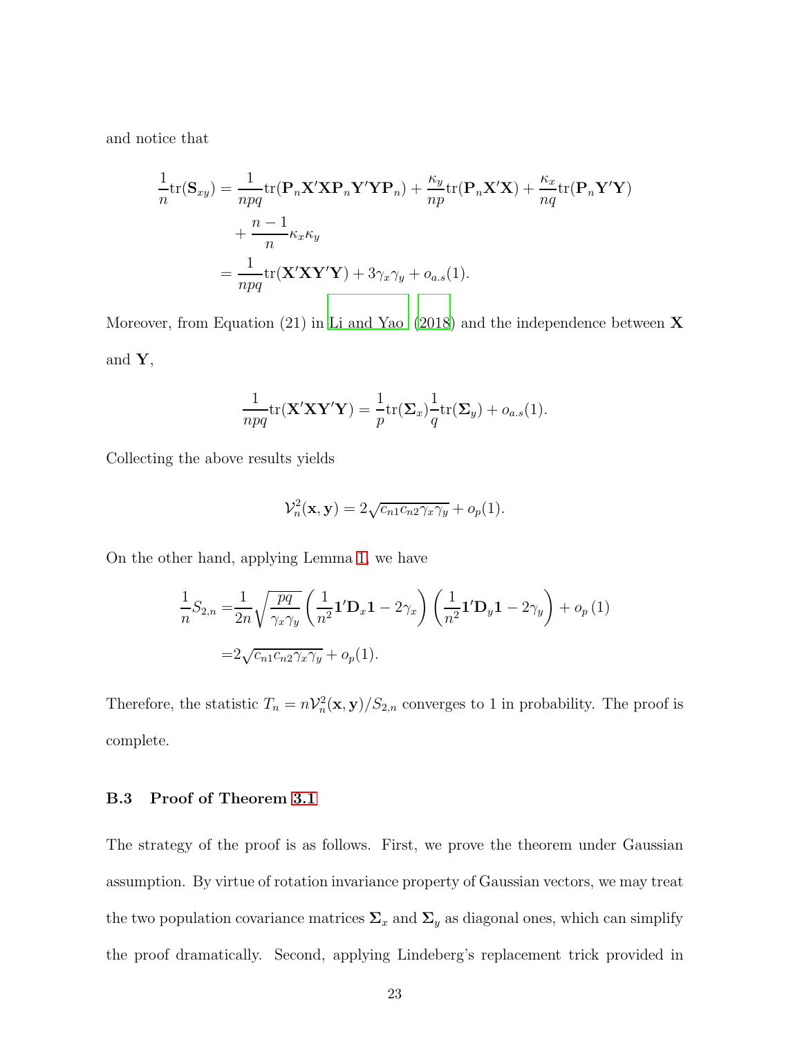and notice that

$$
\begin{aligned}
\frac{1}{n}\mathrm{tr}(\mathbf{S}_{xy}) &= \frac{1}{npq}\mathrm{tr}(\mathbf{P}_n\mathbf{X}'\mathbf{X}\mathbf{P}_n\mathbf{Y}'\mathbf{Y}\mathbf{P}_n) + \frac{\kappa_y}{np}\mathrm{tr}(\mathbf{P}_n\mathbf{X}'\mathbf{X}) + \frac{\kappa_x}{nq}\mathrm{tr}(\mathbf{P}_n\mathbf{Y}'\mathbf{Y}) \\
&\quad + \frac{n-1}{n}\kappa_x\kappa_y \\
&= \frac{1}{npq}\mathrm{tr}(\mathbf{X}'\mathbf{X}\mathbf{Y}'\mathbf{Y}) + 3\gamma_x\gamma_y + o_{a.s}(1).
\end{aligned}
$$

Moreover, from Equation (21) in Li and Yao (2018) and the independence between $\mathbf{X}$ and $\mathbf{Y}$,

$$
\frac{1}{npq}\mathrm{tr}(\mathbf{X}'\mathbf{X}\mathbf{Y}'\mathbf{Y}) = \frac{1}{p}\mathrm{tr}(\mathbf{\Sigma}_x)\frac{1}{q}\mathrm{tr}(\mathbf{\Sigma}_y) + o_{a.s}(1).
$$

Collecting the above results yields

$$
\mathcal{V}_n^2(\mathbf{x}, \mathbf{y}) = 2\sqrt{c_{n1}c_{n2}\gamma_x\gamma_y} + o_p(1).
$$

On the other hand, applying Lemma 1, we have

$$
\begin{aligned}
\frac{1}{n}S_{2,n} =& \frac{1}{2n}\sqrt{\frac{pq}{\gamma_x\gamma_y}}\left(\frac{1}{n^2}\mathbf{1}'\mathbf{D}_x\mathbf{1} - 2\gamma_x\right)\left(\frac{1}{n^2}\mathbf{1}'\mathbf{D}_y\mathbf{1} - 2\gamma_y\right) + o_p(1) \\
=& 2\sqrt{c_{n1}c_{n2}\gamma_x\gamma_y} + o_p(1).
\end{aligned}
$$

Therefore, the statistic $T_n = n\mathcal{V}_n^2(\mathbf{x}, \mathbf{y})/S_{2,n}$ converges to 1 in probability. The proof is complete.

### B.3 Proof of Theorem 3.1

The strategy of the proof is as follows. First, we prove the theorem under Gaussian assumption. By virtue of rotation invariance property of Gaussian vectors, we may treat the two population covariance matrices $\mathbf{\Sigma}_x$ and $\mathbf{\Sigma}_y$ as diagonal ones, which can simplify the proof dramatically. Second, applying Lindeberg's replacement trick provided in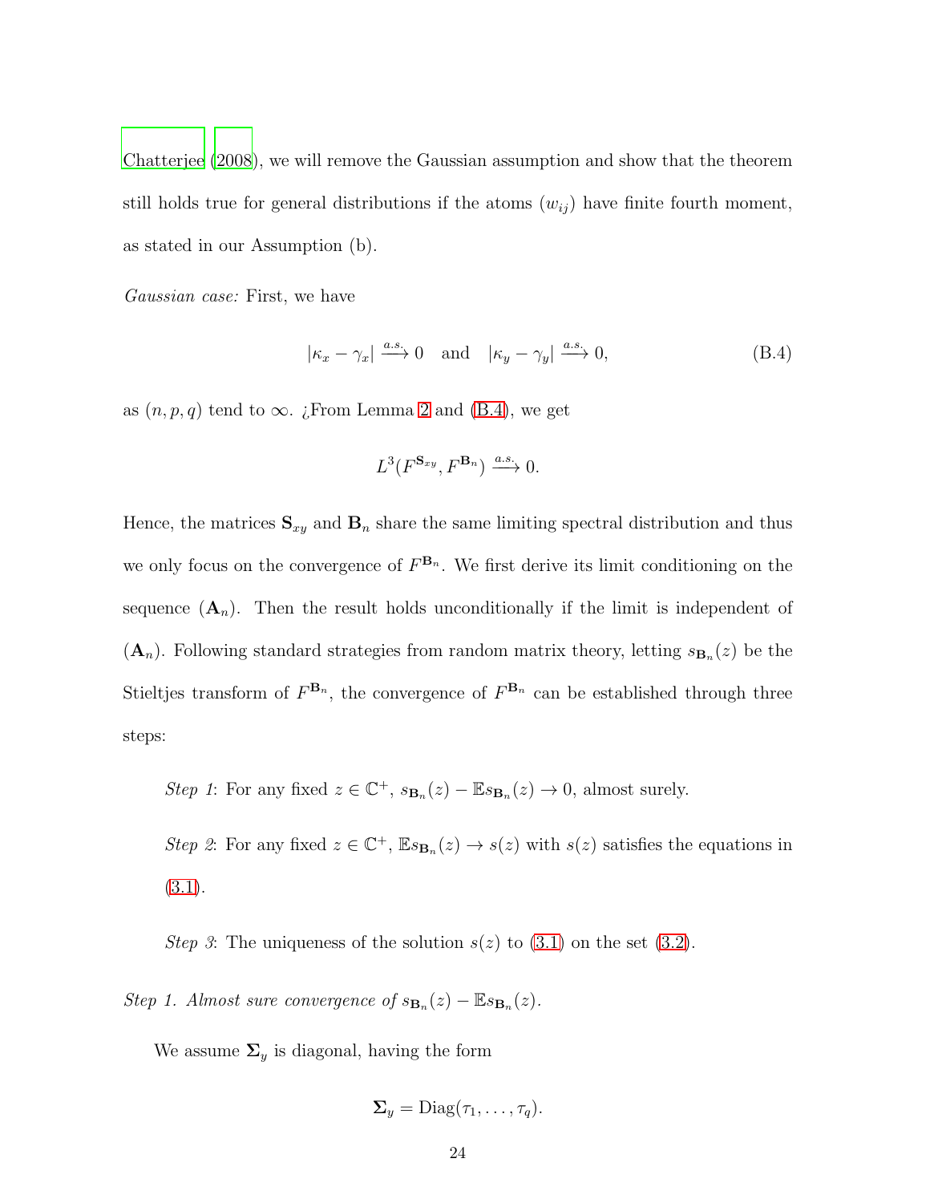Chatterjee (2008), we will remove the Gaussian assumption and show that the theorem still holds true for general distributions if the atoms $(w_{ij})$ have finite fourth moment, as stated in our Assumption (b).

*Gaussian case:* First, we have

$$|\kappa_x - \gamma_x| \xrightarrow{a.s.} 0 \quad \text{and} \quad |\kappa_y - \gamma_y| \xrightarrow{a.s.} 0, \tag{B.4}$$

as $(n, p, q)$ tend to $\infty$. ¿From Lemma 2 and (B.4), we get

$$L^3(F^{\mathbf{S}_{xy}}, F^{\mathbf{B}_n}) \xrightarrow{a.s.} 0.$$

Hence, the matrices $\mathbf{S}_{xy}$ and $\mathbf{B}_n$ share the same limiting spectral distribution and thus we only focus on the convergence of $F^{\mathbf{B}_n}$. We first derive its limit conditioning on the sequence $(\mathbf{A}_n)$. Then the result holds unconditionally if the limit is independent of $(\mathbf{A}_n)$. Following standard strategies from random matrix theory, letting $s_{\mathbf{B}_n}(z)$ be the Stieltjes transform of $F^{\mathbf{B}_n}$, the convergence of $F^{\mathbf{B}_n}$ can be established through three steps:

*Step 1*: For any fixed $z \in \mathbb{C}^+$, $s_{\mathbf{B}_n}(z) - \mathbb{E}s_{\mathbf{B}_n}(z) \to 0$, almost surely.

*Step 2*: For any fixed $z \in \mathbb{C}^+$, $\mathbb{E}s_{\mathbf{B}_n}(z) \to s(z)$ with $s(z)$ satisfies the equations in (3.1).

*Step 3*: The uniqueness of the solution $s(z)$ to (3.1) on the set (3.2).

*Step 1. Almost sure convergence of $s_{\mathbf{B}_n}(z) - \mathbb{E}s_{\mathbf{B}_n}(z)$.*

We assume $\mathbf{\Sigma}_y$ is diagonal, having the form

$$\mathbf{\Sigma}_y = \text{Diag}(\tau_1, \ldots, \tau_q).$$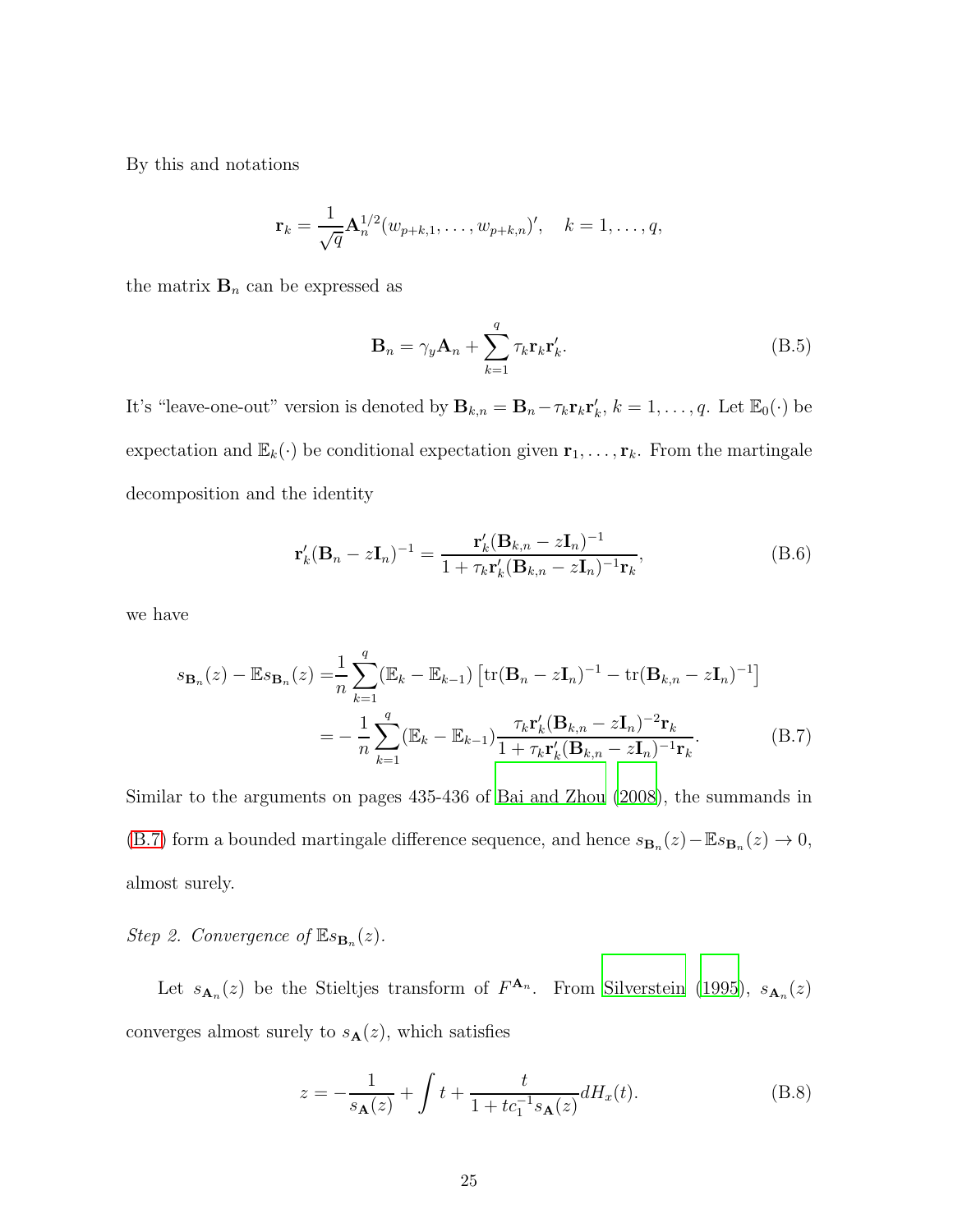By this and notations

$$\mathbf{r}_k = \frac{1}{\sqrt{q}} \mathbf{A}_n^{1/2} (w_{p+k,1}, \ldots, w_{p+k,n})', \quad k = 1, \ldots, q,$$

the matrix $\mathbf{B}_n$ can be expressed as

$$\mathbf{B}_n = \gamma_y \mathbf{A}_n + \sum_{k=1}^{q} \tau_k \mathbf{r}_k \mathbf{r}_k'. \tag{B.5}$$

It's "leave-one-out" version is denoted by $\mathbf{B}_{k,n} = \mathbf{B}_n - \tau_k \mathbf{r}_k \mathbf{r}_k'$, $k = 1, \ldots, q$. Let $\mathbb{E}_0(\cdot)$ be expectation and $\mathbb{E}_k(\cdot)$ be conditional expectation given $\mathbf{r}_1, \ldots, \mathbf{r}_k$. From the martingale decomposition and the identity

$$\mathbf{r}_k'(\mathbf{B}_n - z\mathbf{I}_n)^{-1} = \frac{\mathbf{r}_k'(\mathbf{B}_{k,n} - z\mathbf{I}_n)^{-1}}{1 + \tau_k \mathbf{r}_k'(\mathbf{B}_{k,n} - z\mathbf{I}_n)^{-1}\mathbf{r}_k}, \tag{B.6}$$

we have

$$\begin{aligned} s_{\mathbf{B}_n}(z) - \mathbb{E}s_{\mathbf{B}_n}(z) =& \frac{1}{n}\sum_{k=1}^{q}(\mathbb{E}_k - \mathbb{E}_{k-1})\left[\mathrm{tr}(\mathbf{B}_n - z\mathbf{I}_n)^{-1} - \mathrm{tr}(\mathbf{B}_{k,n} - z\mathbf{I}_n)^{-1}\right] \\ =& -\frac{1}{n}\sum_{k=1}^{q}(\mathbb{E}_k - \mathbb{E}_{k-1})\frac{\tau_k \mathbf{r}_k'(\mathbf{B}_{k,n} - z\mathbf{I}_n)^{-2}\mathbf{r}_k}{1 + \tau_k \mathbf{r}_k'(\mathbf{B}_{k,n} - z\mathbf{I}_n)^{-1}\mathbf{r}_k}. \end{aligned} \tag{B.7}$$

Similar to the arguments on pages 435-436 of Bai and Zhou (2008), the summands in (B.7) form a bounded martingale difference sequence, and hence $s_{\mathbf{B}_n}(z) - \mathbb{E}s_{\mathbf{B}_n}(z) \to 0$, almost surely.

*Step 2. Convergence of $\mathbb{E}s_{\mathbf{B}_n}(z)$.*

Let $s_{\mathbf{A}_n}(z)$ be the Stieltjes transform of $F^{\mathbf{A}_n}$. From Silverstein (1995), $s_{\mathbf{A}_n}(z)$ converges almost surely to $s_{\mathbf{A}}(z)$, which satisfies

$$z = -\frac{1}{s_{\mathbf{A}}(z)} + \int t + \frac{t}{1 + tc_1^{-1}s_{\mathbf{A}}(z)} dH_x(t). \tag{B.8}$$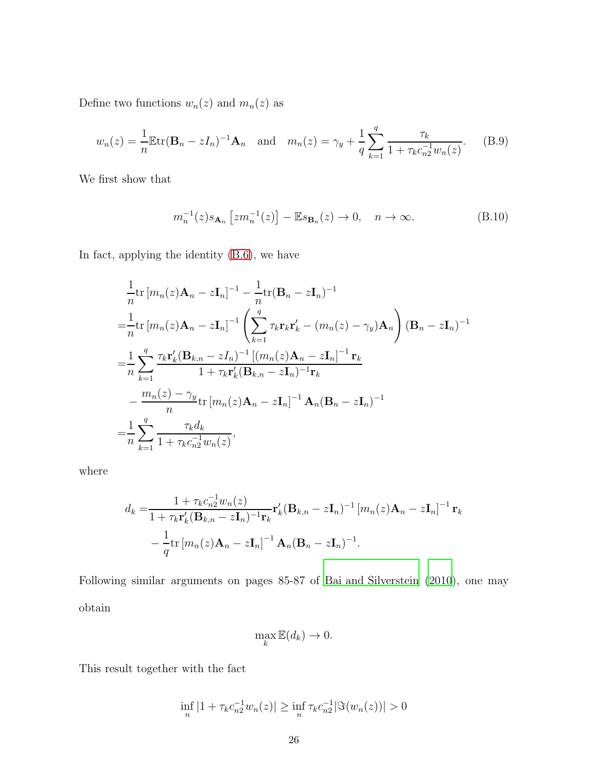Define two functions $w_n(z)$ and $m_n(z)$ as

$$w_n(z) = \frac{1}{n}\mathbb{E}\mathrm{tr}(\mathbf{B}_n - zI_n)^{-1}\mathbf{A}_n \quad \text{and} \quad m_n(z) = \gamma_y + \frac{1}{q}\sum_{k=1}^{q}\frac{\tau_k}{1+\tau_k c_{n2}^{-1} w_n(z)}. \tag{B.9}$$

We first show that

$$m_n^{-1}(z)s_{\mathbf{A}_n}\left[zm_n^{-1}(z)\right] - \mathbb{E}s_{\mathbf{B}_n}(z) \to 0, \quad n\to\infty. \tag{B.10}$$

In fact, applying the identity (B.6), we have

$$\begin{aligned}
&\frac{1}{n}\mathrm{tr}\left[m_n(z)\mathbf{A}_n - z\mathbf{I}_n\right]^{-1} - \frac{1}{n}\mathrm{tr}(\mathbf{B}_n - z\mathbf{I}_n)^{-1} \\
=&\frac{1}{n}\mathrm{tr}\left[m_n(z)\mathbf{A}_n - z\mathbf{I}_n\right]^{-1}\left(\sum_{k=1}^{q}\tau_k\mathbf{r}_k\mathbf{r}_k' - (m_n(z)-\gamma_y)\mathbf{A}_n\right)(\mathbf{B}_n - z\mathbf{I}_n)^{-1} \\
=&\frac{1}{n}\sum_{k=1}^{q}\frac{\tau_k\mathbf{r}_k'(\mathbf{B}_{k,n} - zI_n)^{-1}\left[(m_n(z)\mathbf{A}_n - z\mathbf{I}_n\right]^{-1}\mathbf{r}_k}{1+\tau_k\mathbf{r}_k'(\mathbf{B}_{k,n} - z\mathbf{I}_n)^{-1}\mathbf{r}_k} \\
&-\frac{m_n(z)-\gamma_y}{n}\mathrm{tr}\left[m_n(z)\mathbf{A}_n - z\mathbf{I}_n\right]^{-1}\mathbf{A}_n(\mathbf{B}_n - z\mathbf{I}_n)^{-1} \\
=&\frac{1}{n}\sum_{k=1}^{q}\frac{\tau_k d_k}{1+\tau_k c_{n2}^{-1}w_n(z)},
\end{aligned}$$

where

$$\begin{aligned}
d_k =&\frac{1+\tau_k c_{n2}^{-1}w_n(z)}{1+\tau_k\mathbf{r}_k'(\mathbf{B}_{k,n} - z\mathbf{I}_n)^{-1}\mathbf{r}_k}\mathbf{r}_k'(\mathbf{B}_{k,n} - z\mathbf{I}_n)^{-1}\left[m_n(z)\mathbf{A}_n - z\mathbf{I}_n\right]^{-1}\mathbf{r}_k \\
&-\frac{1}{q}\mathrm{tr}\left[m_n(z)\mathbf{A}_n - z\mathbf{I}_n\right]^{-1}\mathbf{A}_n(\mathbf{B}_n - z\mathbf{I}_n)^{-1}.
\end{aligned}$$

Following similar arguments on pages 85-87 of Bai and Silverstein (2010), one may obtain

$$\max_k \mathbb{E}(d_k) \to 0.$$

This result together with the fact

$$\inf_n |1+\tau_k c_{n2}^{-1}w_n(z)| \geq \inf_n \tau_k c_{n2}^{-1}|\Im(w_n(z))| > 0$$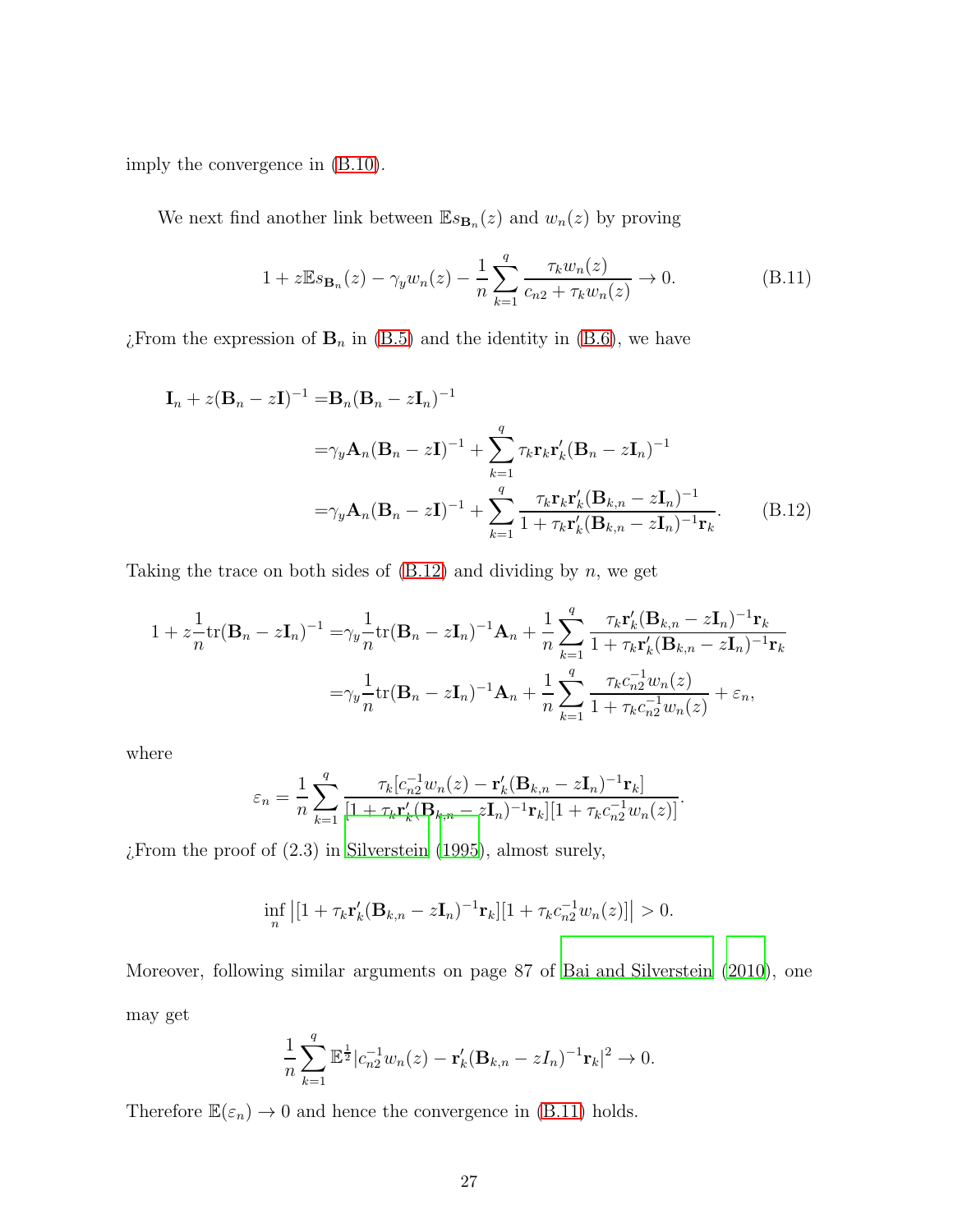imply the convergence in (B.10).

We next find another link between $\mathbb{E}s_{\mathbf{B}_n}(z)$ and $w_n(z)$ by proving

$$1 + z\mathbb{E}s_{\mathbf{B}_n}(z) - \gamma_y w_n(z) - \frac{1}{n}\sum_{k=1}^{q} \frac{\tau_k w_n(z)}{c_{n2} + \tau_k w_n(z)} \to 0. \tag{B.11}$$

¿From the expression of $\mathbf{B}_n$ in (B.5) and the identity in (B.6), we have

$$\begin{aligned}
\mathbf{I}_n + z(\mathbf{B}_n - z\mathbf{I})^{-1} =& \mathbf{B}_n(\mathbf{B}_n - z\mathbf{I}_n)^{-1} \\
=& \gamma_y \mathbf{A}_n(\mathbf{B}_n - z\mathbf{I})^{-1} + \sum_{k=1}^{q} \tau_k \mathbf{r}_k \mathbf{r}_k'(\mathbf{B}_n - z\mathbf{I}_n)^{-1} \\
=& \gamma_y \mathbf{A}_n(\mathbf{B}_n - z\mathbf{I})^{-1} + \sum_{k=1}^{q} \frac{\tau_k \mathbf{r}_k \mathbf{r}_k'(\mathbf{B}_{k,n} - z\mathbf{I}_n)^{-1}}{1 + \tau_k \mathbf{r}_k'(\mathbf{B}_{k,n} - z\mathbf{I}_n)^{-1}\mathbf{r}_k}.
\end{aligned} \tag{B.12}$$

Taking the trace on both sides of (B.12) and dividing by $n$, we get

$$\begin{aligned}
1 + z\frac{1}{n}\mathrm{tr}(\mathbf{B}_n - z\mathbf{I}_n)^{-1} =& \gamma_y \frac{1}{n}\mathrm{tr}(\mathbf{B}_n - z\mathbf{I}_n)^{-1}\mathbf{A}_n + \frac{1}{n}\sum_{k=1}^{q} \frac{\tau_k \mathbf{r}_k'(\mathbf{B}_{k,n} - z\mathbf{I}_n)^{-1}\mathbf{r}_k}{1 + \tau_k \mathbf{r}_k'(\mathbf{B}_{k,n} - z\mathbf{I}_n)^{-1}\mathbf{r}_k} \\
=& \gamma_y \frac{1}{n}\mathrm{tr}(\mathbf{B}_n - z\mathbf{I}_n)^{-1}\mathbf{A}_n + \frac{1}{n}\sum_{k=1}^{q} \frac{\tau_k c_{n2}^{-1} w_n(z)}{1 + \tau_k c_{n2}^{-1} w_n(z)} + \varepsilon_n,
\end{aligned}$$

where

$$\varepsilon_n = \frac{1}{n}\sum_{k=1}^{q} \frac{\tau_k[c_{n2}^{-1} w_n(z) - \mathbf{r}_k'(\mathbf{B}_{k,n} - z\mathbf{I}_n)^{-1}\mathbf{r}_k]}{[1 + \tau_k \mathbf{r}_k'(\mathbf{B}_{k,n} - z\mathbf{I}_n)^{-1}\mathbf{r}_k][1 + \tau_k c_{n2}^{-1} w_n(z)]}.$$

¿From the proof of (2.3) in Silverstein (1995), almost surely,

$$\inf_n \left| [1 + \tau_k \mathbf{r}_k'(\mathbf{B}_{k,n} - z\mathbf{I}_n)^{-1}\mathbf{r}_k][1 + \tau_k c_{n2}^{-1} w_n(z)] \right| > 0.$$

Moreover, following similar arguments on page 87 of Bai and Silverstein (2010), one may get

$$\frac{1}{n}\sum_{k=1}^{q} \mathbb{E}^{\frac{1}{2}} |c_{n2}^{-1} w_n(z) - \mathbf{r}_k'(\mathbf{B}_{k,n} - zI_n)^{-1}\mathbf{r}_k|^2 \to 0.$$

Therefore $\mathbb{E}(\varepsilon_n) \to 0$ and hence the convergence in (B.11) holds.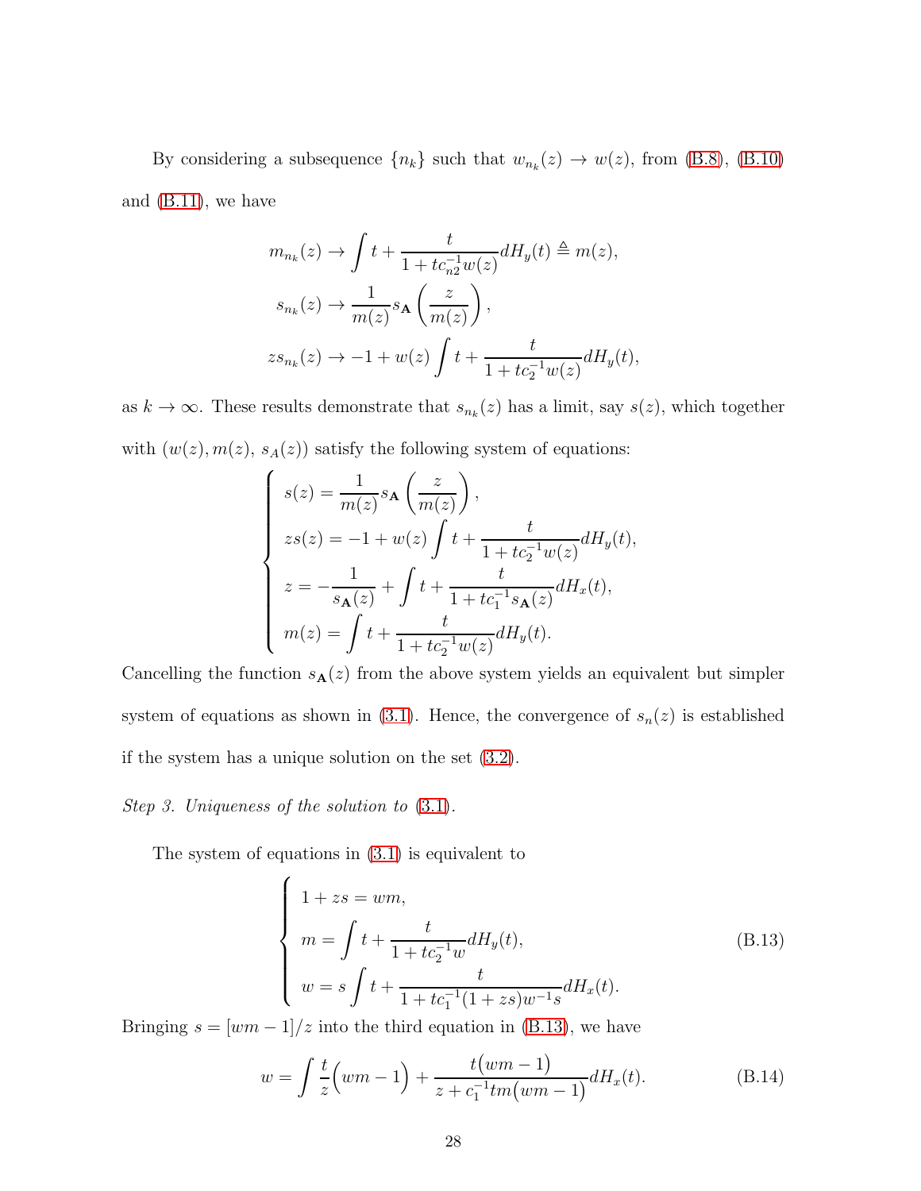By considering a subsequence $\{n_k\}$ such that $w_{n_k}(z) \to w(z)$, from (B.8), (B.10) and (B.11), we have

$$
\begin{aligned}
m_{n_k}(z) &\to \int t + \frac{t}{1+tc_{n2}^{-1}w(z)} dH_y(t) \triangleq m(z), \\
s_{n_k}(z) &\to \frac{1}{m(z)} s_{\mathbf{A}}\left(\frac{z}{m(z)}\right), \\
zs_{n_k}(z) &\to -1 + w(z) \int t + \frac{t}{1+tc_2^{-1}w(z)} dH_y(t),
\end{aligned}
$$

as $k \to \infty$. These results demonstrate that $s_{n_k}(z)$ has a limit, say $s(z)$, which together with $(w(z), m(z), s_A(z))$ satisfy the following system of equations:

$$
\begin{cases}
s(z) = \dfrac{1}{m(z)} s_{\mathbf{A}}\left(\dfrac{z}{m(z)}\right), \\
zs(z) = -1 + w(z) \displaystyle\int t + \frac{t}{1+tc_2^{-1}w(z)} dH_y(t), \\
z = -\dfrac{1}{s_{\mathbf{A}}(z)} + \displaystyle\int t + \frac{t}{1+tc_1^{-1}s_{\mathbf{A}}(z)} dH_x(t), \\
m(z) = \displaystyle\int t + \frac{t}{1+tc_2^{-1}w(z)} dH_y(t).
\end{cases}
$$

Cancelling the function $s_{\mathbf{A}}(z)$ from the above system yields an equivalent but simpler system of equations as shown in (3.1). Hence, the convergence of $s_n(z)$ is established if the system has a unique solution on the set (3.2).

*Step 3. Uniqueness of the solution to* (3.1).

The system of equations in (3.1) is equivalent to

$$
\begin{cases}
1 + zs = wm, \\
m = \displaystyle\int t + \frac{t}{1+tc_2^{-1}w} dH_y(t), \\
w = s \displaystyle\int t + \frac{t}{1+tc_1^{-1}(1+zs)w^{-1}s} dH_x(t).
\end{cases}
\tag{B.13}
$$

Bringing $s = [wm-1]/z$ into the third equation in (B.13), we have

$$
w = \int \frac{t}{z}\Big(wm - 1\Big) + \frac{t\big(wm-1\big)}{z + c_1^{-1}tm\big(wm-1\big)} dH_x(t). \tag{B.14}
$$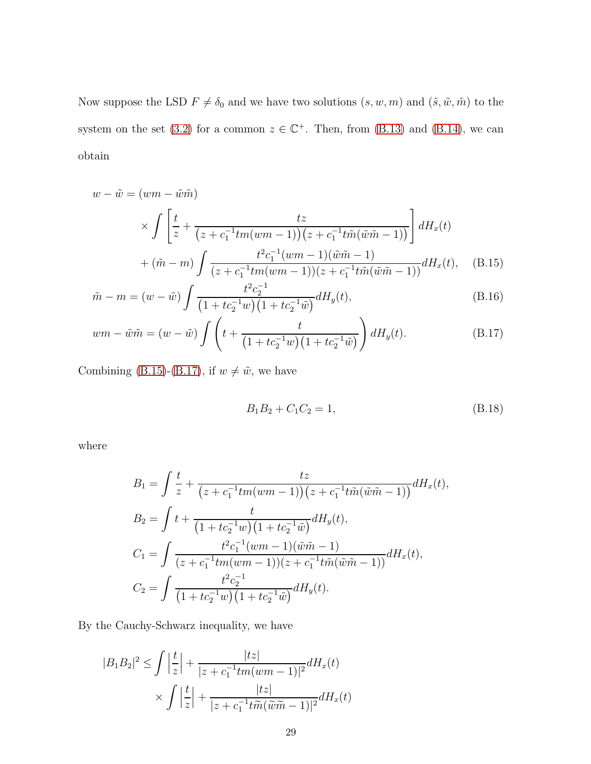Now suppose the LSD $F \neq \delta_0$ and we have two solutions $(s, w, m)$ and $(\tilde{s}, \tilde{w}, \tilde{m})$ to the system on the set (3.2) for a common $z \in \mathbb{C}^+$. Then, from (B.13) and (B.14), we can obtain

$$
\begin{aligned}
w - \tilde{w} = & \,(wm - \tilde{w}\tilde{m}) \\
& \times \int \left[ \frac{t}{z} + \frac{tz}{\big(z + c_1^{-1} t m (wm - 1)\big)\big(z + c_1^{-1} t \tilde{m} (\tilde{w}\tilde{m} - 1)\big)} \right] dH_x(t) \\
& + (\tilde{m} - m) \int \frac{t^2 c_1^{-1} (wm - 1)(\tilde{w}\tilde{m} - 1)}{(z + c_1^{-1} t m (wm - 1))(z + c_1^{-1} t \tilde{m} (\tilde{w}\tilde{m} - 1))} dH_x(t), \quad \text{(B.15)}
\end{aligned}
$$

$$
\tilde{m} - m = (w - \tilde{w}) \int \frac{t^2 c_2^{-1}}{\big(1 + t c_2^{-1} w\big)\big(1 + t c_2^{-1} \tilde{w}\big)} dH_y(t), \quad \text{(B.16)}
$$

$$
wm - \tilde{w}\tilde{m} = (w - \tilde{w}) \int \left( t + \frac{t}{\big(1 + t c_2^{-1} w\big)\big(1 + t c_2^{-1} \tilde{w}\big)} \right) dH_y(t). \quad \text{(B.17)}
$$

Combining (B.15)-(B.17), if $w \neq \tilde{w}$, we have

$$
B_1 B_2 + C_1 C_2 = 1, \quad \text{(B.18)}
$$

where

$$
\begin{aligned}
B_1 &= \int \frac{t}{z} + \frac{tz}{\big(z + c_1^{-1} t m (wm - 1)\big)\big(z + c_1^{-1} t \tilde{m} (\tilde{w}\tilde{m} - 1)\big)} dH_x(t), \\
B_2 &= \int t + \frac{t}{\big(1 + t c_2^{-1} w\big)\big(1 + t c_2^{-1} \tilde{w}\big)} dH_y(t), \\
C_1 &= \int \frac{t^2 c_1^{-1} (wm - 1)(\tilde{w}\tilde{m} - 1)}{(z + c_1^{-1} t m (wm - 1))(z + c_1^{-1} t \tilde{m} (\tilde{w}\tilde{m} - 1))} dH_x(t), \\
C_2 &= \int \frac{t^2 c_2^{-1}}{\big(1 + t c_2^{-1} w\big)\big(1 + t c_2^{-1} \tilde{w}\big)} dH_y(t).
\end{aligned}
$$

By the Cauchy-Schwarz inequality, we have

$$
\begin{aligned}
|B_1 B_2|^2 \leq & \int \left| \frac{t}{z} \right| + \frac{|tz|}{|z + c_1^{-1} t m (wm - 1)|^2} dH_x(t) \\
& \times \int \left| \frac{t}{z} \right| + \frac{|tz|}{|z + c_1^{-1} t \widetilde{m} (\widetilde{w}\widetilde{m} - 1)|^2} dH_x(t)
\end{aligned}
$$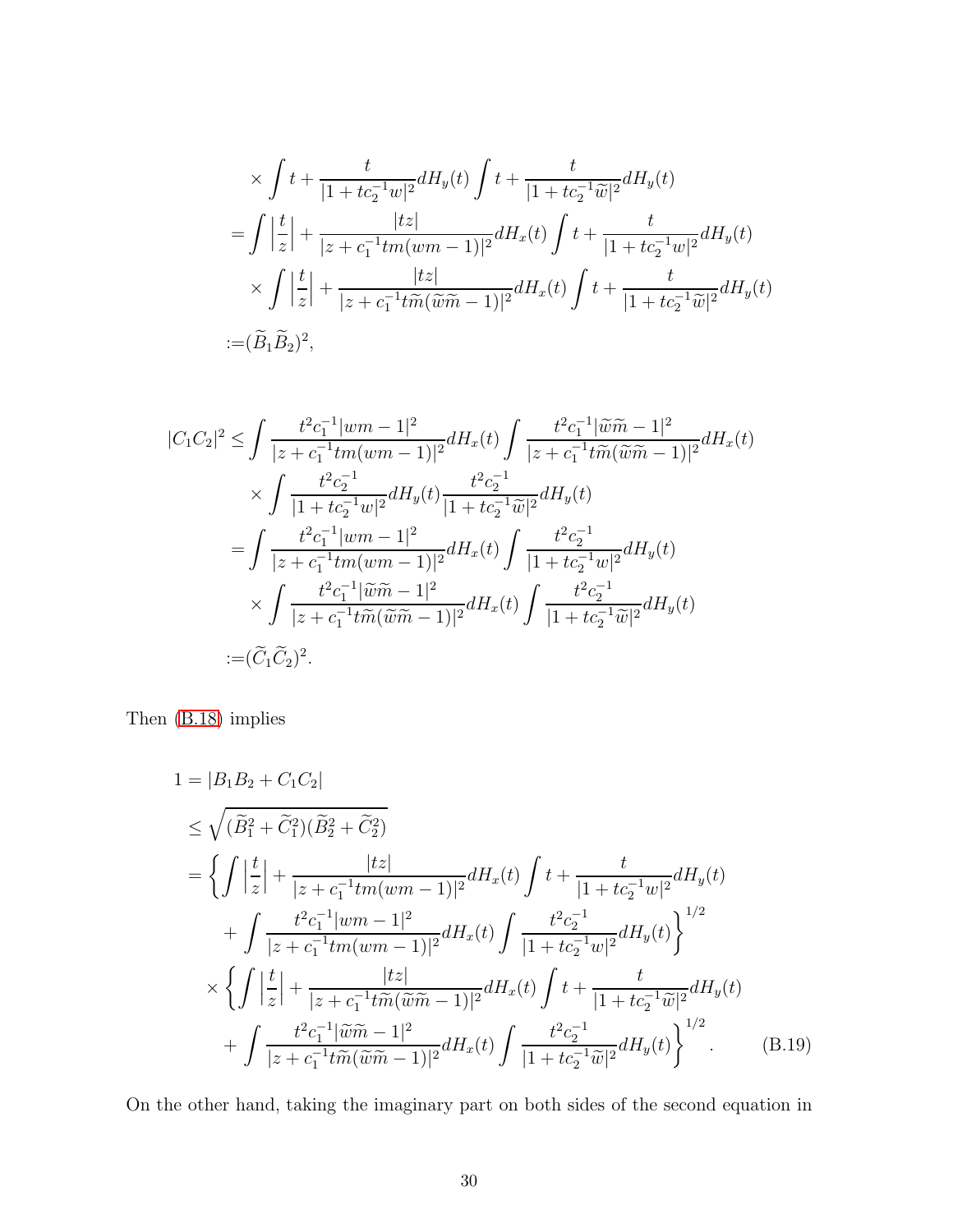$$
\begin{aligned}
&\times \int t + \frac{t}{|1+tc_2^{-1}w|^2} dH_y(t) \int t + \frac{t}{|1+tc_2^{-1}\widetilde{w}|^2} dH_y(t) \\
=& \int \Big|\frac{t}{z}\Big| + \frac{|tz|}{|z+c_1^{-1}tm(wm-1)|^2} dH_x(t) \int t + \frac{t}{|1+tc_2^{-1}w|^2} dH_y(t) \\
&\times \int \Big|\frac{t}{z}\Big| + \frac{|tz|}{|z+c_1^{-1}t\widetilde{m}(\widetilde{w}\widetilde{m}-1)|^2} dH_x(t) \int t + \frac{t}{|1+tc_2^{-1}\widetilde{w}|^2} dH_y(t) \\
:=& (\widetilde{B}_1\widetilde{B}_2)^2,
\end{aligned}
$$

$$
\begin{aligned}
|C_1C_2|^2 \leq& \int \frac{t^2c_1^{-1}|wm-1|^2}{|z+c_1^{-1}tm(wm-1)|^2} dH_x(t) \int \frac{t^2c_1^{-1}|\widetilde{w}\widetilde{m}-1|^2}{|z+c_1^{-1}t\widetilde{m}(\widetilde{w}\widetilde{m}-1)|^2} dH_x(t) \\
&\times \int \frac{t^2c_2^{-1}}{|1+tc_2^{-1}w|^2} dH_y(t) \frac{t^2c_2^{-1}}{|1+tc_2^{-1}\widetilde{w}|^2} dH_y(t) \\
=& \int \frac{t^2c_1^{-1}|wm-1|^2}{|z+c_1^{-1}tm(wm-1)|^2} dH_x(t) \int \frac{t^2c_2^{-1}}{|1+tc_2^{-1}w|^2} dH_y(t) \\
&\times \int \frac{t^2c_1^{-1}|\widetilde{w}\widetilde{m}-1|^2}{|z+c_1^{-1}t\widetilde{m}(\widetilde{w}\widetilde{m}-1)|^2} dH_x(t) \int \frac{t^2c_2^{-1}}{|1+tc_2^{-1}\widetilde{w}|^2} dH_y(t) \\
:=& (\widetilde{C}_1\widetilde{C}_2)^2.
\end{aligned}
$$

Then (B.18) implies

$$
\begin{aligned}
1 =& |B_1B_2 + C_1C_2| \\
\leq& \sqrt{(\widetilde{B}_1^2 + \widetilde{C}_1^2)(\widetilde{B}_2^2 + \widetilde{C}_2^2)} \\
=& \bigg\{ \int \Big|\frac{t}{z}\Big| + \frac{|tz|}{|z+c_1^{-1}tm(wm-1)|^2} dH_x(t) \int t + \frac{t}{|1+tc_2^{-1}w|^2} dH_y(t) \\
&+ \int \frac{t^2c_1^{-1}|wm-1|^2}{|z+c_1^{-1}tm(wm-1)|^2} dH_x(t) \int \frac{t^2c_2^{-1}}{|1+tc_2^{-1}w|^2} dH_y(t) \bigg\}^{1/2} \\
&\times \bigg\{ \int \Big|\frac{t}{z}\Big| + \frac{|tz|}{|z+c_1^{-1}t\widetilde{m}(\widetilde{w}\widetilde{m}-1)|^2} dH_x(t) \int t + \frac{t}{|1+tc_2^{-1}\widetilde{w}|^2} dH_y(t) \\
&+ \int \frac{t^2c_1^{-1}|\widetilde{w}\widetilde{m}-1|^2}{|z+c_1^{-1}t\widetilde{m}(\widetilde{w}\widetilde{m}-1)|^2} dH_x(t) \int \frac{t^2c_2^{-1}}{|1+tc_2^{-1}\widetilde{w}|^2} dH_y(t) \bigg\}^{1/2}. \qquad \text{(B.19)}
\end{aligned}
$$

On the other hand, taking the imaginary part on both sides of the second equation in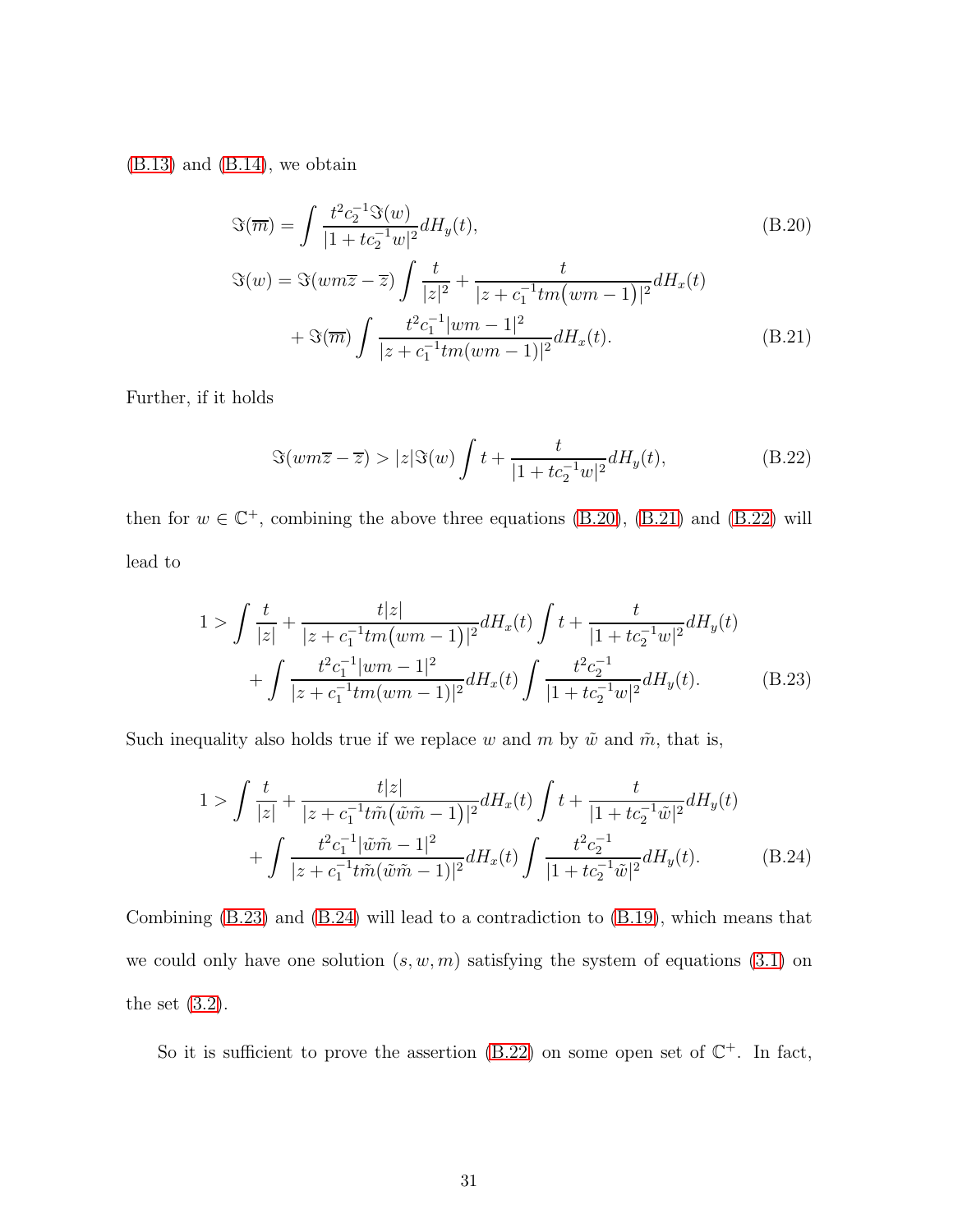(B.13) and (B.14), we obtain

$$\Im(\overline{m}) = \int \frac{t^2 c_2^{-1} \Im(w)}{|1 + tc_2^{-1} w|^2} dH_y(t), \tag{B.20}$$

$$\begin{aligned}\Im(w) = \Im(wm\overline{z} - \overline{z}) \int \frac{t}{|z|^2} + \frac{t}{|z + c_1^{-1} tm(wm-1)|^2} dH_x(t) \\ + \Im(\overline{m}) \int \frac{t^2 c_1^{-1} |wm-1|^2}{|z + c_1^{-1} tm(wm-1)|^2} dH_x(t).\end{aligned} \tag{B.21}$$

Further, if it holds

$$\Im(wm\overline{z} - \overline{z}) > |z| \Im(w) \int t + \frac{t}{|1 + tc_2^{-1} w|^2} dH_y(t), \tag{B.22}$$

then for $w \in \mathbb{C}^+$, combining the above three equations (B.20), (B.21) and (B.22) will lead to

$$\begin{aligned}1 > \int \frac{t}{|z|} + \frac{t|z|}{|z + c_1^{-1} tm(wm-1)|^2} dH_x(t) \int t + \frac{t}{|1 + tc_2^{-1} w|^2} dH_y(t) \\ + \int \frac{t^2 c_1^{-1} |wm-1|^2}{|z + c_1^{-1} tm(wm-1)|^2} dH_x(t) \int \frac{t^2 c_2^{-1}}{|1 + tc_2^{-1} w|^2} dH_y(t).\end{aligned} \tag{B.23}$$

Such inequality also holds true if we replace $w$ and $m$ by $\tilde{w}$ and $\tilde{m}$, that is,

$$\begin{aligned}1 > \int \frac{t}{|z|} + \frac{t|z|}{|z + c_1^{-1} t\tilde{m}(\tilde{w}\tilde{m}-1)|^2} dH_x(t) \int t + \frac{t}{|1 + tc_2^{-1} \tilde{w}|^2} dH_y(t) \\ + \int \frac{t^2 c_1^{-1} |\tilde{w}\tilde{m}-1|^2}{|z + c_1^{-1} t\tilde{m}(\tilde{w}\tilde{m}-1)|^2} dH_x(t) \int \frac{t^2 c_2^{-1}}{|1 + tc_2^{-1} \tilde{w}|^2} dH_y(t).\end{aligned} \tag{B.24}$$

Combining (B.23) and (B.24) will lead to a contradiction to (B.19), which means that we could only have one solution $(s, w, m)$ satisfying the system of equations (3.1) on the set (3.2).

So it is sufficient to prove the assertion (B.22) on some open set of $\mathbb{C}^+$. In fact,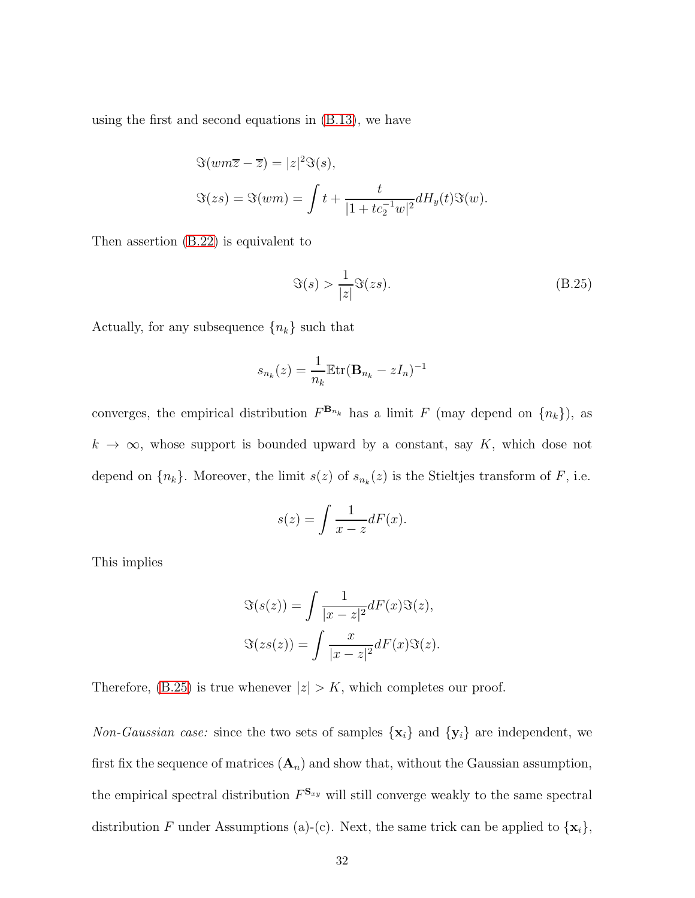using the first and second equations in (B.13), we have

$$
\begin{aligned}
&\Im(wm\overline{z} - \overline{z}) = |z|^2 \Im(s), \\
&\Im(zs) = \Im(wm) = \int t + \frac{t}{|1 + tc_2^{-1} w|^2} dH_y(t) \Im(w).
\end{aligned}
$$

Then assertion (B.22) is equivalent to

$$
\Im(s) > \frac{1}{|z|} \Im(zs). \tag{B.25}
$$

Actually, for any subsequence $\{n_k\}$ such that

$$
s_{n_k}(z) = \frac{1}{n_k} \mathbb{E}\mathrm{tr}(\mathbf{B}_{n_k} - zI_n)^{-1}
$$

converges, the empirical distribution $F^{\mathbf{B}_{n_k}}$ has a limit $F$ (may depend on $\{n_k\}$), as $k \to \infty$, whose support is bounded upward by a constant, say $K$, which dose not depend on $\{n_k\}$. Moreover, the limit $s(z)$ of $s_{n_k}(z)$ is the Stieltjes transform of $F$, i.e.

$$
s(z) = \int \frac{1}{x - z} dF(x).
$$

This implies

$$
\begin{aligned}
\Im(s(z)) &= \int \frac{1}{|x - z|^2} dF(x) \Im(z), \\
\Im(zs(z)) &= \int \frac{x}{|x - z|^2} dF(x) \Im(z).
\end{aligned}
$$

Therefore, (B.25) is true whenever $|z| > K$, which completes our proof.

*Non-Gaussian case:* since the two sets of samples $\{\mathbf{x}_i\}$ and $\{\mathbf{y}_i\}$ are independent, we first fix the sequence of matrices $(\mathbf{A}_n)$ and show that, without the Gaussian assumption, the empirical spectral distribution $F^{\mathbf{S}_{xy}}$ will still converge weakly to the same spectral distribution $F$ under Assumptions (a)-(c). Next, the same trick can be applied to $\{\mathbf{x}_i\}$,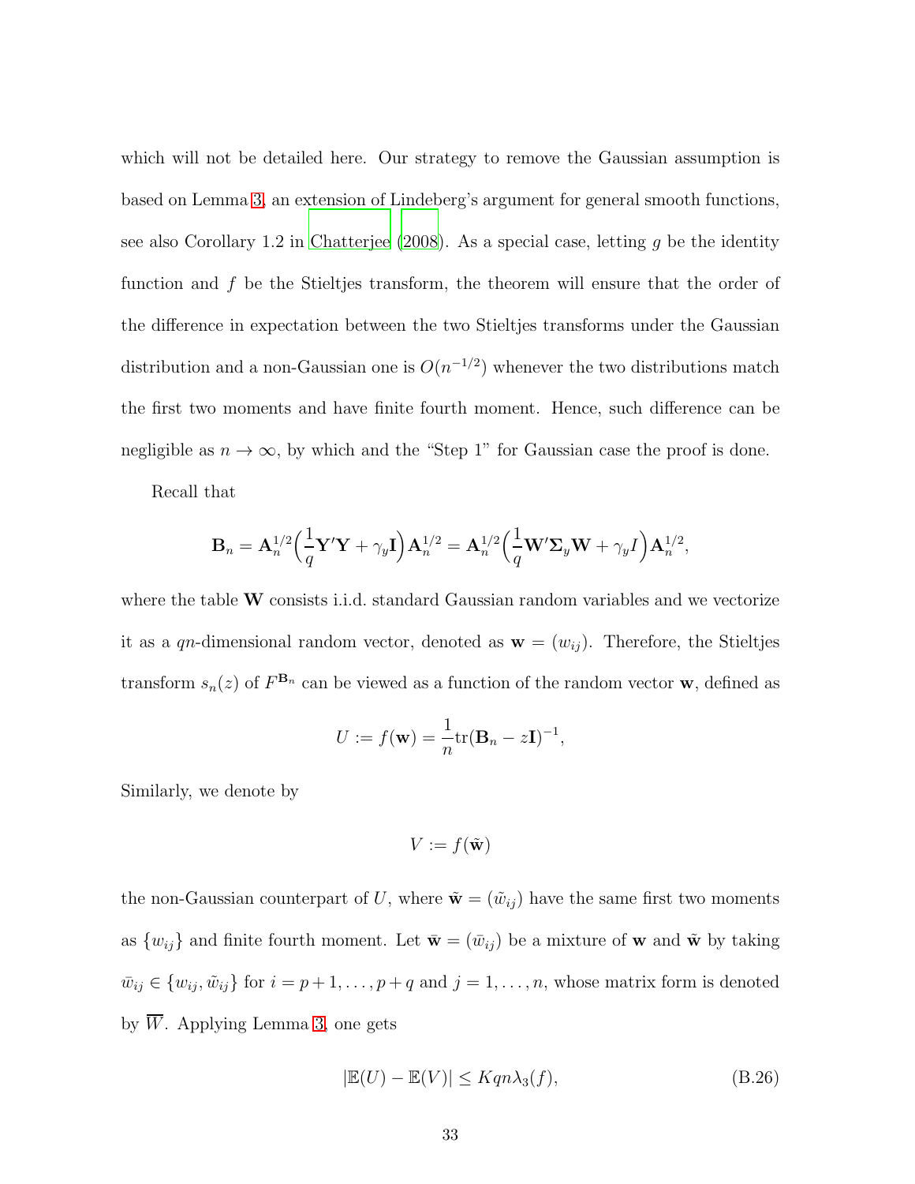which will not be detailed here. Our strategy to remove the Gaussian assumption is based on Lemma 3, an extension of Lindeberg's argument for general smooth functions, see also Corollary 1.2 in Chatterjee (2008). As a special case, letting $g$ be the identity function and $f$ be the Stieltjes transform, the theorem will ensure that the order of the difference in expectation between the two Stieltjes transforms under the Gaussian distribution and a non-Gaussian one is $O(n^{-1/2})$ whenever the two distributions match the first two moments and have finite fourth moment. Hence, such difference can be negligible as $n \to \infty$, by which and the "Step 1" for Gaussian case the proof is done.

Recall that

$$\mathbf{B}_n = \mathbf{A}_n^{1/2}\Big(\frac{1}{q}\mathbf{Y}'\mathbf{Y} + \gamma_y \mathbf{I}\Big)\mathbf{A}_n^{1/2} = \mathbf{A}_n^{1/2}\Big(\frac{1}{q}\mathbf{W}'\boldsymbol{\Sigma}_y\mathbf{W} + \gamma_y I\Big)\mathbf{A}_n^{1/2},$$

where the table $\mathbf{W}$ consists i.i.d. standard Gaussian random variables and we vectorize it as a $qn$-dimensional random vector, denoted as $\mathbf{w} = (w_{ij})$. Therefore, the Stieltjes transform $s_n(z)$ of $F^{\mathbf{B}_n}$ can be viewed as a function of the random vector $\mathbf{w}$, defined as

$$U := f(\mathbf{w}) = \frac{1}{n}\mathrm{tr}(\mathbf{B}_n - z\mathbf{I})^{-1},$$

Similarly, we denote by

$$V := f(\tilde{\mathbf{w}})$$

the non-Gaussian counterpart of $U$, where $\tilde{\mathbf{w}} = (\tilde{w}_{ij})$ have the same first two moments as $\{w_{ij}\}$ and finite fourth moment. Let $\bar{\mathbf{w}} = (\bar{w}_{ij})$ be a mixture of $\mathbf{w}$ and $\tilde{\mathbf{w}}$ by taking $\bar{w}_{ij} \in \{w_{ij}, \tilde{w}_{ij}\}$ for $i = p+1, \ldots, p+q$ and $j = 1, \ldots, n$, whose matrix form is denoted by $\overline{W}$. Applying Lemma 3, one gets

$$|\mathbb{E}(U) - \mathbb{E}(V)| \leq Kqn\lambda_3(f), \tag{B.26}$$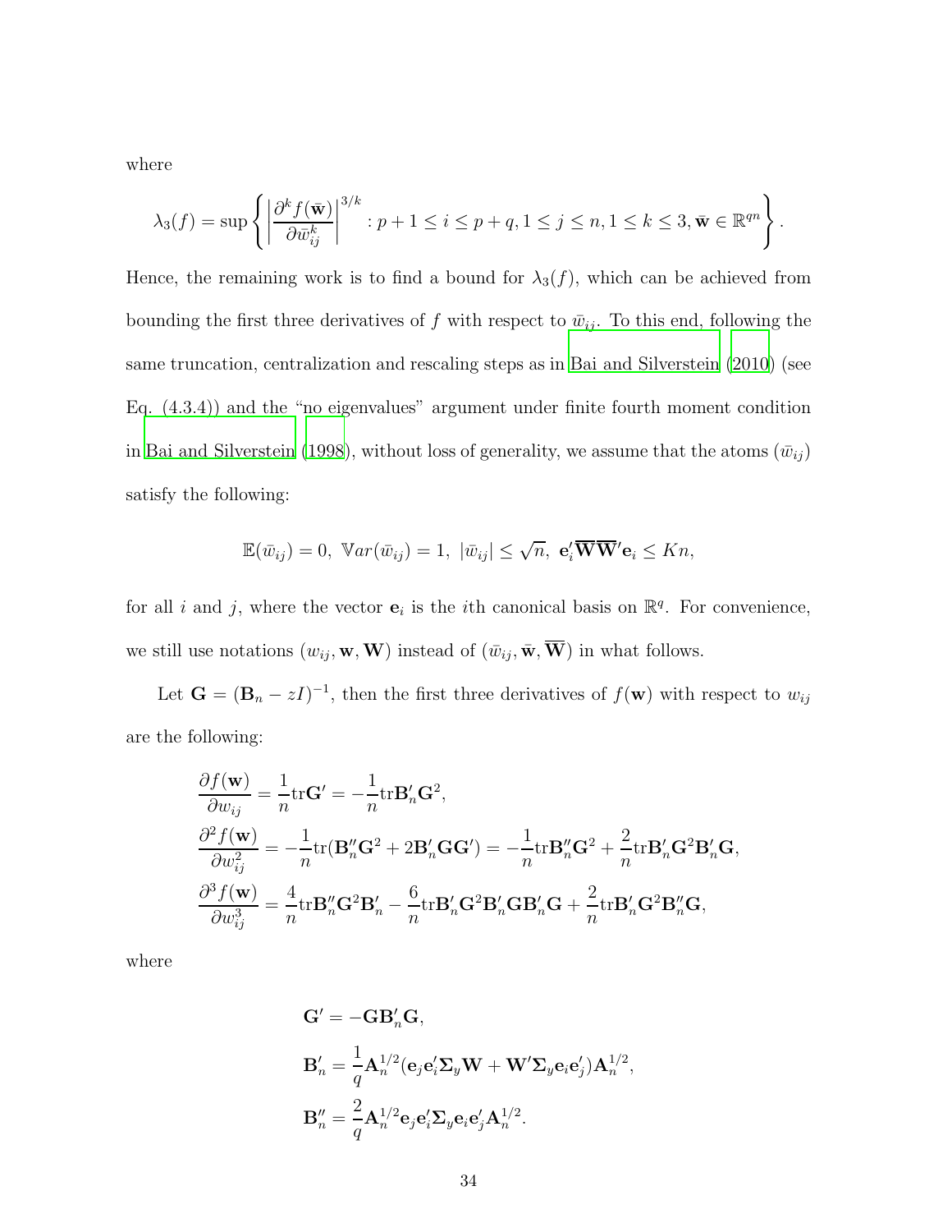where

$$\lambda_3(f) = \sup\left\{ \left| \frac{\partial^k f(\bar{\mathbf{w}})}{\partial \bar{w}_{ij}^k} \right|^{3/k} : p+1 \le i \le p+q, 1 \le j \le n, 1 \le k \le 3, \bar{\mathbf{w}} \in \mathbb{R}^{qn} \right\}.$$

Hence, the remaining work is to find a bound for $\lambda_3(f)$, which can be achieved from bounding the first three derivatives of $f$ with respect to $\bar{w}_{ij}$. To this end, following the same truncation, centralization and rescaling steps as in Bai and Silverstein (2010) (see Eq. (4.3.4)) and the "no eigenvalues" argument under finite fourth moment condition in Bai and Silverstein (1998), without loss of generality, we assume that the atoms $(\bar{w}_{ij})$ satisfy the following:

$$\mathbb{E}(\bar{w}_{ij}) = 0, \ \mathbb{V}ar(\bar{w}_{ij}) = 1, \ |\bar{w}_{ij}| \le \sqrt{n}, \ \mathbf{e}_i' \overline{\mathbf{W}}\,\overline{\mathbf{W}}' \mathbf{e}_i \le Kn,$$

for all $i$ and $j$, where the vector $\mathbf{e}_i$ is the $i$th canonical basis on $\mathbb{R}^q$. For convenience, we still use notations $(w_{ij}, \mathbf{w}, \mathbf{W})$ instead of $(\bar{w}_{ij}, \bar{\mathbf{w}}, \overline{\mathbf{W}})$ in what follows.

Let $\mathbf{G} = (\mathbf{B}_n - zI)^{-1}$, then the first three derivatives of $f(\mathbf{w})$ with respect to $w_{ij}$ are the following:

$$\begin{aligned}
\frac{\partial f(\mathbf{w})}{\partial w_{ij}} &= \frac{1}{n}\mathrm{tr}\mathbf{G}' = -\frac{1}{n}\mathrm{tr}\mathbf{B}_n'\mathbf{G}^2, \\
\frac{\partial^2 f(\mathbf{w})}{\partial w_{ij}^2} &= -\frac{1}{n}\mathrm{tr}(\mathbf{B}_n''\mathbf{G}^2 + 2\mathbf{B}_n'\mathbf{G}\mathbf{G}') = -\frac{1}{n}\mathrm{tr}\mathbf{B}_n''\mathbf{G}^2 + \frac{2}{n}\mathrm{tr}\mathbf{B}_n'\mathbf{G}^2\mathbf{B}_n'\mathbf{G}, \\
\frac{\partial^3 f(\mathbf{w})}{\partial w_{ij}^3} &= \frac{4}{n}\mathrm{tr}\mathbf{B}_n''\mathbf{G}^2\mathbf{B}_n' - \frac{6}{n}\mathrm{tr}\mathbf{B}_n'\mathbf{G}^2\mathbf{B}_n'\mathbf{G}\mathbf{B}_n'\mathbf{G} + \frac{2}{n}\mathrm{tr}\mathbf{B}_n'\mathbf{G}^2\mathbf{B}_n''\mathbf{G},
\end{aligned}$$

where

$$\begin{aligned}
\mathbf{G}' &= -\mathbf{G}\mathbf{B}_n'\mathbf{G}, \\
\mathbf{B}_n' &= \frac{1}{q}\mathbf{A}_n^{1/2}(\mathbf{e}_j\mathbf{e}_i'\mathbf{\Sigma}_y\mathbf{W} + \mathbf{W}'\mathbf{\Sigma}_y\mathbf{e}_i\mathbf{e}_j')\mathbf{A}_n^{1/2}, \\
\mathbf{B}_n'' &= \frac{2}{q}\mathbf{A}_n^{1/2}\mathbf{e}_j\mathbf{e}_i'\mathbf{\Sigma}_y\mathbf{e}_i\mathbf{e}_j'\mathbf{A}_n^{1/2}.
\end{aligned}$$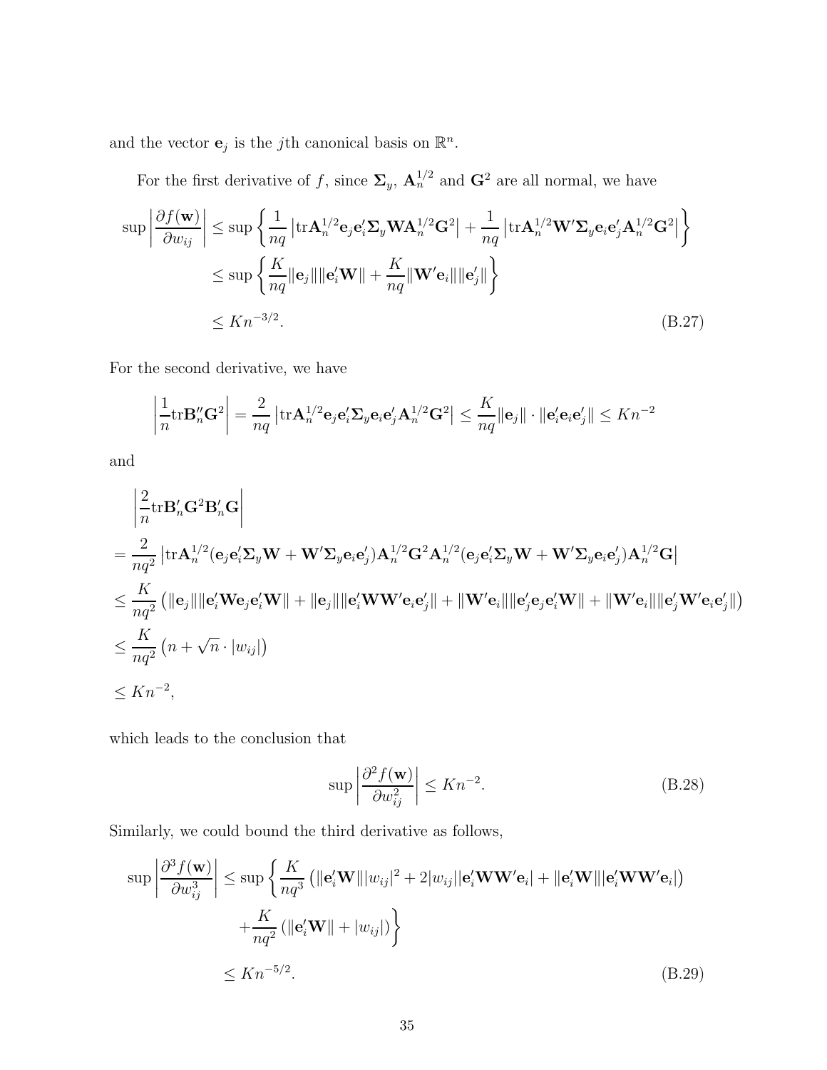and the vector $\mathbf{e}_j$ is the $j$th canonical basis on $\mathbb{R}^n$.

For the first derivative of $f$, since $\mathbf{\Sigma}_y$, $\mathbf{A}_n^{1/2}$ and $\mathbf{G}^2$ are all normal, we have

$$
\begin{aligned}
\sup\left|\frac{\partial f(\mathbf{w})}{\partial w_{ij}}\right| &\leq \sup\left\{\frac{1}{nq}\left|\mathrm{tr}\mathbf{A}_n^{1/2}\mathbf{e}_j\mathbf{e}_i'\mathbf{\Sigma}_y\mathbf{W}\mathbf{A}_n^{1/2}\mathbf{G}^2\right| + \frac{1}{nq}\left|\mathrm{tr}\mathbf{A}_n^{1/2}\mathbf{W}'\mathbf{\Sigma}_y\mathbf{e}_i\mathbf{e}_j'\mathbf{A}_n^{1/2}\mathbf{G}^2\right|\right\} \\
&\leq \sup\left\{\frac{K}{nq}\|\mathbf{e}_j\|\|\mathbf{e}_i'\mathbf{W}\| + \frac{K}{nq}\|\mathbf{W}'\mathbf{e}_i\|\|\mathbf{e}_j'\|\right\} \\
&\leq Kn^{-3/2}. \qquad\qquad\qquad\qquad\qquad\qquad\qquad\qquad\qquad\qquad\qquad\qquad\qquad\qquad\text{(B.27)}
\end{aligned}
$$

For the second derivative, we have

$$
\left|\frac{1}{n}\mathrm{tr}\mathbf{B}_n''\mathbf{G}^2\right| = \frac{2}{nq}\left|\mathrm{tr}\mathbf{A}_n^{1/2}\mathbf{e}_j\mathbf{e}_i'\mathbf{\Sigma}_y\mathbf{e}_i\mathbf{e}_j'\mathbf{A}_n^{1/2}\mathbf{G}^2\right| \leq \frac{K}{nq}\|\mathbf{e}_j\|\cdot\|\mathbf{e}_i'\mathbf{e}_i\mathbf{e}_j'\| \leq Kn^{-2}
$$

and

$$
\begin{aligned}
&\left|\frac{2}{n}\mathrm{tr}\mathbf{B}_n'\mathbf{G}^2\mathbf{B}_n'\mathbf{G}\right| \\
&= \frac{2}{nq^2}\left|\mathrm{tr}\mathbf{A}_n^{1/2}(\mathbf{e}_j\mathbf{e}_i'\mathbf{\Sigma}_y\mathbf{W} + \mathbf{W}'\mathbf{\Sigma}_y\mathbf{e}_i\mathbf{e}_j')\mathbf{A}_n^{1/2}\mathbf{G}^2\mathbf{A}_n^{1/2}(\mathbf{e}_j\mathbf{e}_i'\mathbf{\Sigma}_y\mathbf{W} + \mathbf{W}'\mathbf{\Sigma}_y\mathbf{e}_i\mathbf{e}_j')\mathbf{A}_n^{1/2}\mathbf{G}\right| \\
&\leq \frac{K}{nq^2}\left(\|\mathbf{e}_j\|\|\mathbf{e}_i'\mathbf{W}\mathbf{e}_j\mathbf{e}_i'\mathbf{W}\| + \|\mathbf{e}_j\|\|\mathbf{e}_i'\mathbf{W}\mathbf{W}'\mathbf{e}_i\mathbf{e}_j'\| + \|\mathbf{W}'\mathbf{e}_i\|\|\mathbf{e}_j'\mathbf{e}_j\mathbf{e}_i'\mathbf{W}\| + \|\mathbf{W}'\mathbf{e}_i\|\|\mathbf{e}_j'\mathbf{W}'\mathbf{e}_i\mathbf{e}_j'\|\right) \\
&\leq \frac{K}{nq^2}\left(n + \sqrt{n}\cdot|w_{ij}|\right) \\
&\leq Kn^{-2},
\end{aligned}
$$

which leads to the conclusion that

$$
\sup\left|\frac{\partial^2 f(\mathbf{w})}{\partial w_{ij}^2}\right| \leq Kn^{-2}. \qquad\qquad\text{(B.28)}
$$

Similarly, we could bound the third derivative as follows,

$$
\begin{aligned}
\sup\left|\frac{\partial^3 f(\mathbf{w})}{\partial w_{ij}^3}\right| &\leq \sup\left\{\frac{K}{nq^3}\left(\|\mathbf{e}_i'\mathbf{W}\||w_{ij}|^2 + 2|w_{ij}||\mathbf{e}_i'\mathbf{W}\mathbf{W}'\mathbf{e}_i| + \|\mathbf{e}_i'\mathbf{W}\||\mathbf{e}_i'\mathbf{W}\mathbf{W}'\mathbf{e}_i|\right)\right. \\
&\qquad\left. + \frac{K}{nq^2}\left(\|\mathbf{e}_i'\mathbf{W}\| + |w_{ij}|\right)\right\} \\
&\leq Kn^{-5/2}. \qquad\qquad\qquad\qquad\qquad\qquad\qquad\qquad\qquad\qquad\qquad\qquad\qquad\qquad\text{(B.29)}
\end{aligned}
$$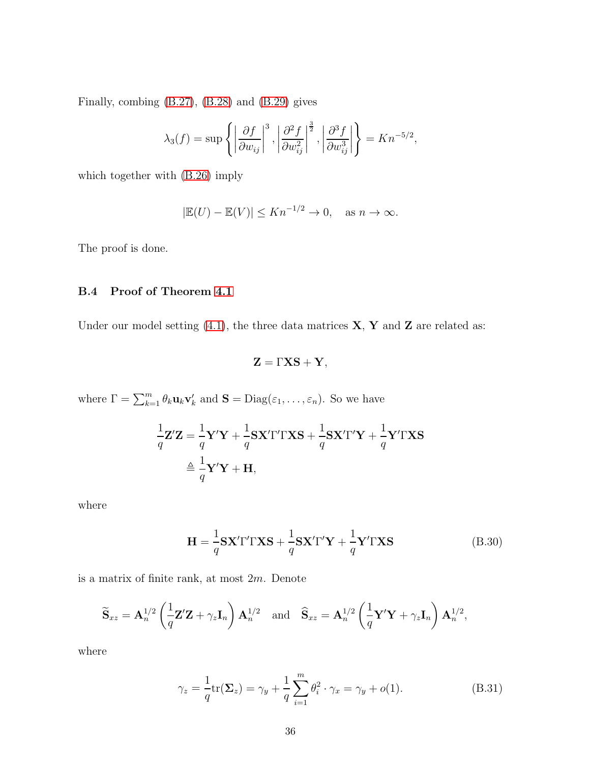Finally, combing (B.27), (B.28) and (B.29) gives

$$\lambda_3(f) = \sup\left\{ \left|\frac{\partial f}{\partial w_{ij}}\right|^3, \left|\frac{\partial^2 f}{\partial w_{ij}^2}\right|^{\frac{3}{2}}, \left|\frac{\partial^3 f}{\partial w_{ij}^3}\right| \right\} = Kn^{-5/2},$$

which together with (B.26) imply

$$|\mathbb{E}(U) - \mathbb{E}(V)| \leq Kn^{-1/2} \to 0, \quad \text{as } n \to \infty.$$

The proof is done.

### B.4 Proof of Theorem 4.1

Under our model setting (4.1), the three data matrices $\mathbf{X}$, $\mathbf{Y}$ and $\mathbf{Z}$ are related as:

$$\mathbf{Z} = \Gamma \mathbf{X}\mathbf{S} + \mathbf{Y},$$

where $\Gamma = \sum_{k=1}^m \theta_k \mathbf{u}_k \mathbf{v}_k'$ and $\mathbf{S} = \mathrm{Diag}(\varepsilon_1, \ldots, \varepsilon_n)$. So we have

$$\begin{aligned}
\frac{1}{q}\mathbf{Z}'\mathbf{Z} &= \frac{1}{q}\mathbf{Y}'\mathbf{Y} + \frac{1}{q}\mathbf{S}\mathbf{X}'\Gamma'\Gamma\mathbf{X}\mathbf{S} + \frac{1}{q}\mathbf{S}\mathbf{X}'\Gamma'\mathbf{Y} + \frac{1}{q}\mathbf{Y}'\Gamma\mathbf{X}\mathbf{S} \\
&\triangleq \frac{1}{q}\mathbf{Y}'\mathbf{Y} + \mathbf{H},
\end{aligned}$$

where

$$\mathbf{H} = \frac{1}{q}\mathbf{S}\mathbf{X}'\Gamma'\Gamma\mathbf{X}\mathbf{S} + \frac{1}{q}\mathbf{S}\mathbf{X}'\Gamma'\mathbf{Y} + \frac{1}{q}\mathbf{Y}'\Gamma\mathbf{X}\mathbf{S} \tag{B.30}$$

is a matrix of finite rank, at most $2m$. Denote

$$\widetilde{\mathbf{S}}_{xz} = \mathbf{A}_n^{1/2}\left(\frac{1}{q}\mathbf{Z}'\mathbf{Z} + \gamma_z \mathbf{I}_n\right)\mathbf{A}_n^{1/2} \quad \text{and} \quad \widehat{\mathbf{S}}_{xz} = \mathbf{A}_n^{1/2}\left(\frac{1}{q}\mathbf{Y}'\mathbf{Y} + \gamma_z \mathbf{I}_n\right)\mathbf{A}_n^{1/2},$$

where

$$\gamma_z = \frac{1}{q}\mathrm{tr}(\mathbf{\Sigma}_z) = \gamma_y + \frac{1}{q}\sum_{i=1}^m \theta_i^2 \cdot \gamma_x = \gamma_y + o(1). \tag{B.31}$$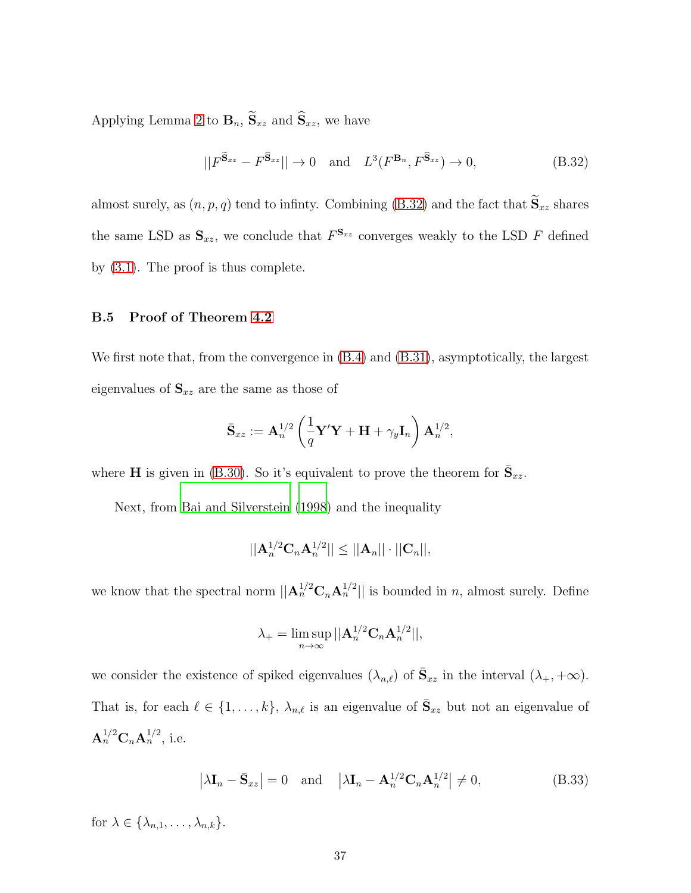Applying Lemma 2 to $\mathbf{B}_n$, $\widetilde{\mathbf{S}}_{xz}$ and $\widehat{\mathbf{S}}_{xz}$, we have

$$||F^{\widetilde{\mathbf{S}}_{xz}} - F^{\widehat{\mathbf{S}}_{xz}}|| \to 0 \quad \text{and} \quad L^3(F^{\mathbf{B}_n}, F^{\widehat{\mathbf{S}}_{xz}}) \to 0, \tag{B.32}$$

almost surely, as $(n, p, q)$ tend to infinty. Combining (B.32) and the fact that $\widetilde{\mathbf{S}}_{xz}$ shares the same LSD as $\mathbf{S}_{xz}$, we conclude that $F^{\mathbf{S}_{xz}}$ converges weakly to the LSD $F$ defined by (3.1). The proof is thus complete.

### B.5 Proof of Theorem 4.2

We first note that, from the convergence in (B.4) and (B.31), asymptotically, the largest eigenvalues of $\mathbf{S}_{xz}$ are the same as those of

$$\bar{\mathbf{S}}_{xz} := \mathbf{A}_n^{1/2} \left( \frac{1}{q} \mathbf{Y}'\mathbf{Y} + \mathbf{H} + \gamma_y \mathbf{I}_n \right) \mathbf{A}_n^{1/2},$$

where $\mathbf{H}$ is given in (B.30). So it's equivalent to prove the theorem for $\bar{\mathbf{S}}_{xz}$.

Next, from Bai and Silverstein (1998) and the inequality

$$||\mathbf{A}_n^{1/2}\mathbf{C}_n\mathbf{A}_n^{1/2}|| \leq ||\mathbf{A}_n|| \cdot ||\mathbf{C}_n||,$$

we know that the spectral norm $||\mathbf{A}_n^{1/2}\mathbf{C}_n\mathbf{A}_n^{1/2}||$ is bounded in $n$, almost surely. Define

$$\lambda_+ = \limsup_{n\to\infty} ||\mathbf{A}_n^{1/2}\mathbf{C}_n\mathbf{A}_n^{1/2}||,$$

we consider the existence of spiked eigenvalues $(\lambda_{n,\ell})$ of $\bar{\mathbf{S}}_{xz}$ in the interval $(\lambda_+, +\infty)$. That is, for each $\ell \in \{1, \ldots, k\}$, $\lambda_{n,\ell}$ is an eigenvalue of $\bar{\mathbf{S}}_{xz}$ but not an eigenvalue of $\mathbf{A}_n^{1/2}\mathbf{C}_n\mathbf{A}_n^{1/2}$, i.e.

$$\left|\lambda \mathbf{I}_n - \bar{\mathbf{S}}_{xz}\right| = 0 \quad \text{and} \quad \left|\lambda \mathbf{I}_n - \mathbf{A}_n^{1/2}\mathbf{C}_n\mathbf{A}_n^{1/2}\right| \neq 0, \tag{B.33}$$

for $\lambda \in \{\lambda_{n,1}, \ldots, \lambda_{n,k}\}$.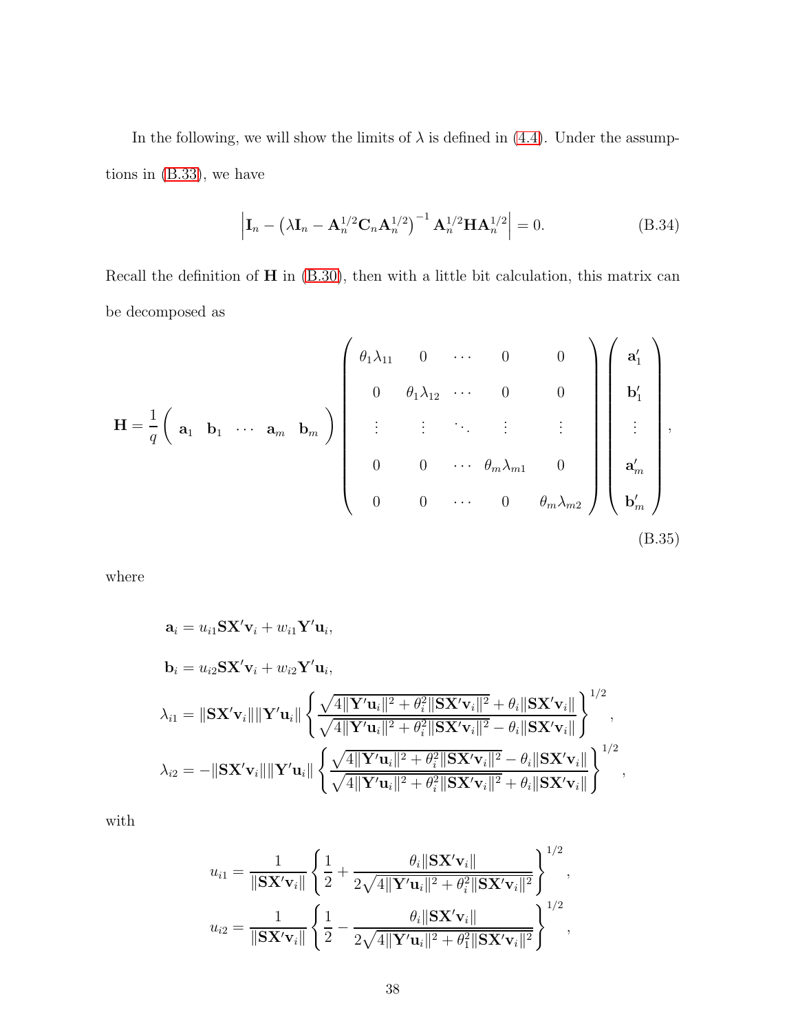In the following, we will show the limits of $\lambda$ is defined in (4.4). Under the assumptions in (B.33), we have

$$\left| \mathbf{I}_n - \left(\lambda \mathbf{I}_n - \mathbf{A}_n^{1/2}\mathbf{C}_n\mathbf{A}_n^{1/2}\right)^{-1} \mathbf{A}_n^{1/2}\mathbf{H}\mathbf{A}_n^{1/2} \right| = 0. \tag{B.34}$$

Recall the definition of $\mathbf{H}$ in (B.30), then with a little bit calculation, this matrix can be decomposed as

$$\mathbf{H} = \frac{1}{q}\begin{pmatrix} \mathbf{a}_1 & \mathbf{b}_1 & \cdots & \mathbf{a}_m & \mathbf{b}_m \end{pmatrix} \begin{pmatrix} \theta_1\lambda_{11} & 0 & \cdots & 0 & 0 \\ 0 & \theta_1\lambda_{12} & \cdots & 0 & 0 \\ \vdots & \vdots & \ddots & \vdots & \vdots \\ 0 & 0 & \cdots & \theta_m\lambda_{m1} & 0 \\ 0 & 0 & \cdots & 0 & \theta_m\lambda_{m2} \end{pmatrix} \begin{pmatrix} \mathbf{a}_1' \\ \mathbf{b}_1' \\ \vdots \\ \mathbf{a}_m' \\ \mathbf{b}_m' \end{pmatrix}, \tag{B.35}$$

where

$$\mathbf{a}_i = u_{i1}\mathbf{S}\mathbf{X}'\mathbf{v}_i + w_{i1}\mathbf{Y}'\mathbf{u}_i,$$

$$\mathbf{b}_i = u_{i2}\mathbf{S}\mathbf{X}'\mathbf{v}_i + w_{i2}\mathbf{Y}'\mathbf{u}_i,$$

$$\lambda_{i1} = \|\mathbf{S}\mathbf{X}'\mathbf{v}_i\|\|\mathbf{Y}'\mathbf{u}_i\| \left\{ \frac{\sqrt{4\|\mathbf{Y}'\mathbf{u}_i\|^2 + \theta_i^2\|\mathbf{S}\mathbf{X}'\mathbf{v}_i\|^2} + \theta_i\|\mathbf{S}\mathbf{X}'\mathbf{v}_i\|}{\sqrt{4\|\mathbf{Y}'\mathbf{u}_i\|^2 + \theta_i^2\|\mathbf{S}\mathbf{X}'\mathbf{v}_i\|^2} - \theta_i\|\mathbf{S}\mathbf{X}'\mathbf{v}_i\|} \right\}^{1/2},$$

$$\lambda_{i2} = -\|\mathbf{S}\mathbf{X}'\mathbf{v}_i\|\|\mathbf{Y}'\mathbf{u}_i\| \left\{ \frac{\sqrt{4\|\mathbf{Y}'\mathbf{u}_i\|^2 + \theta_i^2\|\mathbf{S}\mathbf{X}'\mathbf{v}_i\|^2} - \theta_i\|\mathbf{S}\mathbf{X}'\mathbf{v}_i\|}{\sqrt{4\|\mathbf{Y}'\mathbf{u}_i\|^2 + \theta_i^2\|\mathbf{S}\mathbf{X}'\mathbf{v}_i\|^2} + \theta_i\|\mathbf{S}\mathbf{X}'\mathbf{v}_i\|} \right\}^{1/2},$$

with

$$u_{i1} = \frac{1}{\|\mathbf{S}\mathbf{X}'\mathbf{v}_i\|} \left\{ \frac{1}{2} + \frac{\theta_i\|\mathbf{S}\mathbf{X}'\mathbf{v}_i\|}{2\sqrt{4\|\mathbf{Y}'\mathbf{u}_i\|^2 + \theta_i^2\|\mathbf{S}\mathbf{X}'\mathbf{v}_i\|^2}} \right\}^{1/2},$$

$$u_{i2} = \frac{1}{\|\mathbf{S}\mathbf{X}'\mathbf{v}_i\|} \left\{ \frac{1}{2} - \frac{\theta_i\|\mathbf{S}\mathbf{X}'\mathbf{v}_i\|}{2\sqrt{4\|\mathbf{Y}'\mathbf{u}_i\|^2 + \theta_1^2\|\mathbf{S}\mathbf{X}'\mathbf{v}_i\|^2}} \right\}^{1/2},$$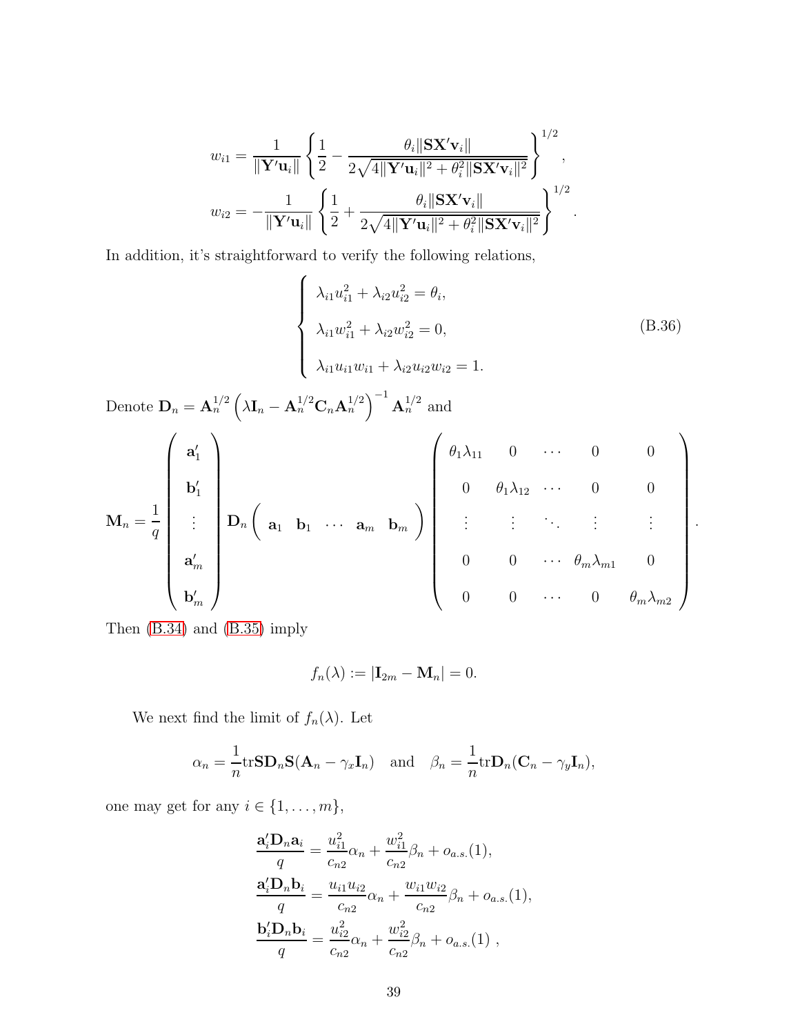$$
w_{i1} = \frac{1}{\|\mathbf{Y}'\mathbf{u}_i\|} \left\{ \frac{1}{2} - \frac{\theta_i \|\mathbf{S}\mathbf{X}'\mathbf{v}_i\|}{2\sqrt{4\|\mathbf{Y}'\mathbf{u}_i\|^2 + \theta_i^2 \|\mathbf{S}\mathbf{X}'\mathbf{v}_i\|^2}} \right\}^{1/2},
$$

$$
w_{i2} = -\frac{1}{\|\mathbf{Y}'\mathbf{u}_i\|} \left\{ \frac{1}{2} + \frac{\theta_i \|\mathbf{S}\mathbf{X}'\mathbf{v}_i\|}{2\sqrt{4\|\mathbf{Y}'\mathbf{u}_i\|^2 + \theta_i^2 \|\mathbf{S}\mathbf{X}'\mathbf{v}_i\|^2}} \right\}^{1/2}.
$$

In addition, it's straightforward to verify the following relations,

$$
\begin{cases}
\lambda_{i1} u_{i1}^2 + \lambda_{i2} u_{i2}^2 = \theta_i, \\
\lambda_{i1} w_{i1}^2 + \lambda_{i2} w_{i2}^2 = 0, \\
\lambda_{i1} u_{i1} w_{i1} + \lambda_{i2} u_{i2} w_{i2} = 1.
\end{cases}
\tag{B.36}
$$

Denote $\mathbf{D}_n = \mathbf{A}_n^{1/2} \left( \lambda \mathbf{I}_n - \mathbf{A}_n^{1/2} \mathbf{C}_n \mathbf{A}_n^{1/2} \right)^{-1} \mathbf{A}_n^{1/2}$ and

$$
\mathbf{M}_n = \frac{1}{q} \begin{pmatrix} \mathbf{a}_1' \\ \mathbf{b}_1' \\ \vdots \\ \mathbf{a}_m' \\ \mathbf{b}_m' \end{pmatrix} \mathbf{D}_n \begin{pmatrix} \mathbf{a}_1 & \mathbf{b}_1 & \cdots & \mathbf{a}_m & \mathbf{b}_m \end{pmatrix} \begin{pmatrix} \theta_1 \lambda_{11} & 0 & \cdots & 0 & 0 \\ 0 & \theta_1 \lambda_{12} & \cdots & 0 & 0 \\ \vdots & \vdots & \ddots & \vdots & \vdots \\ 0 & 0 & \cdots & \theta_m \lambda_{m1} & 0 \\ 0 & 0 & \cdots & 0 & \theta_m \lambda_{m2} \end{pmatrix}.
$$

Then (B.34) and (B.35) imply

$$
f_n(\lambda) := |\mathbf{I}_{2m} - \mathbf{M}_n| = 0.
$$

We next find the limit of $f_n(\lambda)$. Let

$$
\alpha_n = \frac{1}{n} \mathrm{tr} \mathbf{S} \mathbf{D}_n \mathbf{S} (\mathbf{A}_n - \gamma_x \mathbf{I}_n) \quad \text{and} \quad \beta_n = \frac{1}{n} \mathrm{tr} \mathbf{D}_n (\mathbf{C}_n - \gamma_y \mathbf{I}_n),
$$

one may get for any $i \in \{1, \ldots, m\}$,

$$
\frac{\mathbf{a}_i' \mathbf{D}_n \mathbf{a}_i}{q} = \frac{u_{i1}^2}{c_{n2}} \alpha_n + \frac{w_{i1}^2}{c_{n2}} \beta_n + o_{a.s.}(1),
$$

$$
\frac{\mathbf{a}_i' \mathbf{D}_n \mathbf{b}_i}{q} = \frac{u_{i1} u_{i2}}{c_{n2}} \alpha_n + \frac{w_{i1} w_{i2}}{c_{n2}} \beta_n + o_{a.s.}(1),
$$

$$
\frac{\mathbf{b}_i' \mathbf{D}_n \mathbf{b}_i}{q} = \frac{u_{i2}^2}{c_{n2}} \alpha_n + \frac{w_{i2}^2}{c_{n2}} \beta_n + o_{a.s.}(1) \ ,
$$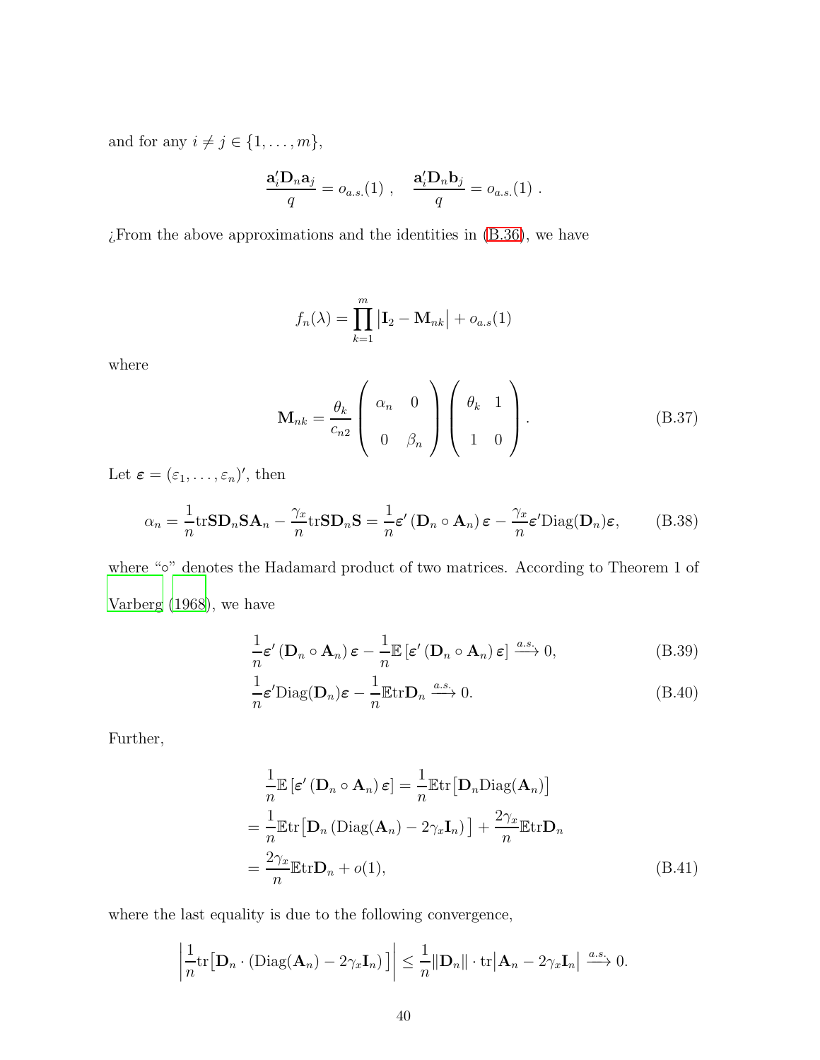and for any $i \neq j \in \{1, \ldots, m\}$,

$$\frac{\mathbf{a}_i' \mathbf{D}_n \mathbf{a}_j}{q} = o_{a.s.}(1) \ , \quad \frac{\mathbf{a}_i' \mathbf{D}_n \mathbf{b}_j}{q} = o_{a.s.}(1) \ .$$

¿From the above approximations and the identities in (B.36), we have

$$f_n(\lambda) = \prod_{k=1}^{m} \left| \mathbf{I}_2 - \mathbf{M}_{nk} \right| + o_{a.s}(1)$$

where

$$\mathbf{M}_{nk} = \frac{\theta_k}{c_{n2}} \begin{pmatrix} \alpha_n & 0 \\ 0 & \beta_n \end{pmatrix} \begin{pmatrix} \theta_k & 1 \\ 1 & 0 \end{pmatrix}. \tag{B.37}$$

Let $\boldsymbol{\varepsilon} = (\varepsilon_1, \ldots, \varepsilon_n)'$, then

$$\alpha_n = \frac{1}{n} \mathrm{tr} \mathbf{S} \mathbf{D}_n \mathbf{S} \mathbf{A}_n - \frac{\gamma_x}{n} \mathrm{tr} \mathbf{S} \mathbf{D}_n \mathbf{S} = \frac{1}{n} \boldsymbol{\varepsilon}' \left( \mathbf{D}_n \circ \mathbf{A}_n \right) \boldsymbol{\varepsilon} - \frac{\gamma_x}{n} \boldsymbol{\varepsilon}' \mathrm{Diag}(\mathbf{D}_n) \boldsymbol{\varepsilon}, \tag{B.38}$$

where "$\circ$" denotes the Hadamard product of two matrices. According to Theorem 1 of Varberg (1968), we have

$$\frac{1}{n} \boldsymbol{\varepsilon}' \left( \mathbf{D}_n \circ \mathbf{A}_n \right) \boldsymbol{\varepsilon} - \frac{1}{n} \mathbb{E} \left[ \boldsymbol{\varepsilon}' \left( \mathbf{D}_n \circ \mathbf{A}_n \right) \boldsymbol{\varepsilon} \right] \xrightarrow{a.s.} 0, \tag{B.39}$$

$$\frac{1}{n} \boldsymbol{\varepsilon}' \mathrm{Diag}(\mathbf{D}_n) \boldsymbol{\varepsilon} - \frac{1}{n} \mathbb{E} \mathrm{tr} \mathbf{D}_n \xrightarrow{a.s.} 0. \tag{B.40}$$

Further,

$$\begin{aligned}
&\frac{1}{n} \mathbb{E} \left[ \boldsymbol{\varepsilon}' \left( \mathbf{D}_n \circ \mathbf{A}_n \right) \boldsymbol{\varepsilon} \right] = \frac{1}{n} \mathbb{E} \mathrm{tr} \big[ \mathbf{D}_n \mathrm{Diag}(\mathbf{A}_n) \big] \\
&= \frac{1}{n} \mathbb{E} \mathrm{tr} \big[ \mathbf{D}_n \left( \mathrm{Diag}(\mathbf{A}_n) - 2\gamma_x \mathbf{I}_n \right) \big] + \frac{2\gamma_x}{n} \mathbb{E} \mathrm{tr} \mathbf{D}_n \\
&= \frac{2\gamma_x}{n} \mathbb{E} \mathrm{tr} \mathbf{D}_n + o(1),
\end{aligned} \tag{B.41}$$

where the last equality is due to the following convergence,

$$\left| \frac{1}{n} \mathrm{tr} \big[ \mathbf{D}_n \cdot \left( \mathrm{Diag}(\mathbf{A}_n) - 2\gamma_x \mathbf{I}_n \right) \big] \right| \leq \frac{1}{n} \| \mathbf{D}_n \| \cdot \mathrm{tr} \big| \mathbf{A}_n - 2\gamma_x \mathbf{I}_n \big| \xrightarrow{a.s.} 0.$$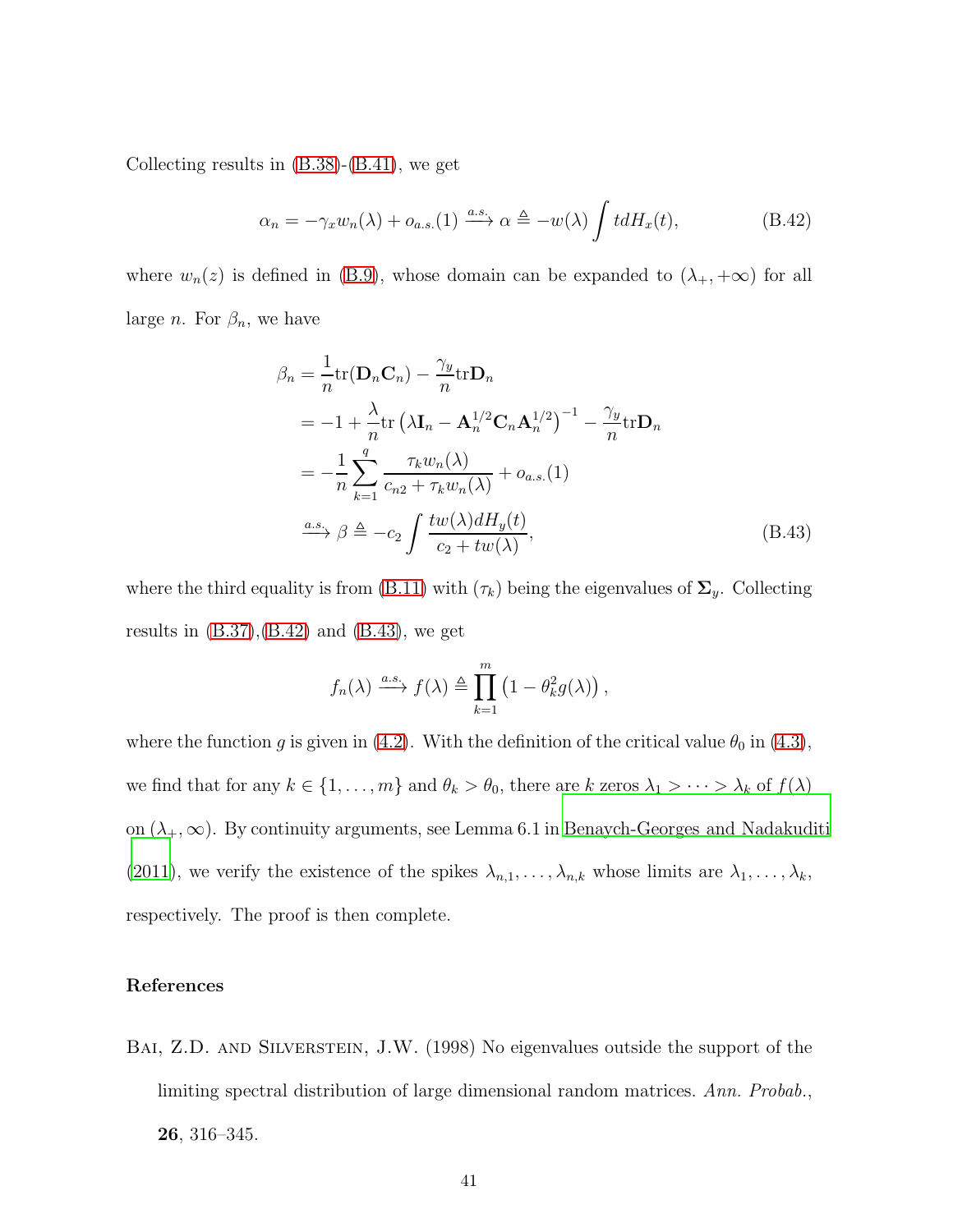Collecting results in (B.38)-(B.41), we get

$$\alpha_n = -\gamma_x w_n(\lambda) + o_{a.s.}(1) \xrightarrow{a.s.} \alpha \triangleq -w(\lambda) \int t dH_x(t), \tag{B.42}$$

where $w_n(z)$ is defined in (B.9), whose domain can be expanded to $(\lambda_+, +\infty)$ for all large $n$. For $\beta_n$, we have

$$\begin{aligned}
\beta_n &= \frac{1}{n}\mathrm{tr}(\mathbf{D}_n \mathbf{C}_n) - \frac{\gamma_y}{n}\mathrm{tr}\mathbf{D}_n \\
&= -1 + \frac{\lambda}{n}\mathrm{tr}\left(\lambda \mathbf{I}_n - \mathbf{A}_n^{1/2}\mathbf{C}_n\mathbf{A}_n^{1/2}\right)^{-1} - \frac{\gamma_y}{n}\mathrm{tr}\mathbf{D}_n \\
&= -\frac{1}{n}\sum_{k=1}^{q} \frac{\tau_k w_n(\lambda)}{c_{n2} + \tau_k w_n(\lambda)} + o_{a.s.}(1) \\
&\xrightarrow{a.s.} \beta \triangleq -c_2 \int \frac{t w(\lambda) dH_y(t)}{c_2 + t w(\lambda)},
\end{aligned} \tag{B.43}$$

where the third equality is from (B.11) with $(\tau_k)$ being the eigenvalues of $\mathbf{\Sigma}_y$. Collecting results in (B.37),(B.42) and (B.43), we get

$$f_n(\lambda) \xrightarrow{a.s.} f(\lambda) \triangleq \prod_{k=1}^{m} \left(1 - \theta_k^2 g(\lambda)\right),$$

where the function $g$ is given in (4.2). With the definition of the critical value $\theta_0$ in (4.3), we find that for any $k \in \{1, \ldots, m\}$ and $\theta_k > \theta_0$, there are $k$ zeros $\lambda_1 > \cdots > \lambda_k$ of $f(\lambda)$ on $(\lambda_+, \infty)$. By continuity arguments, see Lemma 6.1 in Benaych-Georges and Nadakuditi (2011), we verify the existence of the spikes $\lambda_{n,1}, \ldots, \lambda_{n,k}$ whose limits are $\lambda_1, \ldots, \lambda_k$, respectively. The proof is then complete.

## References

Bai, Z.D. and Silverstein, J.W. (1998) No eigenvalues outside the support of the limiting spectral distribution of large dimensional random matrices. *Ann. Probab.*, **26**, 316–345.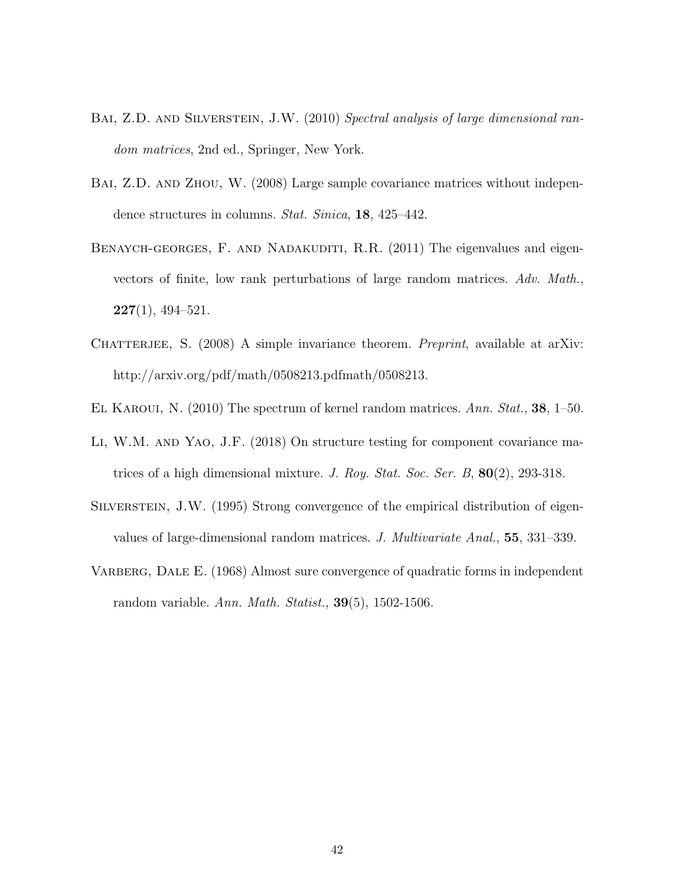Bai, Z.D. and Silverstein, J.W. (2010) *Spectral analysis of large dimensional random matrices*, 2nd ed., Springer, New York.

Bai, Z.D. and Zhou, W. (2008) Large sample covariance matrices without independence structures in columns. *Stat. Sinica*, **18**, 425–442.

Benaych-georges, F. and Nadakuditi, R.R. (2011) The eigenvalues and eigenvectors of finite, low rank perturbations of large random matrices. *Adv. Math.*, **227**(1), 494–521.

Chatterjee, S. (2008) A simple invariance theorem. *Preprint*, available at arXiv: http://arxiv.org/pdf/math/0508213.pdfmath/0508213.

El Karoui, N. (2010) The spectrum of kernel random matrices. *Ann. Stat.*, **38**, 1–50.

Li, W.M. and Yao, J.F. (2018) On structure testing for component covariance matrices of a high dimensional mixture. *J. Roy. Stat. Soc. Ser. B*, **80**(2), 293-318.

Silverstein, J.W. (1995) Strong convergence of the empirical distribution of eigenvalues of large-dimensional random matrices. *J. Multivariate Anal.*, **55**, 331–339.

Varberg, Dale E. (1968) Almost sure convergence of quadratic forms in independent random variable. *Ann. Math. Statist.*, **39**(5), 1502-1506.